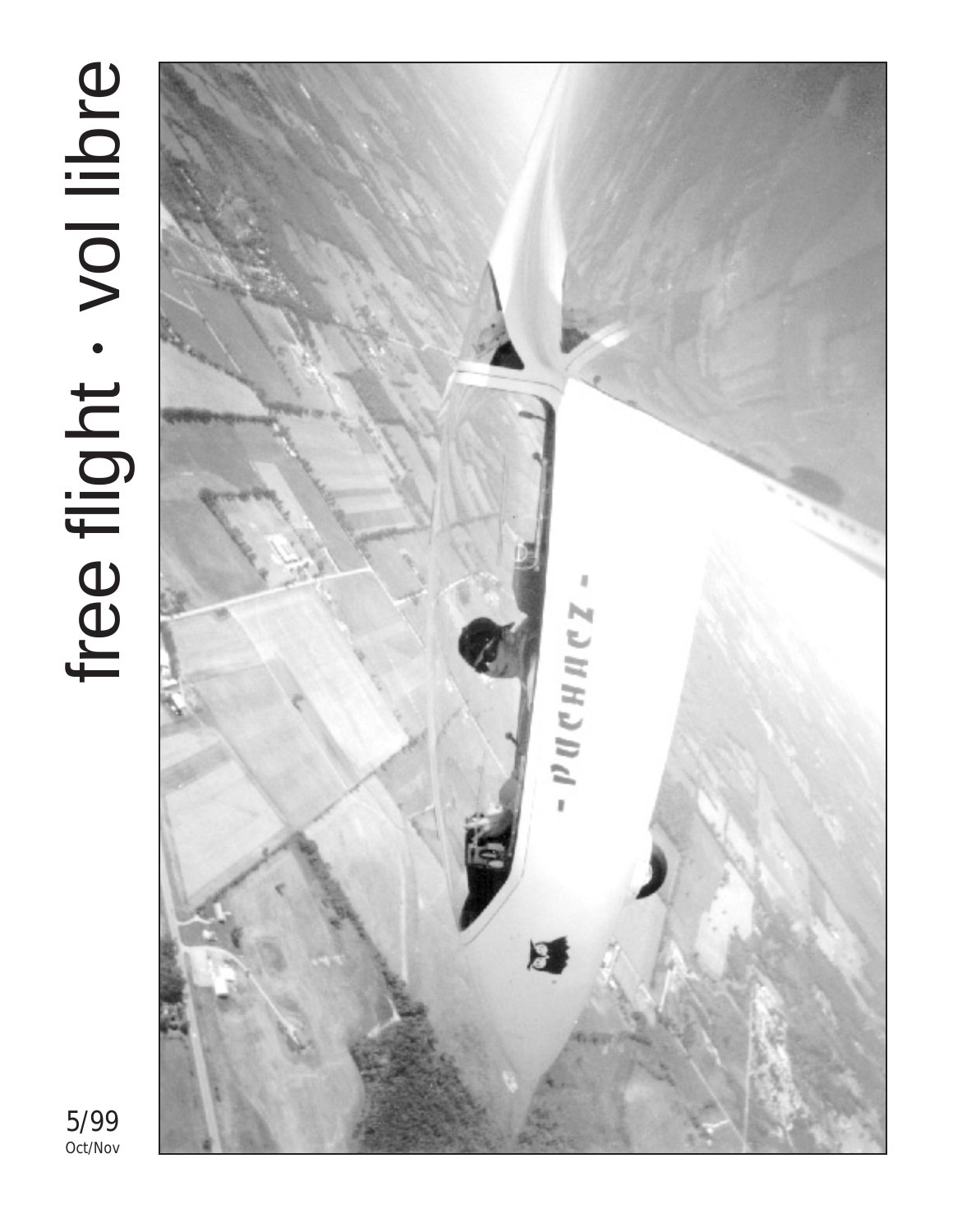# free flight · vol libre

5/99
Oct/Nov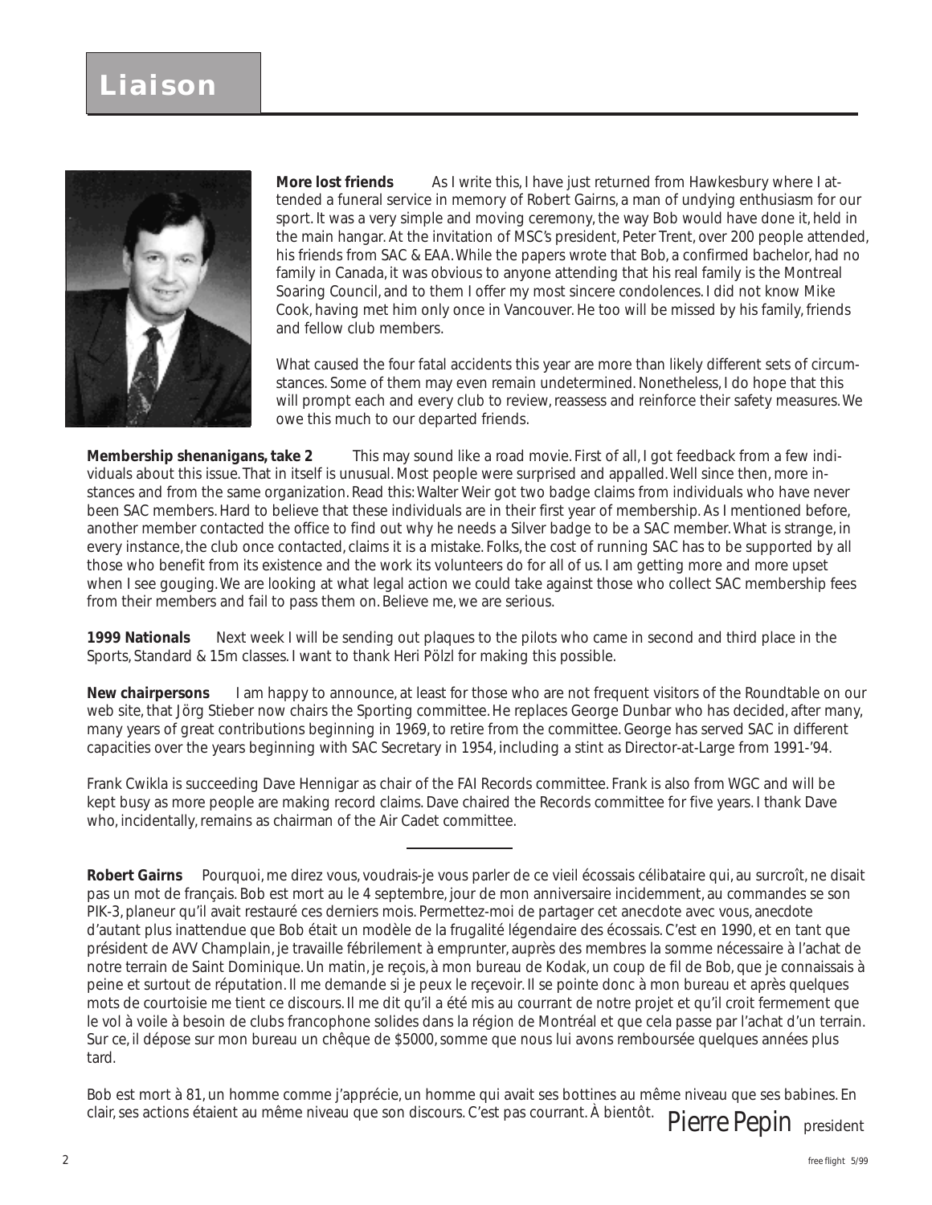# Liaison

**More lost friends** As I write this, I have just returned from Hawkesbury where I attended a funeral service in memory of Robert Gairns, a man of undying enthusiasm for our sport. It was a very simple and moving ceremony, the way Bob would have done it, held in the main hangar. At the invitation of MSC's president, Peter Trent, over 200 people attended, his friends from SAC & EAA. While the papers wrote that Bob, a confirmed bachelor, had no family in Canada, it was obvious to anyone attending that his real family is the Montreal Soaring Council, and to them I offer my most sincere condolences. I did not know Mike Cook, having met him only once in Vancouver. He too will be missed by his family, friends and fellow club members.

What caused the four fatal accidents this year are more than likely different sets of circumstances. Some of them may even remain undetermined. Nonetheless, I do hope that this will prompt each and every club to review, reassess and reinforce their safety measures. We owe this much to our departed friends.

**Membership shenanigans, take 2** This may sound like a road movie. First of all, I got feedback from a few individuals about this issue. That in itself is unusual. Most people were surprised and appalled. Well since then, more instances and from the same organization. Read this: Walter Weir got two badge claims from individuals who have never been SAC members. Hard to believe that these individuals are in their first year of membership. As I mentioned before, another member contacted the office to find out why he needs a Silver badge to be a SAC member. What is strange, in every instance, the club once contacted, claims it is a mistake. Folks, the cost of running SAC has to be supported by all those who benefit from its existence and the work its volunteers do for all of us. I am getting more and more upset when I see gouging. We are looking at what legal action we could take against those who collect SAC membership fees from their members and fail to pass them on. Believe me, we are serious.

**1999 Nationals** Next week I will be sending out plaques to the pilots who came in second and third place in the Sports, Standard & 15m classes. I want to thank Heri Pölzl for making this possible.

**New chairpersons** I am happy to announce, at least for those who are not frequent visitors of the Roundtable on our web site, that Jörg Stieber now chairs the Sporting committee. He replaces George Dunbar who has decided, after many, many years of great contributions beginning in 1969, to retire from the committee. George has served SAC in different capacities over the years beginning with SAC Secretary in 1954, including a stint as Director-at-Large from 1991-'94.

Frank Cwikla is succeeding Dave Hennigar as chair of the FAI Records committee. Frank is also from WGC and will be kept busy as more people are making record claims. Dave chaired the Records committee for five years. I thank Dave who, incidentally, remains as chairman of the Air Cadet committee.

---

**Robert Gairns** Pourquoi, me direz vous, voudrais-je vous parler de ce vieil écossais célibataire qui, au surcroît, ne disait pas un mot de français. Bob est mort au le 4 septembre, jour de mon anniversaire incidemment, au commandes se son PIK-3, planeur qu'il avait restauré ces derniers mois. Permettez-moi de partager cet anecdote avec vous, anecdote d'autant plus inattendue que Bob était un modèle de la frugalité légendaire des écossais. C'est en 1990, et en tant que président de AVV Champlain, je travaille fébrilement à emprunter, auprès des membres la somme nécessaire à l'achat de notre terrain de Saint Dominique. Un matin, je reçois, à mon bureau de Kodak, un coup de fil de Bob, que je connaissais à peine et surtout de réputation. Il me demande si je peux le reçevoir. Il se pointe donc à mon bureau et après quelques mots de courtoisie me tient ce discours. Il me dit qu'il a été mis au courrant de notre projet et qu'il croit fermement que le vol à voile à besoin de clubs francophone solides dans la région de Montréal et que cela passe par l'achat d'un terrain. Sur ce, il dépose sur mon bureau un chêque de $5000, somme que nous lui avons remboursée quelques années plus tard.

Bob est mort à 81, un homme comme j'apprécie, un homme qui avait ses bottines au même niveau que ses babines. En clair, ses actions étaient au même niveau que son discours. C'est pas courrant. À bientôt.

Pierre Pepin president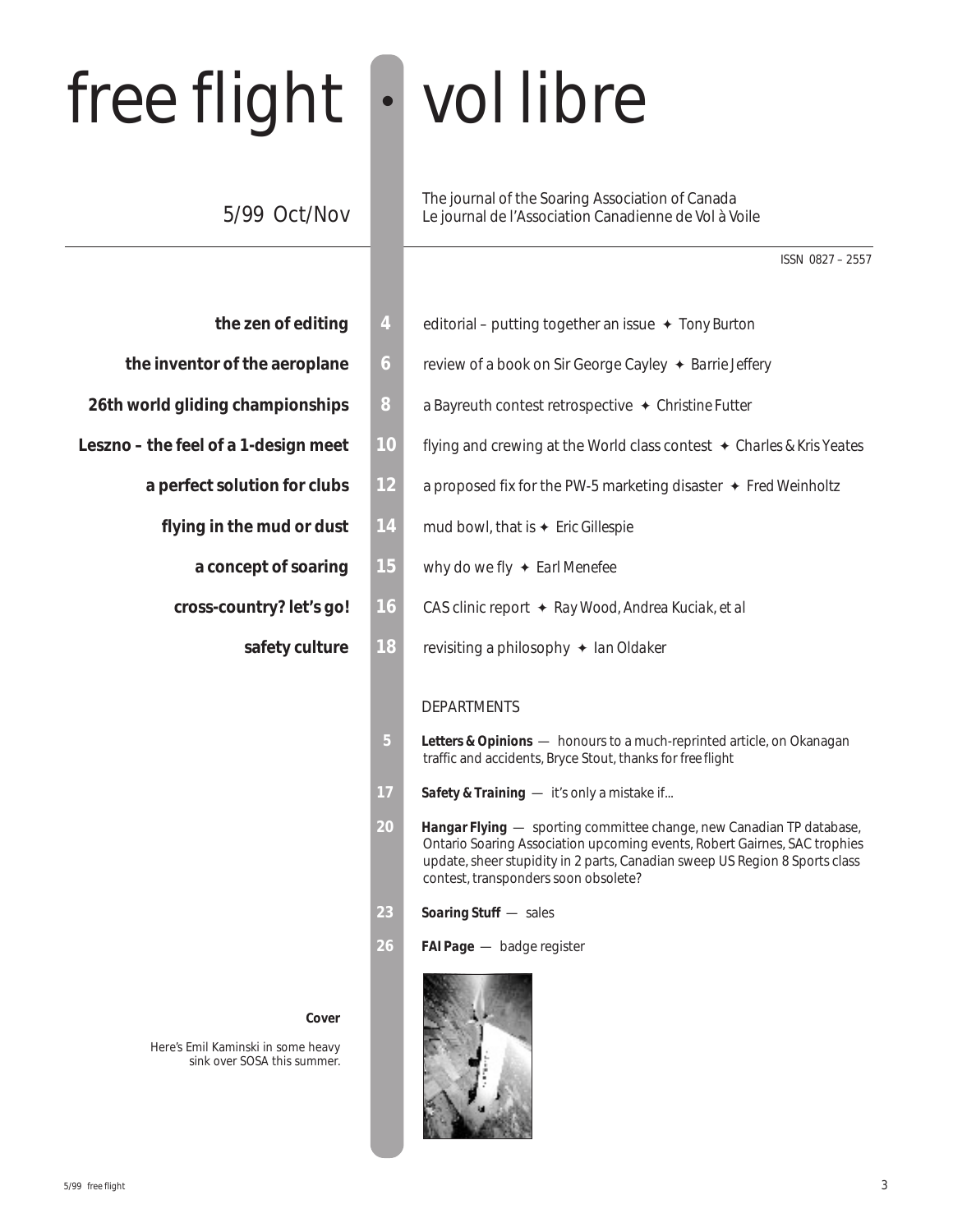# free flight • vol libre

5/99 Oct/Nov

The journal of the Soaring Association of Canada
Le journal de l'Association Canadienne de Vol à Voile

ISSN 0827 – 2557

| | | |
|---|---|---|
| **the zen of editing** | 4 | editorial – putting together an issue ✦ *Tony Burton* |
| **the inventor of the aeroplane** | 6 | review of a book on Sir George Cayley ✦ *Barrie Jeffery* |
| **26th world gliding championships** | 8 | a Bayreuth contest retrospective ✦ *Christine Futter* |
| **Leszno – the feel of a 1-design meet** | 10 | flying and crewing at the World class contest ✦ *Charles & Kris Yeates* |
| **a perfect solution for clubs** | 12 | a proposed fix for the PW-5 marketing disaster ✦ *Fred Weinholtz* |
| **flying in the mud or dust** | 14 | mud bowl, that is ✦ *Eric Gillespie* |
| **a concept of soaring** | 15 | why do we fly ✦ *Earl Menefee* |
| **cross-country? let's go!** | 16 | CAS clinic report ✦ *Ray Wood, Andrea Kuciak, et al* |
| **safety culture** | 18 | revisiting a philosophy ✦ *Ian Oldaker* |

## DEPARTMENTS

**5** ***Letters & Opinions*** — honours to a much-reprinted article, on Okanagan traffic and accidents, Bryce Stout, thanks for *free flight*

**17** ***Safety & Training*** — it's only a mistake if...

**20** ***Hangar Flying*** — sporting committee change, new Canadian TP database, Ontario Soaring Association upcoming events, Robert Gairnes, SAC trophies update, sheer stupidity in 2 parts, Canadian sweep US Region 8 Sports class contest, transponders soon obsolete?

**23** ***Soaring Stuff*** — sales

**26** ***FAI Page*** — badge register

**Cover**

Here's Emil Kaminski in some heavy sink over SOSA this summer.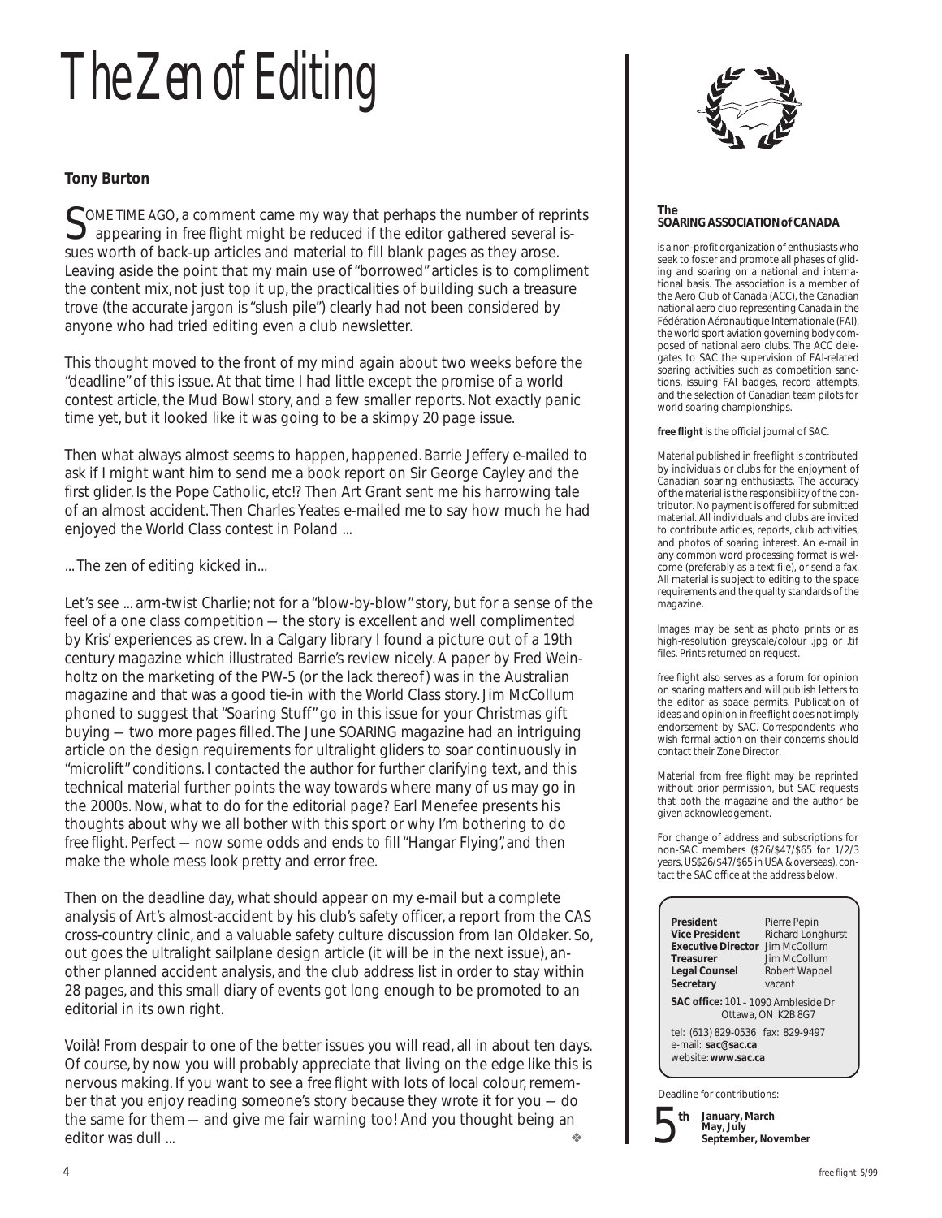# The Zen of Editing

**Tony Burton**

SOME TIME AGO, a comment came my way that perhaps the number of reprints appearing in *free flight* might be reduced if the editor gathered several issues worth of back-up articles and material to fill blank pages as they arose. Leaving aside the point that my main use of "borrowed" articles is to compliment the content mix, not just top it up, the practicalities of building such a treasure trove (the accurate jargon is "slush pile") clearly had not been considered by anyone who had tried editing even a club newsletter.

This thought moved to the front of my mind again about two weeks before the "deadline" of this issue. At that time I had little except the promise of a world contest article, the Mud Bowl story, and a few smaller reports. Not exactly panic time yet, but it looked like it was going to be a skimpy 20 page issue.

Then what always almost seems to happen, happened. Barrie Jeffery e-mailed to ask if I might want him to send me a book report on Sir George Cayley and the first glider. Is the Pope Catholic, etc!? Then Art Grant sent me his harrowing tale of an almost accident. Then Charles Yeates e-mailed me to say how much he had enjoyed the World Class contest in Poland ...

... The zen of editing kicked in...

Let's see ... arm-twist Charlie; not for a "blow-by-blow" story, but for a sense of the feel of a one class competition — the story is excellent and well complimented by Kris' experiences as crew. In a Calgary library I found a picture out of a 19th century magazine which illustrated Barrie's review nicely. A paper by Fred Weinholtz on the marketing of the PW-5 (or the lack thereof) was in the Australian magazine and that was a good tie-in with the World Class story. Jim McCollum phoned to suggest that "Soaring Stuff" go in this issue for your Christmas gift buying — two more pages filled. The June SOARING magazine had an intriguing article on the design requirements for ultralight gliders to soar continuously in "microlift" conditions. I contacted the author for further clarifying text, and this technical material further points the way towards where many of us may go in the 2000s. Now, what to do for the editorial page? Earl Menefee presents his thoughts about why we all bother with this sport or why I'm bothering to do *free flight*. Perfect — now some odds and ends to fill "Hangar Flying", and then make the whole mess look pretty and error free.

Then on the deadline day, what should appear on my e-mail but a complete analysis of Art's almost-accident by his club's safety officer, a report from the CAS cross-country clinic, and a valuable safety culture discussion from Ian Oldaker. So, out goes the ultralight sailplane design article (it will be in the next issue), another planned accident analysis, and the club address list in order to stay within 28 pages, and this small diary of events got long enough to be promoted to an editorial in its own right.

Voilà! From despair to one of the better issues you will read, all in about ten days. Of course, by now you will probably appreciate that living on the edge like this is nervous making. If you want to see a *free flight* with lots of local colour, remember that you enjoy reading someone's story because they wrote it for you — do the same for them — and give me fair warning too! And you thought being an editor was dull ... ❖

---

**The SOARING ASSOCIATION of CANADA**

is a non-profit organization of enthusiasts who seek to foster and promote all phases of gliding and soaring on a national and international basis. The association is a member of the Aero Club of Canada (ACC), the Canadian national aero club representing Canada in the Fédération Aéronautique Internationale (FAI), the world sport aviation governing body composed of national aero clubs. The ACC delegates to SAC the supervision of FAI-related soaring activities such as competition sanctions, issuing FAI badges, record attempts, and the selection of Canadian team pilots for world soaring championships.

**free flight** is the official journal of SAC.

Material published in *free flight* is contributed by individuals or clubs for the enjoyment of Canadian soaring enthusiasts. The accuracy of the material is the responsibility of the contributor. No payment is offered for submitted material. All individuals and clubs are invited to contribute articles, reports, club activities, and photos of soaring interest. An e-mail in any common word processing format is welcome (preferably as a text file), or send a fax. All material is subject to editing to the space requirements and the quality standards of the magazine.

Images may be sent as photo prints or as high-resolution greyscale/colour .jpg or .tif files. Prints returned on request.

*free flight* also serves as a forum for opinion on soaring matters and will publish letters to the editor as space permits. Publication of ideas and opinion in *free flight* does not imply endorsement by SAC. Correspondents who wish formal action on their concerns should contact their Zone Director.

Material from *free flight* may be reprinted without prior permission, but SAC requests that both the magazine and the author be given acknowledgement.

For change of address and subscriptions for non-SAC members ($26/$47/$65 for 1/2/3 years, US$26/$47/$65 in USA & overseas), contact the SAC office at the address below.

| | |
|---|---|
| **President** | Pierre Pepin |
| **Vice President** | Richard Longhurst |
| **Executive Director** | Jim McCollum |
| **Treasurer** | Jim McCollum |
| **Legal Counsel** | Robert Wappel |
| **Secretary** | vacant |

**SAC office:** 101 – 1090 Ambleside Dr
Ottawa, ON K2B 8G7

tel: (613) 829-0536 fax: 829-9497
e-mail: **sac@sac.ca**
website: **www.sac.ca**

Deadline for contributions:

**5th** **January, March**
**May, July**
**September, November**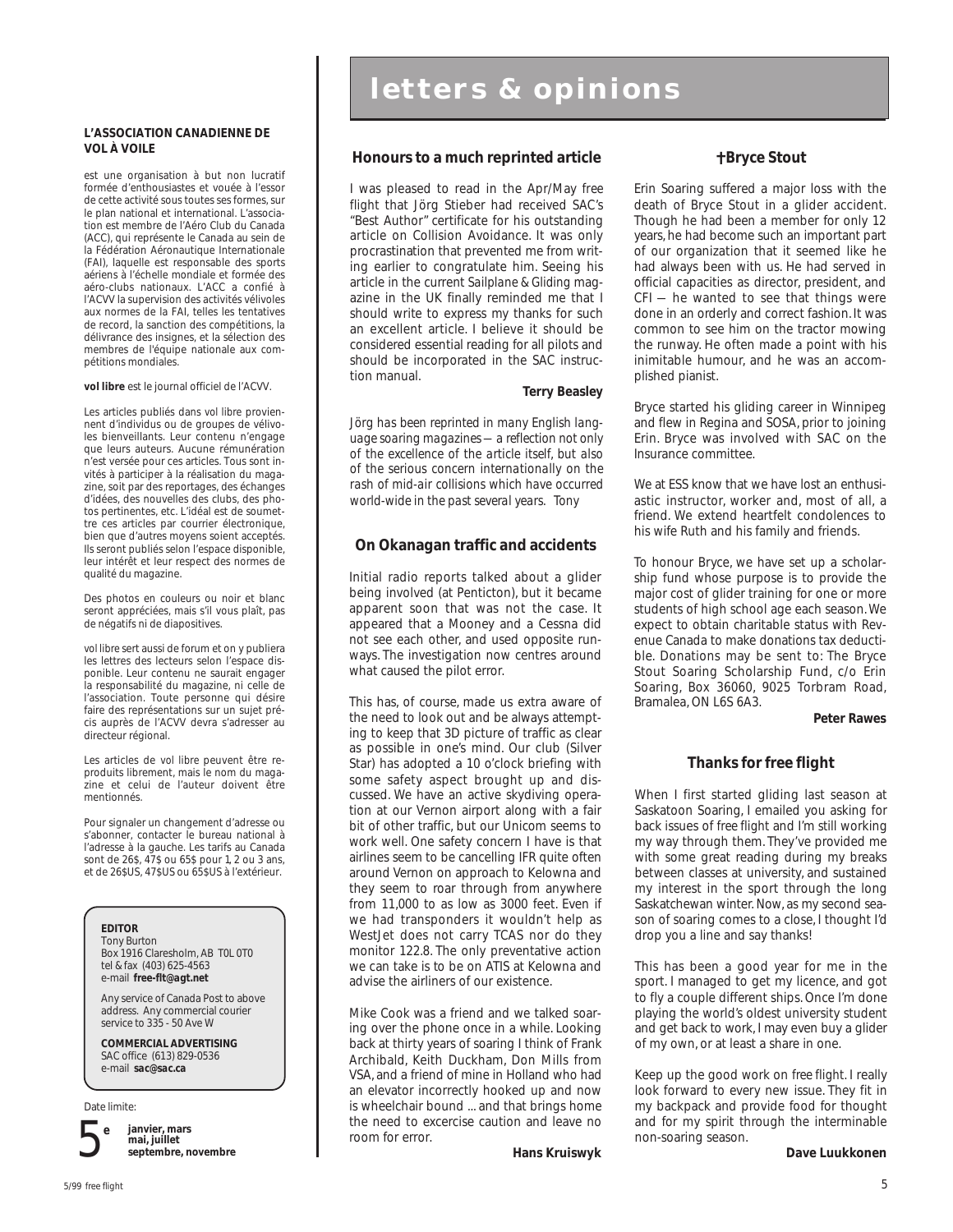**L'ASSOCIATION CANADIENNE DE VOL À VOILE**

est une organisation à but non lucratif formée d'enthousiastes et vouée à l'essor de cette activité sous toutes ses formes, sur le plan national et international. L'association est membre de l'Aéro Club du Canada (ACC), qui représente le Canada au sein de la Fédération Aéronautique Internationale (FAI), laquelle est responsable des sports aériens à l'échelle mondiale et formée des aéro-clubs nationaux. L'ACC a confié à l'ACVV la supervision des activités vélivoles aux normes de la FAI, telles les tentatives de record, la sanction des compétitions, la délivrance des insignes, et la sélection des membres de l'équipe nationale aux compétitions mondiales.

**vol libre** est le journal officiel de l'ACVV.

Les articles publiés dans vol libre proviennent d'individus ou de groupes de vélivoles bienveillants. Leur contenu n'engage que leurs auteurs. Aucune rémunération n'est versée pour ces articles. Tous sont invités à participer à la réalisation du magazine, soit par des reportages, des échanges d'idées, des nouvelles des clubs, des photos pertinentes, etc. L'idéal est de soumettre ces articles par courrier électronique, bien que d'autres moyens soient acceptés. Ils seront publiés selon l'espace disponible, leur intérêt et leur respect des normes de qualité du magazine.

Des photos en couleurs ou noir et blanc seront appréciées, mais s'il vous plaît, pas de négatifs ni de diapositives.

vol libre sert aussi de forum et on y publiera les lettres des lecteurs selon l'espace disponible. Leur contenu ne saurait engager la responsabilité du magazine, ni celle de l'association. Toute personne qui désire faire des représentations sur un sujet précis auprès de l'ACVV devra s'adresser au directeur régional.

Les articles de vol libre peuvent être reproduits librement, mais le nom du magazine et celui de l'auteur doivent être mentionnés.

Pour signaler un changement d'adresse ou s'abonner, contacter le bureau national à l'adresse à la gauche. Les tarifs au Canada sont de 26$, 47$ ou 65$ pour 1, 2 ou 3 ans, et de 26$US, 47$US ou 65$US à l'extérieur.

**EDITOR**
Tony Burton
Box 1916 Claresholm, AB T0L 0T0
tel & fax (403) 625-4563
e-mail **free-flt@agt.net**

Any service of Canada Post to above address. Any commercial courier service to 335 - 50 Ave W

**COMMERCIAL ADVERTISING**
SAC office (613) 829-0536
e-mail **sac@sac.ca**

Date limite:

5e — **janvier, mars, mai, juillet, septembre, novembre**

# letters & opinions

### Honours to a much reprinted article

I was pleased to read in the Apr/May free flight that Jörg Stieber had received SAC's "Best Author" certificate for his outstanding article on Collision Avoidance. It was only procrastination that prevented me from writing earlier to congratulate him. Seeing his article in the current *Sailplane & Gliding* magazine in the UK finally reminded me that I should write to express my thanks for such an excellent article. I believe it should be considered essential reading for all pilots and should be incorporated in the SAC instruction manual.

**Terry Beasley**

*Jörg has been reprinted in many English language soaring magazines — a reflection not only of the excellence of the article itself, but also of the serious concern internationally on the rash of mid-air collisions which have occurred world-wide in the past several years. Tony*

### On Okanagan traffic and accidents

Initial radio reports talked about a glider being involved (at Penticton), but it became apparent soon that was not the case. It appeared that a Mooney and a Cessna did not see each other, and used opposite runways. The investigation now centres around what caused the pilot error.

This has, of course, made us extra aware of the need to look out and be always attempting to keep that 3D picture of traffic as clear as possible in one's mind. Our club (Silver Star) has adopted a 10 o'clock briefing with some safety aspect brought up and discussed. We have an active skydiving operation at our Vernon airport along with a fair bit of other traffic, but our Unicom seems to work well. One safety concern I have is that airlines seem to be cancelling IFR quite often around Vernon on approach to Kelowna and they seem to roar through from anywhere from 11,000 to as low as 3000 feet. Even if we had transponders it wouldn't help as WestJet does not carry TCAS nor do they monitor 122.8. The only preventative action we can take is to be on ATIS at Kelowna and advise the airliners of our existence.

Mike Cook was a friend and we talked soaring over the phone once in a while. Looking back at thirty years of soaring I think of Frank Archibald, Keith Duckham, Don Mills from VSA, and a friend of mine in Holland who had an elevator incorrectly hooked up and now is wheelchair bound ... and that brings home the need to excercise caution and leave no room for error.

**Hans Kruiswyk**

### †Bryce Stout

Erin Soaring suffered a major loss with the death of Bryce Stout in a glider accident. Though he had been a member for only 12 years, he had become such an important part of our organization that it seemed like he had always been with us. He had served in official capacities as director, president, and CFI — he wanted to see that things were done in an orderly and correct fashion. It was common to see him on the tractor mowing the runway. He often made a point with his inimitable humour, and he was an accomplished pianist.

Bryce started his gliding career in Winnipeg and flew in Regina and SOSA, prior to joining Erin. Bryce was involved with SAC on the Insurance committee.

We at ESS know that we have lost an enthusiastic instructor, worker and, most of all, a friend. We extend heartfelt condolences to his wife Ruth and his family and friends.

To honour Bryce, we have set up a scholarship fund whose purpose is to provide the major cost of glider training for one or more students of high school age each season. We expect to obtain charitable status with Revenue Canada to make donations tax deductible. Donations may be sent to: The Bryce Stout Soaring Scholarship Fund, c/o Erin Soaring, Box 36060, 9025 Torbram Road, Bramalea, ON L6S 6A3.

**Peter Rawes**

### Thanks for free flight

When I first started gliding last season at Saskatoon Soaring, I emailed you asking for back issues of free flight and I'm still working my way through them. They've provided me with some great reading during my breaks between classes at university, and sustained my interest in the sport through the long Saskatchewan winter. Now, as my second season of soaring comes to a close, I thought I'd drop you a line and say thanks!

This has been a good year for me in the sport. I managed to get my licence, and got to fly a couple different ships. Once I'm done playing the world's oldest university student and get back to work, I may even buy a glider of my own, or at least a share in one.

Keep up the good work on free flight. I really look forward to every new issue. They fit in my backpack and provide food for thought and for my spirit through the interminable non-soaring season.

**Dave Luukkonen**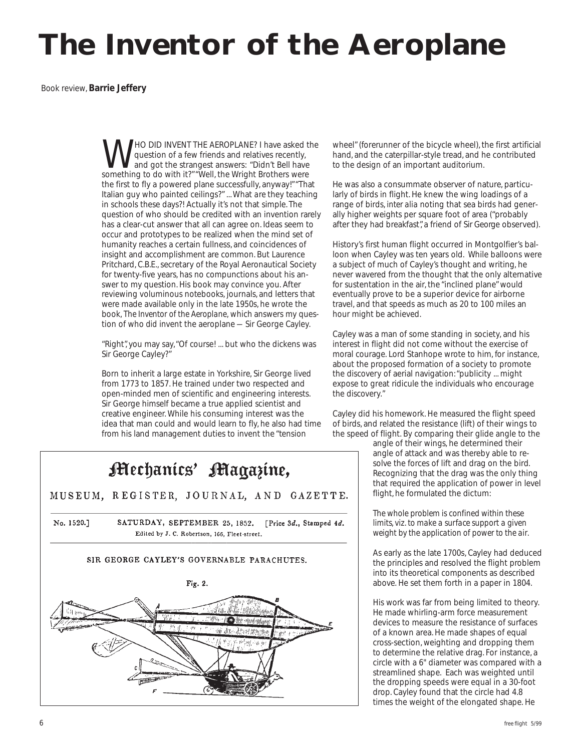# The Inventor of the Aeroplane

Book review, **Barrie Jeffery**

WHO DID INVENT THE AEROPLANE? I have asked the question of a few friends and relatives recently, and got the strangest answers: "Didn't Bell have something to do with it?" "Well, the Wright Brothers were the first to fly a powered plane successfully, anyway!" "That Italian guy who painted ceilings?" ... What *are* they teaching in schools these days?! Actually it's not that simple. The question of who should be credited with an invention rarely has a clear-cut answer that all can agree on. Ideas seem to occur and prototypes to be realized when the mind set of humanity reaches a certain fullness, and coincidences of insight and accomplishment are common. But Laurence Pritchard, C.B.E., secretary of the Royal Aeronautical Society for twenty-five years, has no compunctions about his answer to my question. His book may convince you. After reviewing voluminous notebooks, journals, and letters that were made available only in the late 1950s, he wrote the book, *The Inventor of the Aeroplane*, which answers my question of who did invent the aeroplane — Sir George Cayley.

"Right", you may say, "Of course! ... but who the dickens was Sir George Cayley?"

Born to inherit a large estate in Yorkshire, Sir George lived from 1773 to 1857. He trained under two respected and open-minded men of scientific and engineering interests. Sir George himself became a true applied scientist and creative engineer. While his consuming interest was the idea that man could and would learn to fly, he also had time from his land management duties to invent the "tension wheel" (forerunner of the bicycle wheel), the first artificial hand, and the caterpillar-style tread, and he contributed to the design of an important auditorium.

He was also a consummate observer of nature, particularly of birds in flight. He knew the wing loadings of a range of birds, *inter alia* noting that sea birds had generally higher weights per square foot of area ("probably after they had breakfast", a friend of Sir George observed).

History's first human flight occurred in Montgolfier's balloon when Cayley was ten years old. While balloons were a subject of much of Cayley's thought and writing, he never wavered from the thought that the only alternative for sustentation in the air, the "inclined plane" would eventually prove to be a superior device for airborne travel, and that speeds as much as 20 to 100 miles an hour might be achieved.

Cayley was a man of some standing in society, and his interest in flight did not come without the exercise of moral courage. Lord Stanhope wrote to him, for instance, about the proposed formation of a society to promote the discovery of aerial navigation: "publicity ... might expose to great ridicule the individuals who encourage the discovery."

Cayley did his homework. He measured the flight speed of birds, and related the resistance (lift) of their wings to the speed of flight. By comparing their glide angle to the angle of their wings, he determined their angle of attack and was thereby able to resolve the forces of lift and drag on the bird. Recognizing that the drag was the only thing that required the application of power in level flight, he formulated the dictum:

*The whole problem is confined within these limits, viz. to make a surface support a given weight by the application of power to the air.*

As early as the late 1700s, Cayley had deduced the principles and resolved the flight problem into its theoretical components as described above. He set them forth in a paper in 1804.

His work was far from being limited to theory. He made whirling-arm force measurement devices to measure the resistance of surfaces of a known area. He made shapes of equal cross-section, weighting and dropping them to determine the relative drag. For instance, a circle with a 6" diameter was compared with a streamlined shape. Each was weighted until the dropping speeds were equal in a 30-foot drop. Cayley found that the circle had 4.8 times the weight of the elongated shape. He

Mechanics' Magazine,

MUSEUM, REGISTER, JOURNAL, AND GAZETTE.

No. 1520.] SATURDAY, SEPTEMBER 25, 1852. [Price 3*d*., Stamped 4*d*.

Edited by J. C. Robertson, 166, Fleet-street.

SIR GEORGE CAYLEY'S GOVERNABLE PARACHUTES.

Fig. 2.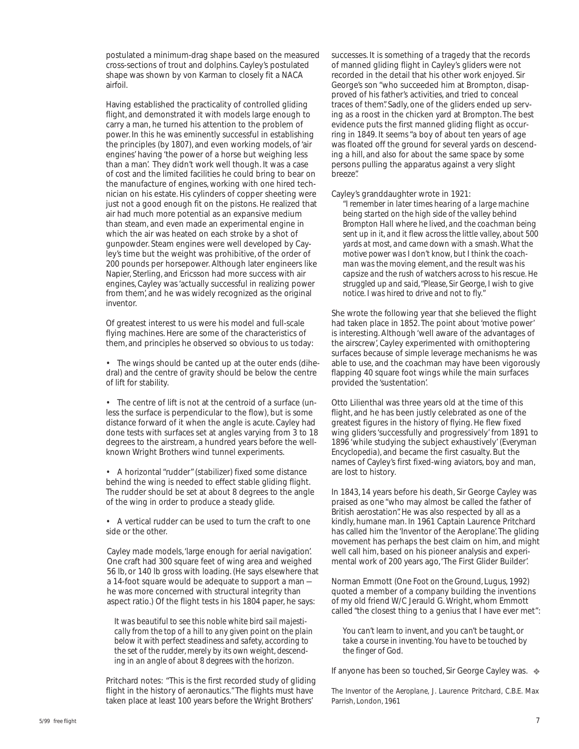postulated a minimum-drag shape based on the measured cross-sections of trout and dolphins. Cayley's postulated shape was shown by von Karman to closely fit a NACA airfoil.

Having established the practicality of controlled gliding flight, and demonstrated it with models large enough to carry a man, he turned his attention to the problem of power. In this he was eminently successful in establishing the principles (by 1807), and even working models, of 'air engines' having 'the power of a horse but weighing less than a man'. They didn't work well though. It was a case of cost and the limited facilities he could bring to bear on the manufacture of engines, working with one hired technician on his estate. His cylinders of copper sheeting were just not a good enough fit on the pistons. He realized that air had much more potential as an expansive medium than steam, and even made an experimental engine in which the air was heated on each stroke by a shot of gunpowder. Steam engines were well developed by Cayley's time but the weight was prohibitive, of the order of 200 pounds per horsepower. Although later engineers like Napier, Sterling, and Ericsson had more success with air engines, Cayley was 'actually successful in realizing power from them', and he was widely recognized as the original inventor.

Of greatest interest to us were his model and full-scale flying machines. Here are some of the characteristics of them, and principles he observed so obvious to us today:

- The wings should be canted up at the outer ends (dihedral) and the centre of gravity should be below the centre of lift for stability.

- The centre of lift is not at the centroid of a surface (unless the surface is perpendicular to the flow), but is some distance forward of it when the angle is acute. Cayley had done tests with surfaces set at angles varying from 3 to 18 degrees to the airstream, a hundred years before the well-known Wright Brothers wind tunnel experiments.

- A horizontal "rudder" (stabilizer) fixed some distance behind the wing is needed to effect stable gliding flight. The rudder should be set at about 8 degrees to the angle of the wing in order to produce a steady glide.

- A vertical rudder can be used to turn the craft to one side or the other.

Cayley made models, 'large enough for aerial navigation'. One craft had 300 square feet of wing area and weighed 56 lb, or 140 lb gross with loading. (He says elsewhere that a 14-foot square would be adequate to support a man — he was more concerned with structural integrity than aspect ratio.) Of the flight tests in his 1804 paper, he says:

> *It was beautiful to see this noble white bird sail majestically from the top of a hill to any given point on the plain below it with perfect steadiness and safety, according to the set of the rudder, merely by its own weight, descending in an angle of about 8 degrees with the horizon.*

Pritchard notes: "This is the first recorded study of gliding flight in the history of aeronautics." The flights must have taken place at least 100 years before the Wright Brothers' successes. It is something of a tragedy that the records of manned gliding flight in Cayley's gliders were not recorded in the detail that his other work enjoyed. Sir George's son "who succeeded him at Brompton, disapproved of his father's activities, and tried to conceal traces of them". Sadly, one of the gliders ended up serving as a roost in the chicken yard at Brompton. The best evidence puts the first manned gliding flight as occurring in 1849. It seems "a boy of about ten years of age was floated off the ground for several yards on descending a hill, and also for about the same space by some persons pulling the apparatus against a very slight breeze".

Cayley's granddaughter wrote in 1921:

> *"I remember in later times hearing of a large machine being started on the high side of the valley behind Brompton Hall where he lived, and the coachman being sent up in it, and it flew across the little valley, about 500 yards at most, and came down with a smash. What the motive power was I don't know, but I think the coachman was the moving element, and the result was his capsize and the rush of watchers across to his rescue. He struggled up and said, "Please, Sir George, I wish to give notice. I was hired to drive and not to fly."*

She wrote the following year that she believed the flight had taken place in 1852. The point about 'motive power' is interesting. Although 'well aware of the advantages of the airscrew', Cayley experimented with ornithoptering surfaces because of simple leverage mechanisms he was able to use, and the coachman may have been vigorously flapping 40 square foot wings while the main surfaces provided the 'sustentation'.

Otto Lilienthal was three years old at the time of this flight, and he has been justly celebrated as one of the greatest figures in the history of flying. He flew fixed wing gliders 'successfully and progressively' from 1891 to 1896 'while studying the subject exhaustively' (*Everyman Encyclopedia*), and became the first casualty. But the names of Cayley's first fixed-wing aviators, boy and man, are lost to history.

In 1843, 14 years before his death, Sir George Cayley was praised as one "who may almost be called the father of British aerostation". He was also respected by all as a kindly, humane man. In 1961 Captain Laurence Pritchard has called him the 'Inventor of the Aeroplane'. The gliding movement has perhaps the best claim on him, and might well call him, based on his pioneer analysis and experimental work of 200 years ago, 'The First Glider Builder'.

Norman Emmott (*One Foot on the Ground*, Lugus, 1992) quoted a member of a company building the inventions of my old friend W/C Jerauld G. Wright, whom Emmott called "the closest thing to a genius that I have ever met":

> *You can't learn to invent, and you can't be taught, or take a course in inventing. You have to be touched by the finger of God.*

If anyone has been so touched, Sir George Cayley was. ❖

*The Inventor of the Aeroplane*, J. Laurence Pritchard, C.B.E. Max Parrish, London, 1961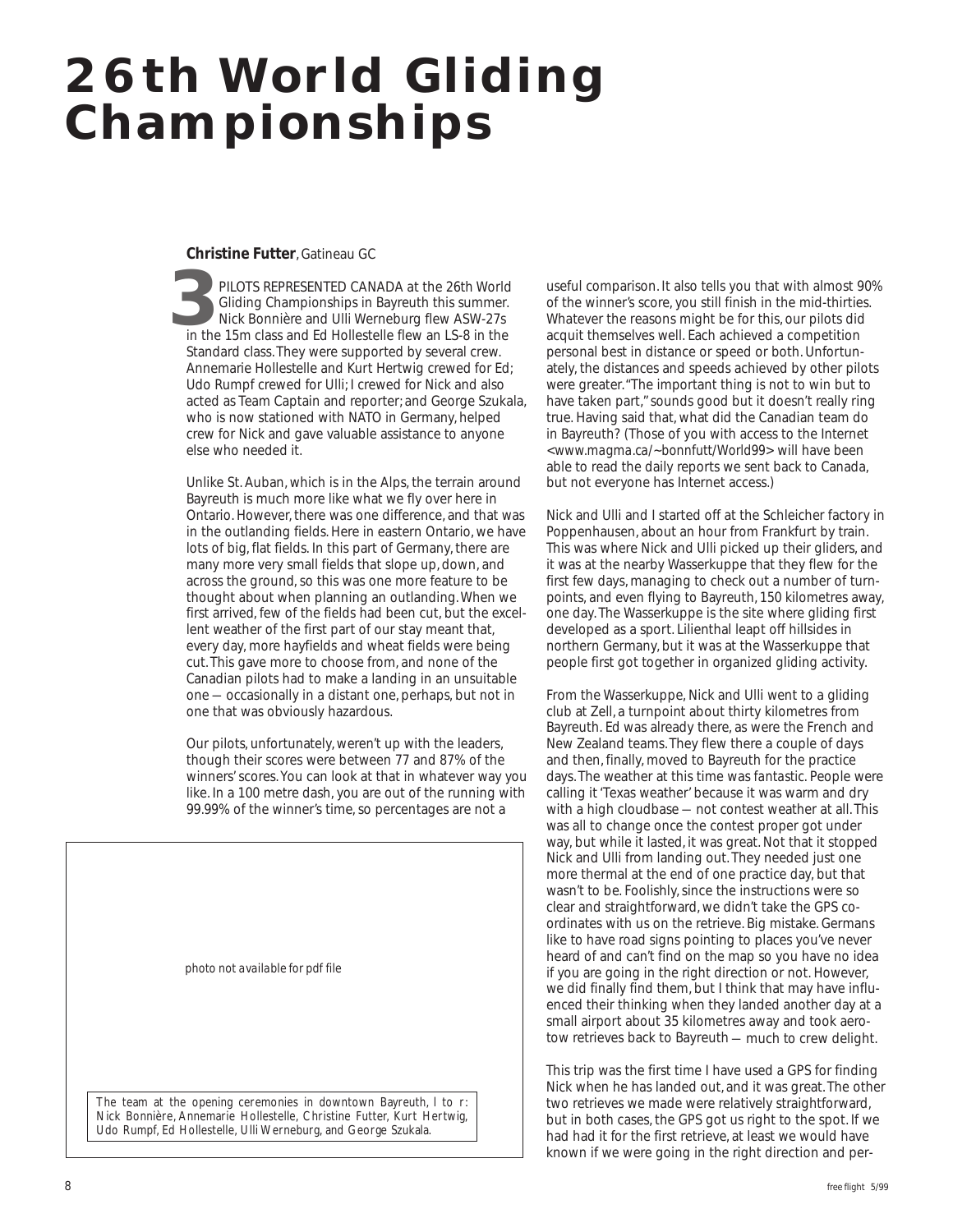# 26th World Gliding Championships

**Christine Futter**, Gatineau GC

3 PILOTS REPRESENTED CANADA at the 26th World Gliding Championships in Bayreuth this summer. Nick Bonnière and Ulli Werneburg flew ASW-27s in the 15m class and Ed Hollestelle flew an LS-8 in the Standard class. They were supported by several crew. Annemarie Hollestelle and Kurt Hertwig crewed for Ed; Udo Rumpf crewed for Ulli; I crewed for Nick and also acted as Team Captain and reporter; and George Szukala, who is now stationed with NATO in Germany, helped crew for Nick and gave valuable assistance to anyone else who needed it.

Unlike St. Auban, which is in the Alps, the terrain around Bayreuth is much more like what we fly over here in Ontario. However, there was one difference, and that was in the outlanding fields. Here in eastern Ontario, we have lots of big, flat fields. In this part of Germany, there are many more very small fields that slope up, down, and across the ground, so this was one more feature to be thought about when planning an outlanding. When we first arrived, few of the fields had been cut, but the excellent weather of the first part of our stay meant that, every day, more hayfields and wheat fields were being cut. This gave more to choose from, and none of the Canadian pilots had to make a landing in an unsuitable one — occasionally in a distant one, perhaps, but not in one that was obviously hazardous.

Our pilots, unfortunately, weren't up with the leaders, though their scores were between 77 and 87% of the winners' scores. You can look at that in whatever way you like. In a 100 metre dash, you are out of the running with 99.99% of the winner's time, so percentages are not a useful comparison. It also tells you that with almost 90% of the winner's score, you still finish in the mid-thirties. Whatever the reasons might be for this, our pilots did acquit themselves well. Each achieved a competition personal best in distance or speed or both. Unfortunately, the distances and speeds achieved by other pilots were greater. "The important thing is not to win but to have taken part," sounds good but it doesn't really ring true. Having said that, what did the Canadian team do in Bayreuth? (Those of you with access to the Internet <www.magma.ca/~bonnfutt/World99> will have been able to read the daily reports we sent back to Canada, but not everyone has Internet access.)

*photo not available for pdf file*

The team at the opening ceremonies in downtown Bayreuth, l to r: Nick Bonnière, Annemarie Hollestelle, Christine Futter, Kurt Hertwig, Udo Rumpf, Ed Hollestelle, Ulli Werneburg, and George Szukala.

Nick and Ulli and I started off at the Schleicher factory in Poppenhausen, about an hour from Frankfurt by train. This was where Nick and Ulli picked up their gliders, and it was at the nearby Wasserkuppe that they flew for the first few days, managing to check out a number of turnpoints, and even flying to Bayreuth, 150 kilometres away, one day. The Wasserkuppe is the site where gliding first developed as a sport. Lilienthal leapt off hillsides in northern Germany, but it was at the Wasserkuppe that people first got together in organized gliding activity.

From the Wasserkuppe, Nick and Ulli went to a gliding club at Zell, a turnpoint about thirty kilometres from Bayreuth. Ed was already there, as were the French and New Zealand teams. They flew there a couple of days and then, finally, moved to Bayreuth for the practice days. The weather at this time was fantastic. People were calling it 'Texas weather' because it was warm and dry with a high cloudbase — not contest weather at all. This was all to change once the contest proper got under way, but while it lasted, it was great. Not that it stopped Nick and Ulli from landing out. They needed just one more thermal at the end of one practice day, but that wasn't to be. Foolishly, since the instructions were so clear and straightforward, we didn't take the GPS coordinates with us on the retrieve. Big mistake. Germans like to have road signs pointing to places you've never heard of and can't find on the map so you have no idea if you are going in the right direction or not. However, we did finally find them, but I think that may have influenced their thinking when they landed out another day at a small airport about 35 kilometres away and took aerotow retrieves back to Bayreuth — much to crew delight.

This trip was the first time I have used a GPS for finding Nick when he has landed out, and it was great. The other two retrieves we made were relatively straightforward, but in both cases, the GPS got us right to the spot. If we had had it for the first retrieve, at least we would have known if we were going in the right direction and per-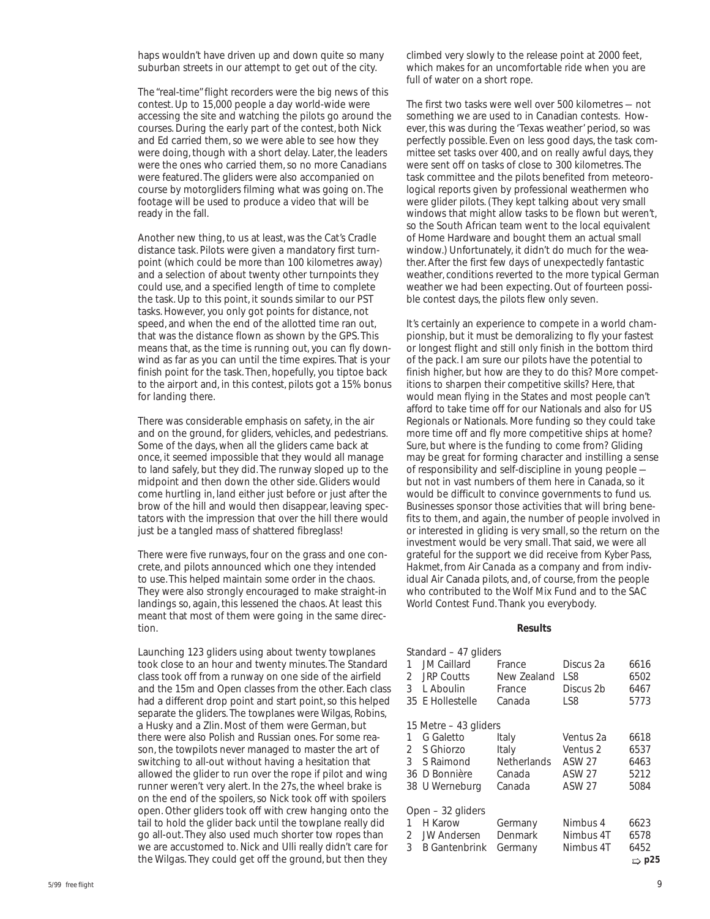haps wouldn't have driven up and down quite so many suburban streets in our attempt to get out of the city.

The "real-time" flight recorders were the big news of this contest. Up to 15,000 people a day world-wide were accessing the site and watching the pilots go around the courses. During the early part of the contest, both Nick and Ed carried them, so we were able to see how they were doing, though with a short delay. Later, the leaders were the ones who carried them, so no more Canadians were featured. The gliders were also accompanied on course by motorgliders filming what was going on. The footage will be used to produce a video that will be ready in the fall.

Another new thing, to us at least, was the Cat's Cradle distance task. Pilots were given a mandatory first turnpoint (which could be more than 100 kilometres away) and a selection of about twenty other turnpoints they could use, and a specified length of time to complete the task. Up to this point, it sounds similar to our PST tasks. However, you only got points for distance, not speed, and when the end of the allotted time ran out, that was the distance flown as shown by the GPS. This means that, as the time is running out, you can fly downwind as far as you can until the time expires. That is your finish point for the task. Then, hopefully, you tiptoe back to the airport and, in this contest, pilots got a 15% bonus for landing there.

There was considerable emphasis on safety, in the air and on the ground, for gliders, vehicles, and pedestrians. Some of the days, when all the gliders came back at once, it seemed impossible that they would all manage to land safely, but they did. The runway sloped up to the midpoint and then down the other side. Gliders would come hurtling in, land either just before or just after the brow of the hill and would then disappear, leaving spectators with the impression that over the hill there would just be a tangled mass of shattered fibreglass!

There were five runways, four on the grass and one concrete, and pilots announced which one they intended to use. This helped maintain some order in the chaos. They were also strongly encouraged to make straight-in landings so, again, this lessened the chaos. At least this meant that most of them were going in the same direction.

Launching 123 gliders using about twenty towplanes took close to an hour and twenty minutes. The Standard class took off from a runway on one side of the airfield and the 15m and Open classes from the other. Each class had a different drop point and start point, so this helped separate the gliders. The towplanes were Wilgas, Robins, a Husky and a Zlin. Most of them were German, but there were also Polish and Russian ones. For some reason, the towpilots never managed to master the art of switching to all-out without having a hesitation that allowed the glider to run over the rope if pilot and wing runner weren't very alert. In the 27s, the wheel brake is on the end of the spoilers, so Nick took off with spoilers open. Other gliders took off with crew hanging onto the tail to hold the glider back until the towplane really did go all-out. They also used much shorter tow ropes than we are accustomed to. Nick and Ulli really didn't care for the Wilgas. They could get off the ground, but then they climbed very slowly to the release point at 2000 feet, which makes for an uncomfortable ride when you are full of water on a short rope.

The first two tasks were well over 500 kilometres — not something we are used to in Canadian contests. However, this was during the 'Texas weather' period, so was perfectly possible. Even on less good days, the task committee set tasks over 400, and on really awful days, they were sent off on tasks of close to 300 kilometres. The task committee and the pilots benefited from meteorological reports given by professional weathermen who were glider pilots. (They kept talking about very small windows that might allow tasks to be flown but weren't, so the South African team went to the local equivalent of Home Hardware and bought them an actual small window.) Unfortunately, it didn't do much for the weather. After the first few days of unexpectedly fantastic weather, conditions reverted to the more typical German weather we had been expecting. Out of fourteen possible contest days, the pilots flew only seven.

It's certainly an experience to compete in a world championship, but it must be demoralizing to fly your fastest or longest flight and still only finish in the bottom third of the pack. I am sure our pilots have the potential to finish higher, but how are they to do this? More competitions to sharpen their competitive skills? Here, that would mean flying in the States and most people can't afford to take time off for our Nationals and also for US Regionals or Nationals. More funding so they could take more time off and fly more competitive ships at home? Sure, but where is the funding to come from? Gliding may be great for forming character and instilling a sense of responsibility and self-discipline in young people — but not in vast numbers of them here in Canada, so it would be difficult to convince governments to fund us. Businesses sponsor those activities that will bring benefits to them, and again, the number of people involved in or interested in gliding is very small, so the return on the investment would be very small. That said, we were all grateful for the support we did receive from *Kyber Pass*, *Hakmet*, from *Air Canada* as a company and from individual Air Canada pilots, and, of course, from the people who contributed to the Wolf Mix Fund and to the SAC World Contest Fund. Thank you everybody.

**Results**

| | | | | |
|---|---|---|---|---|
| Standard – 47 gliders | | | | |
| 1 | JM Caillard | France | Discus 2a | 6616 |
| 2 | JRP Coutts | New Zealand | LS8 | 6502 |
| 3 | L Aboulin | France | Discus 2b | 6467 |
| 35 | E Hollestelle | Canada | LS8 | 5773 |
| 15 Metre – 43 gliders | | | | |
| 1 | G Galetto | Italy | Ventus 2a | 6618 |
| 2 | S Ghiorzo | Italy | Ventus 2 | 6537 |
| 3 | S Raimond | Netherlands | ASW 27 | 6463 |
| 36 | D Bonnière | Canada | ASW 27 | 5212 |
| 38 | U Werneburg | Canada | ASW 27 | 5084 |
| Open – 32 gliders | | | | |
| 1 | H Karow | Germany | Nimbus 4 | 6623 |
| 2 | JW Andersen | Denmark | Nimbus 4T | 6578 |
| 3 | B Gantenbrink | Germany | Nimbus 4T | 6452 |

⇨ p25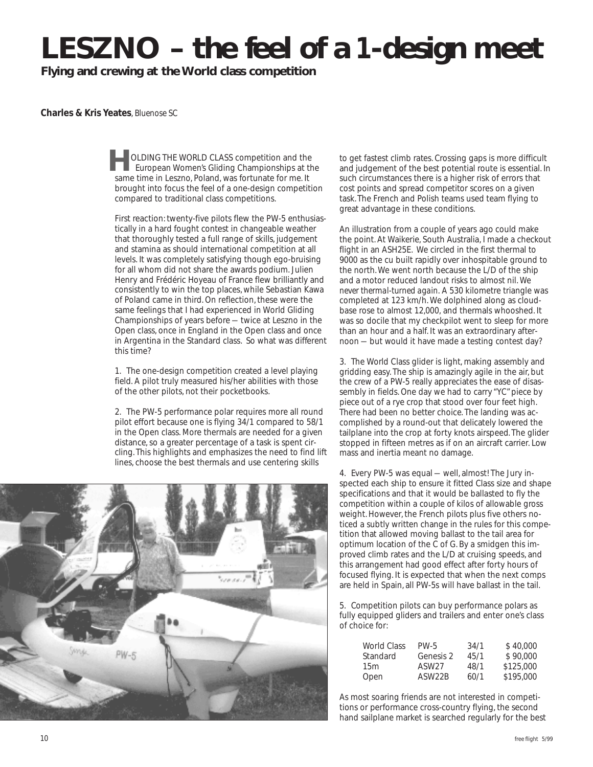# LESZNO – the feel of a 1-design meet

**Flying and crewing at the World class competition**

**Charles & Kris Yeates**, Bluenose SC

HOLDING THE WORLD CLASS competition and the European Women's Gliding Championships at the same time in Leszno, Poland, was fortunate for me. It brought into focus the feel of a one-design competition compared to traditional class competitions.

First reaction: twenty-five pilots flew the PW-5 enthusiastically in a hard fought contest in changeable weather that thoroughly tested a full range of skills, judgement and stamina as should international competition at all levels. It was completely satisfying though ego-bruising for all whom did not share the awards podium. Julien Henry and Frédéric Hoyeau of France flew brilliantly and consistently to win the top places, while Sebastian Kawa of Poland came in third. On reflection, these were the same feelings that I had experienced in World Gliding Championships of years before — twice at Leszno in the Open class, once in England in the Open class and once in Argentina in the Standard class. So what was different this time?

1. The one-design competition created a level playing field. A pilot truly measured his/her abilities with those of the other pilots, not their pocketbooks.

2. The PW-5 performance polar requires more all round pilot effort because one is flying 34/1 compared to 58/1 in the Open class. More thermals are needed for a given distance, so a greater percentage of a task is spent circling. This highlights and emphasizes the need to find lift lines, choose the best thermals and use centering skills to get fastest climb rates. Crossing gaps is more difficult and judgement of the best potential route is essential. In such circumstances there is a higher risk of errors that cost points and spread competitor scores on a given task. The French and Polish teams used team flying to great advantage in these conditions.

An illustration from a couple of years ago could make the point. At Waikerie, South Australia, I made a checkout flight in an ASH25E. We circled in the first thermal to 9000 as the cu built rapidly over inhospitable ground to the north. We went north because the L/D of the ship and a motor reduced landout risks to almost nil. We *never thermal-turned again*. A 530 kilometre triangle was completed at 123 km/h. We dolphined along as cloudbase rose to almost 12,000, and thermals whooshed. It was so docile that my checkpilot went to sleep for more than an hour and a half. It was an extraordinary afternoon — but would it have made a testing contest day?

3. The World Class glider is light, making assembly and gridding easy. The ship is amazingly agile in the air, but the crew of a PW-5 really appreciates the ease of disassembly in fields. One day we had to carry "YC" piece by piece out of a rye crop that stood over four feet high. There had been no better choice. The landing was accomplished by a round-out that delicately lowered the tailplane into the crop at forty knots airspeed. The glider stopped in fifteen metres as if on an aircraft carrier. Low mass and inertia meant no damage.

4. Every PW-5 was equal — well, almost! The Jury inspected each ship to ensure it fitted Class size and shape specifications and that it would be ballasted to fly the competition within a couple of kilos of allowable gross weight. However, the French pilots plus five others noticed a subtly written change in the rules for this competition that allowed moving ballast to the tail area for optimum location of the C of G. By a smidgen this improved climb rates and the L/D at cruising speeds, and this arrangement had good effect after forty hours of focused flying. It is expected that when the next comps are held in Spain, all PW-5s will have ballast in the tail.

5. Competition pilots can buy performance polars as fully equipped gliders and trailers and enter one's class of choice for:

| | | | |
|---|---|---|---|
| World Class | PW-5 | 34/1 | $ 40,000 |
| Standard | Genesis 2 | 45/1 | $ 90,000 |
| 15m | ASW27 | 48/1 | $125,000 |
| Open | ASW22B | 60/1 | $195,000 |

As most soaring friends are not interested in competitions or performance cross-country flying, the second hand sailplane market is searched regularly for the best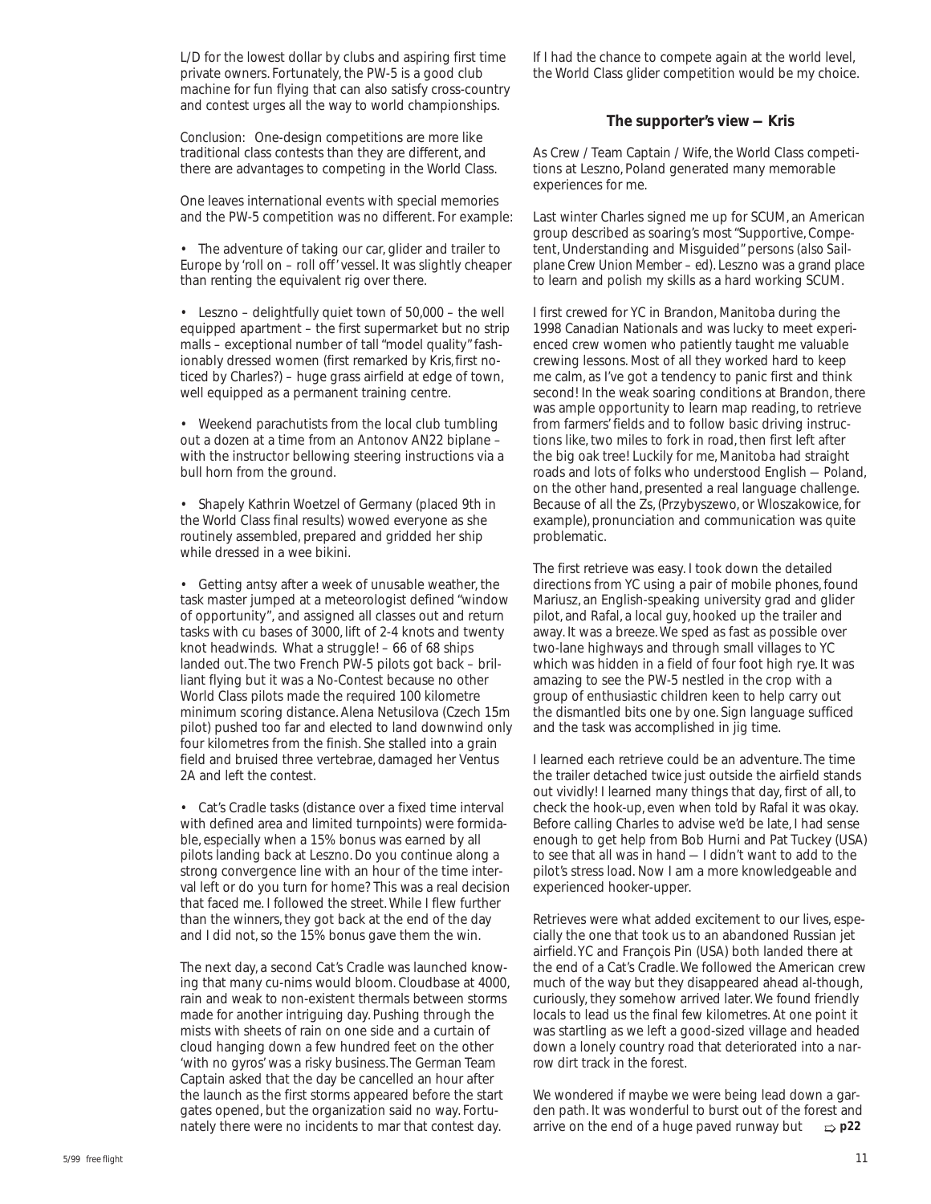L/D for the lowest dollar by clubs and aspiring first time private owners. Fortunately, the PW-5 is a good club machine for fun flying that can also satisfy cross-country and contest urges all the way to world championships.

*Conclusion:* One-design competitions are more like traditional class contests than they are different, and there are advantages to competing in the World Class.

One leaves international events with special memories and the PW-5 competition was no different. For example:

- The adventure of taking our car, glider and trailer to Europe by 'roll on – roll off' vessel. It was slightly cheaper than renting the equivalent rig over there.

- Leszno – delightfully quiet town of 50,000 – the well equipped apartment – the first supermarket but no strip malls – exceptional number of tall "model quality" fashionably dressed women (first remarked by Kris, first noticed by Charles?) – huge grass airfield at edge of town, well equipped as a permanent training centre.

- Weekend parachutists from the local club tumbling out a dozen at a time from an Antonov AN22 biplane – with the instructor bellowing steering instructions via a bull horn from the ground.

- Shapely Kathrin Woetzel of Germany (placed 9th in the World Class final results) wowed everyone as she routinely assembled, prepared and gridded her ship while dressed in a wee bikini.

- Getting antsy after a week of unusable weather, the task master jumped at a meteorologist defined "window of opportunity", and assigned all classes out and return tasks with cu bases of 3000, lift of 2-4 knots and twenty knot headwinds. What a struggle! – 66 of 68 ships landed out. The two French PW-5 pilots got back – brilliant flying but it was a No-Contest because no other World Class pilots made the required 100 kilometre minimum scoring distance. Alena Netusilova (Czech 15m pilot) pushed too far and elected to land downwind only four kilometres from the finish. She stalled into a grain field and bruised three vertebrae, damaged her Ventus 2A and left the contest.

- Cat's Cradle tasks (distance over a fixed time interval with defined area and limited turnpoints) were formidable, especially when a 15% bonus was earned by all pilots landing back at Leszno. Do you continue along a strong convergence line with an hour of the time interval left or do you turn for home? This was a real decision that faced me. I followed the street. While I flew further than the winners, they got back at the end of the day and I did not, so the 15% bonus gave them the win.

The next day, a second Cat's Cradle was launched knowing that many cu-nims would bloom. Cloudbase at 4000, rain and weak to non-existent thermals between storms made for another intriguing day. Pushing through the mists with sheets of rain on one side and a curtain of cloud hanging down a few hundred feet on the other 'with no gyros' was a risky business. The German Team Captain asked that the day be cancelled an hour after the launch as the first storms appeared before the start gates opened, but the organization said no way. Fortunately there were no incidents to mar that contest day.

If I had the chance to compete again at the world level, the World Class glider competition would be my choice.

### The supporter's view — Kris

As Crew / Team Captain / Wife, the World Class competitions at Leszno, Poland generated many memorable experiences for me.

Last winter Charles signed me up for SCUM, an American group described as soaring's most "Supportive, Competent, Understanding and Misguided" persons *(also Sailplane Crew Union Member – ed)*. Leszno was a grand place to learn and polish my skills as a hard working SCUM.

I first crewed for YC in Brandon, Manitoba during the 1998 Canadian Nationals and was lucky to meet experienced crew women who patiently taught me valuable crewing lessons. Most of all they worked hard to keep me calm, as I've got a tendency to panic first and think second! In the weak soaring conditions at Brandon, there was ample opportunity to learn map reading, to retrieve from farmers' fields and to follow basic driving instructions like, two miles to fork in road, then first left after the big oak tree! Luckily for me, Manitoba had straight roads and lots of folks who understood English — Poland, on the other hand, presented a real language challenge. Because of all the Zs, (Przybyszewo, or Wloszakowice, for example), pronunciation and communication was quite problematic.

The first retrieve was easy. I took down the detailed directions from YC using a pair of mobile phones, found Mariusz, an English-speaking university grad and glider pilot, and Rafal, a local guy, hooked up the trailer and away. It was a breeze. We sped as fast as possible over two-lane highways and through small villages to YC which was hidden in a field of four foot high rye. It was amazing to see the PW-5 nestled in the crop with a group of enthusiastic children keen to help carry out the dismantled bits one by one. Sign language sufficed and the task was accomplished in jig time.

I learned each retrieve could be an adventure. The time the trailer detached twice just outside the airfield stands out vividly! I learned many things that day, first of all, to check the hook-up, even when told by Rafal it was okay. Before calling Charles to advise we'd be late, I had sense enough to get help from Bob Hurni and Pat Tuckey (USA) to see that all was in hand — I didn't want to add to the pilot's stress load. Now I am a more knowledgeable and experienced hooker-upper.

Retrieves were what added excitement to our lives, especially the one that took us to an abandoned Russian jet airfield. YC and François Pin (USA) both landed there at the end of a Cat's Cradle. We followed the American crew much of the way but they disappeared ahead al-though, curiously, they somehow arrived later. We found friendly locals to lead us the final few kilometres. At one point it was startling as we left a good-sized village and headed down a lonely country road that deteriorated into a narrow dirt track in the forest.

We wondered if maybe we were being lead down a garden path. It was wonderful to burst out of the forest and arrive on the end of a huge paved runway but ⇨ **p22**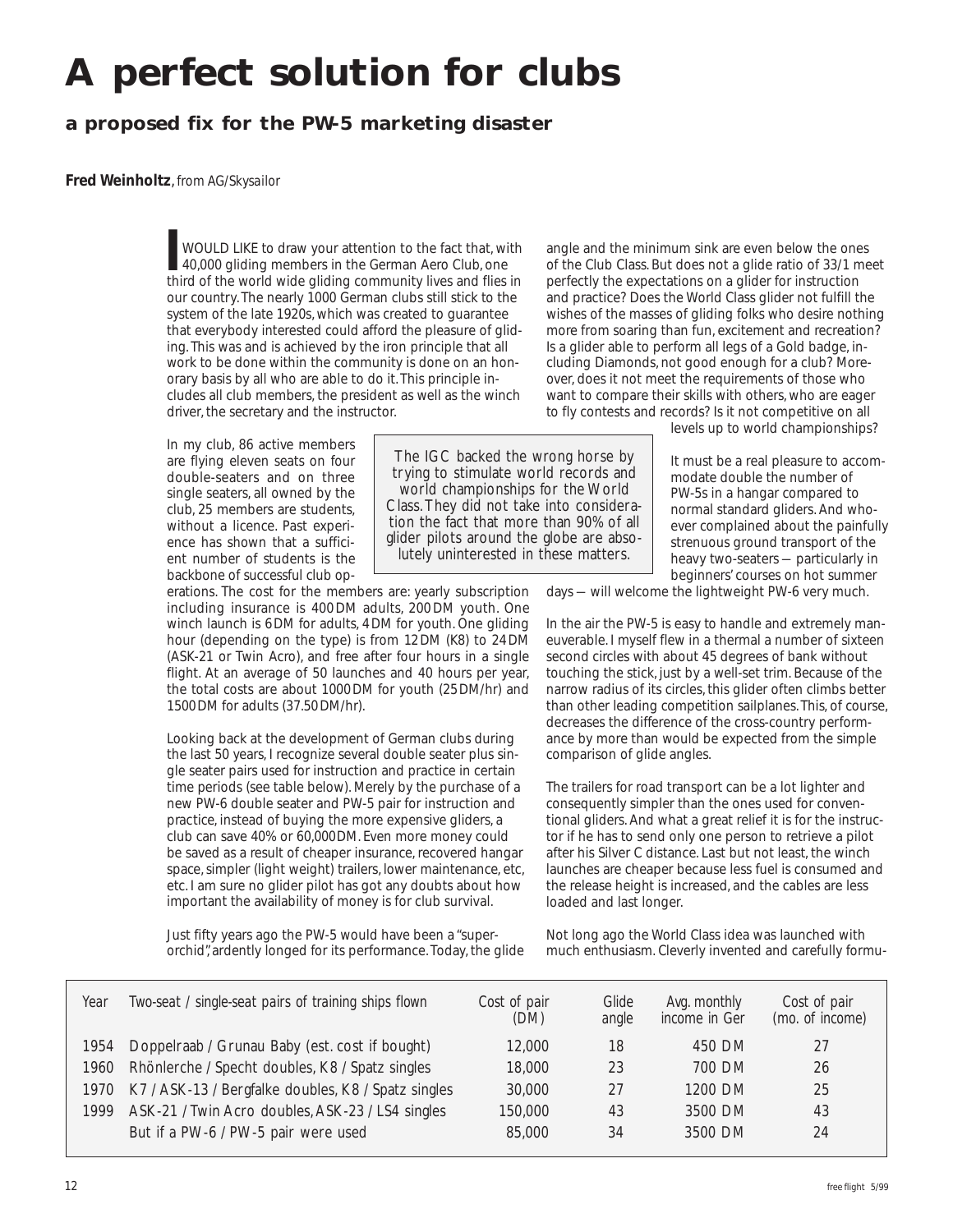# A perfect solution for clubs

## a proposed fix for the PW-5 marketing disaster

**Fred Weinholtz**, *from AG/Skysailor*

I WOULD LIKE to draw your attention to the fact that, with 40,000 gliding members in the German Aero Club, one third of the world wide gliding community lives and flies in our country. The nearly 1000 German clubs still stick to the system of the late 1920s, which was created to guarantee that everybody interested could afford the pleasure of gliding. This was and is achieved by the iron principle that all work to be done within the community is done on an honorary basis by all who are able to do it. This principle includes all club members, the president as well as the winch driver, the secretary and the instructor.

In my club, 86 active members are flying eleven seats on four double-seaters and on three single seaters, all owned by the club, 25 members are students, without a licence. Past experience has shown that a sufficient number of students is the backbone of successful club operations. The cost for the members are: yearly subscription including insurance is 400 DM adults, 200 DM youth. One winch launch is 6 DM for adults, 4 DM for youth. One gliding hour (depending on the type) is from 12 DM (K8) to 24 DM (ASK-21 or Twin Acro), and free after four hours in a single flight. At an average of 50 launches and 40 hours per year, the total costs are about 1000 DM for youth (25 DM/hr) and 1500 DM for adults (37.50 DM/hr).

> The IGC backed the wrong horse by trying to stimulate world records and world championships for the World Class. They did not take into consideration the fact that more than 90% of all glider pilots around the globe are absolutely uninterested in these matters.

Looking back at the development of German clubs during the last 50 years, I recognize several double seater plus single seater pairs used for instruction and practice in certain time periods (see table below). Merely by the purchase of a new PW-6 double seater and PW-5 pair for instruction and practice, instead of buying the more expensive gliders, a club can save 40% or 60,000 DM. Even more money could be saved as a result of cheaper insurance, recovered hangar space, simpler (light weight) trailers, lower maintenance, etc, etc. I am sure no glider pilot has got any doubts about how important the availability of money is for club survival.

Just fifty years ago the PW-5 would have been a "super-orchid", ardently longed for its performance. Today, the glide angle and the minimum sink are even below the ones of the Club Class. But does not a glide ratio of 33/1 meet perfectly the expectations on a glider for instruction and practice? Does the World Class glider not fulfill the wishes of the masses of gliding folks who desire nothing more from soaring than fun, excitement and recreation? Is a glider able to perform all legs of a Gold badge, including Diamonds, not good enough for a club? Moreover, does it not meet the requirements of those who want to compare their skills with others, who are eager to fly contests and records? Is it not competitive on all levels up to world championships?

It must be a real pleasure to accommodate double the number of PW-5s in a hangar compared to normal standard gliders. And whoever complained about the painfully strenuous ground transport of the heavy two-seaters — particularly in beginners' courses on hot summer days — will welcome the lightweight PW-6 very much.

In the air the PW-5 is easy to handle and extremely maneuverable. I myself flew in a thermal a number of sixteen second circles with about 45 degrees of bank without touching the stick, just by a well-set trim. Because of the narrow radius of its circles, this glider often climbs better than other leading competition sailplanes. This, of course, decreases the difference of the cross-country performance by more than would be expected from the simple comparison of glide angles.

The trailers for road transport can be a lot lighter and consequently simpler than the ones used for conventional gliders. And what a great relief it is for the instructor if he has to send only one person to retrieve a pilot after his Silver C distance. Last but not least, the winch launches are cheaper because less fuel is consumed and the release height is increased, and the cables are less loaded and last longer.

Not long ago the World Class idea was launched with much enthusiasm. Cleverly invented and carefully formu-

| Year | Two-seat / single-seat pairs of training ships flown | Cost of pair (DM) | Glide angle | Avg. monthly income in Ger | Cost of pair (mo. of income) |
|---|---|---|---|---|---|
| 1954 | Doppelraab / Grunau Baby (est. cost if bought) | 12,000 | 18 | 450 DM | 27 |
| 1960 | Rhönlerche / Specht doubles, K8 / Spatz singles | 18,000 | 23 | 700 DM | 26 |
| 1970 | K7 / ASK-13 / Bergfalke doubles, K8 / Spatz singles | 30,000 | 27 | 1200 DM | 25 |
| 1999 | ASK-21 / Twin Acro doubles, ASK-23 / LS4 singles | 150,000 | 43 | 3500 DM | 43 |
| | But if a PW-6 / PW-5 pair were used | 85,000 | 34 | 3500 DM | 24 |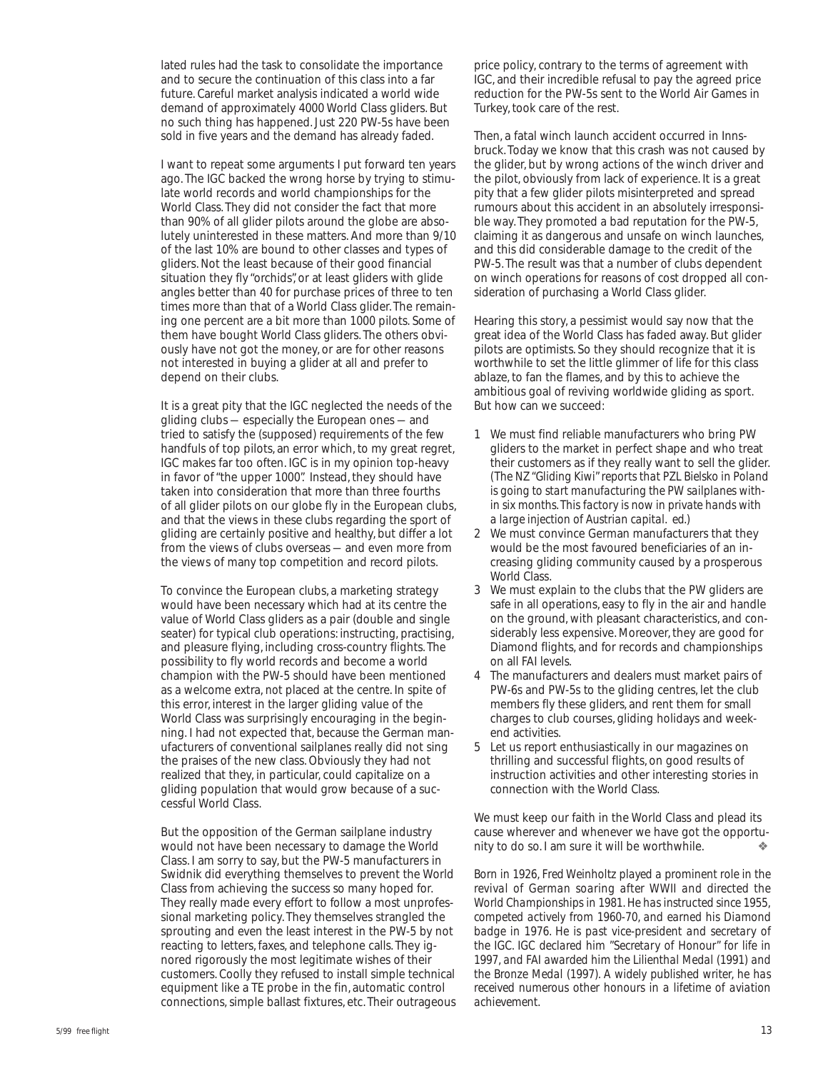lated rules had the task to consolidate the importance and to secure the continuation of this class into a far future. Careful market analysis indicated a world wide demand of approximately 4000 World Class gliders. But no such thing has happened. Just 220 PW-5s have been sold in five years and the demand has already faded.

I want to repeat some arguments I put forward ten years ago. The IGC backed the wrong horse by trying to stimulate world records and world championships for the World Class. They did not consider the fact that more than 90% of all glider pilots around the globe are absolutely uninterested in these matters. And more than 9/10 of the last 10% are bound to other classes and types of gliders. Not the least because of their good financial situation they fly "orchids", or at least gliders with glide angles better than 40 for purchase prices of three to ten times more than that of a World Class glider. The remaining one percent are a bit more than 1000 pilots. Some of them have bought World Class gliders. The others obviously have not got the money, or are for other reasons not interested in buying a glider at all and prefer to depend on their clubs.

It is a great pity that the IGC neglected the needs of the gliding clubs — especially the European ones — and tried to satisfy the (supposed) requirements of the few handfuls of top pilots, an error which, to my great regret, IGC makes far too often. IGC is in my opinion top-heavy in favor of "the upper 1000". Instead, they should have taken into consideration that more than three fourths of all glider pilots on our globe fly in the European clubs, and that the views in these clubs regarding the sport of gliding are certainly positive and healthy, but differ a lot from the views of clubs overseas — and even more from the views of many top competition and record pilots.

To convince the European clubs, a marketing strategy would have been necessary which had at its centre the value of World Class gliders as a pair (double and single seater) for typical club operations: instructing, practising, and pleasure flying, including cross-country flights. The possibility to fly world records and become a world champion with the PW-5 should have been mentioned as a welcome extra, not placed at the centre. In spite of this error, interest in the larger gliding value of the World Class was surprisingly encouraging in the beginning. I had not expected that, because the German manufacturers of conventional sailplanes really did not sing the praises of the new class. Obviously they had not realized that they, in particular, could capitalize on a gliding population that would grow because of a successful World Class.

But the opposition of the German sailplane industry would not have been necessary to damage the World Class. I am sorry to say, but the PW-5 manufacturers in Swidnik did everything themselves to prevent the World Class from achieving the success so many hoped for. They really made every effort to follow a most unprofessional marketing policy. They themselves strangled the sprouting and even the least interest in the PW-5 by not reacting to letters, faxes, and telephone calls. They ignored rigorously the most legitimate wishes of their customers. Coolly they refused to install simple technical equipment like a TE probe in the fin, automatic control connections, simple ballast fixtures, etc. Their outrageous price policy, contrary to the terms of agreement with IGC, and their incredible refusal to pay the agreed price reduction for the PW-5s sent to the World Air Games in Turkey, took care of the rest.

Then, a fatal winch launch accident occurred in Innsbruck. Today we know that this crash was not caused by the glider, but by wrong actions of the winch driver and the pilot, obviously from lack of experience. It is a great pity that a few glider pilots misinterpreted and spread rumours about this accident in an absolutely irresponsible way. They promoted a bad reputation for the PW-5, claiming it as dangerous and unsafe on winch launches, and this did considerable damage to the credit of the PW-5. The result was that a number of clubs dependent on winch operations for reasons of cost dropped all consideration of purchasing a World Class glider.

Hearing this story, a pessimist would say now that the great idea of the World Class has faded away. But glider pilots are optimists. So they should recognize that it is worthwhile to set the little glimmer of life for this class ablaze, to fan the flames, and by this to achieve the ambitious goal of reviving worldwide gliding as sport. But how can we succeed:

1. We must find reliable manufacturers who bring PW gliders to the market in perfect shape and who treat their customers as if they really want to sell the glider. *(The NZ "Gliding Kiwi" reports that PZL Bielsko in Poland is going to start manufacturing the PW sailplanes within six months. This factory is now in private hands with a large injection of Austrian capital. ed.)*
2. We must convince German manufacturers that they would be the most favoured beneficiaries of an increasing gliding community caused by a prosperous World Class.
3. We must explain to the clubs that the PW gliders are safe in all operations, easy to fly in the air and handle on the ground, with pleasant characteristics, and considerably less expensive. Moreover, they are good for Diamond flights, and for records and championships on all FAI levels.
4. The manufacturers and dealers must market pairs of PW-6s and PW-5s to the gliding centres, let the club members fly these gliders, and rent them for small charges to club courses, gliding holidays and weekend activities.
5. Let us report enthusiastically in our magazines on thrilling and successful flights, on good results of instruction activities and other interesting stories in connection with the World Class.

We must keep our faith in the World Class and plead its cause wherever and whenever we have got the opportunity to do so. I am sure it will be worthwhile. ❖

*Born in 1926, Fred Weinholtz played a prominent role in the revival of German soaring after WWII and directed the World Championships in 1981. He has instructed since 1955, competed actively from 1960-70, and earned his Diamond badge in 1976. He is past vice-president and secretary of the IGC. IGC declared him "Secretary of Honour" for life in 1997, and FAI awarded him the Lilienthal Medal (1991) and the Bronze Medal (1997). A widely published writer, he has received numerous other honours in a lifetime of aviation achievement.*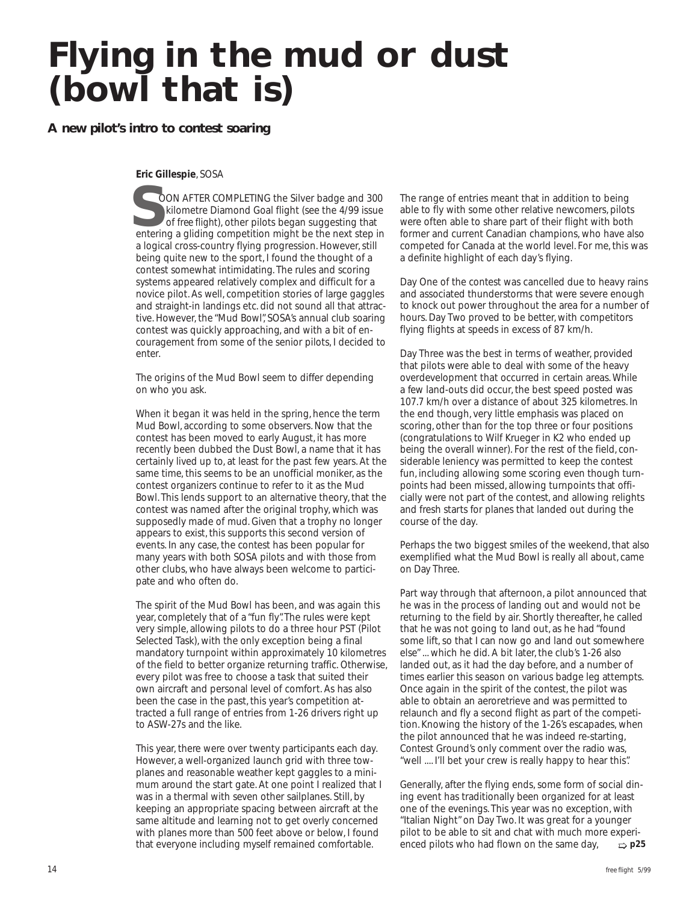# Flying in the mud or dust (bowl that is)

**A new pilot's intro to contest soaring**

**Eric Gillespie**, SOSA

SOON AFTER COMPLETING the Silver badge and 300 kilometre Diamond Goal flight (see the 4/99 issue of free flight), other pilots began suggesting that entering a gliding competition might be the next step in a logical cross-country flying progression. However, still being quite new to the sport, I found the thought of a contest somewhat intimidating. The rules and scoring systems appeared relatively complex and difficult for a novice pilot. As well, competition stories of large gaggles and straight-in landings etc. did not sound all that attractive. However, the "Mud Bowl", SOSA's annual club soaring contest was quickly approaching, and with a bit of encouragement from some of the senior pilots, I decided to enter.

The origins of the Mud Bowl seem to differ depending on who you ask.

When it began it was held in the spring, hence the term Mud Bowl, according to some observers. Now that the contest has been moved to early August, it has more recently been dubbed the Dust Bowl, a name that it has certainly lived up to, at least for the past few years. At the same time, this seems to be an unofficial moniker, as the contest organizers continue to refer to it as the Mud Bowl. This lends support to an alternative theory, that the contest was named after the original trophy, which was supposedly made of mud. Given that a trophy no longer appears to exist, this supports this second version of events. In any case, the contest has been popular for many years with both SOSA pilots and with those from other clubs, who have always been welcome to participate and who often do.

The spirit of the Mud Bowl has been, and was again this year, completely that of a "fun fly". The rules were kept very simple, allowing pilots to do a three hour PST (Pilot Selected Task), with the only exception being a final mandatory turnpoint within approximately 10 kilometres of the field to better organize returning traffic. Otherwise, every pilot was free to choose a task that suited their own aircraft and personal level of comfort. As has also been the case in the past, this year's competition attracted a full range of entries from 1-26 drivers right up to ASW-27s and the like.

This year, there were over twenty participants each day. However, a well-organized launch grid with three towplanes and reasonable weather kept gaggles to a minimum around the start gate. At one point I realized that I was in a thermal with seven other sailplanes. Still, by keeping an appropriate spacing between aircraft at the same altitude and learning not to get overly concerned with planes more than 500 feet above or below, I found that everyone including myself remained comfortable.

The range of entries meant that in addition to being able to fly with some other relative newcomers, pilots were often able to share part of their flight with both former and current Canadian champions, who have also competed for Canada at the world level. For me, this was a definite highlight of each day's flying.

Day One of the contest was cancelled due to heavy rains and associated thunderstorms that were severe enough to knock out power throughout the area for a number of hours. Day Two proved to be better, with competitors flying flights at speeds in excess of 87 km/h.

Day Three was the best in terms of weather, provided that pilots were able to deal with some of the heavy overdevelopment that occurred in certain areas. While a few land-outs did occur, the best speed posted was 107.7 km/h over a distance of about 325 kilometres. In the end though, very little emphasis was placed on scoring, other than for the top three or four positions (congratulations to Wilf Krueger in K2 who ended up being the overall winner). For the rest of the field, considerable leniency was permitted to keep the contest fun, including allowing some scoring even though turnpoints had been missed, allowing turnpoints that officially were not part of the contest, and allowing relights and fresh starts for planes that landed out during the course of the day.

Perhaps the two biggest smiles of the weekend, that also exemplified what the Mud Bowl is really all about, came on Day Three.

Part way through that afternoon, a pilot announced that he was in the process of landing out and would not be returning to the field by air. Shortly thereafter, he called that he was not going to land out, as he had "found some lift, so that I can now go and land out somewhere else" ... which he did. A bit later, the club's 1-26 also landed out, as it had the day before, and a number of times earlier this season on various badge leg attempts. Once again in the spirit of the contest, the pilot was able to obtain an aeroretrieve and was permitted to relaunch and fly a second flight as part of the competition. Knowing the history of the 1-26's escapades, when the pilot announced that he was indeed re-starting, Contest Ground's only comment over the radio was, "well .... I'll bet your crew is really happy to hear this".

Generally, after the flying ends, some form of social dining event has traditionally been organized for at least one of the evenings. This year was no exception, with "Italian Night" on Day Two. It was great for a younger pilot to be able to sit and chat with much more experienced pilots who had flown on the same day, ⇨ **p25**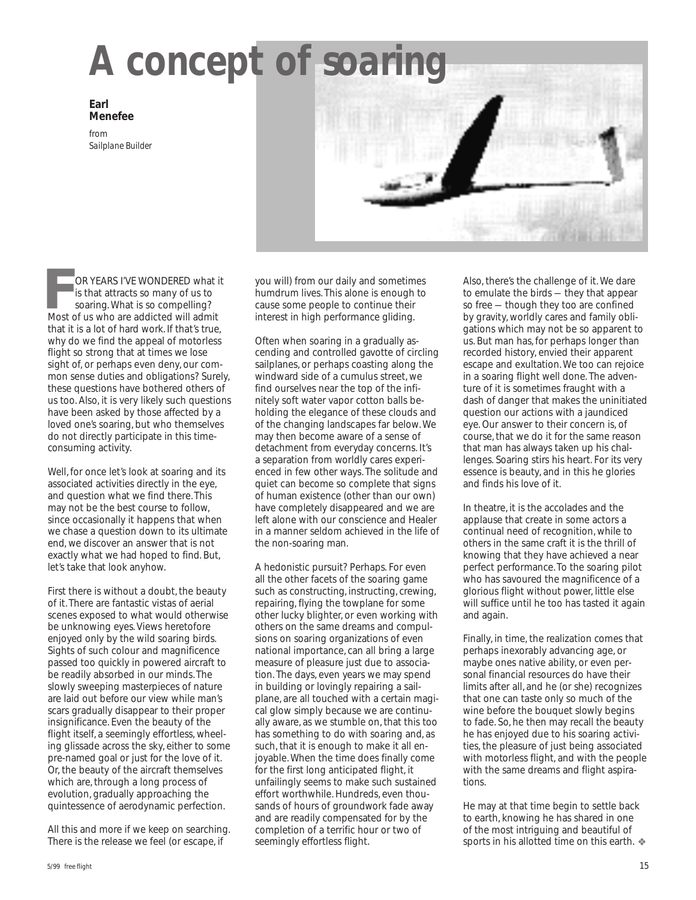# A concept of soaring

**Earl Menefee**

from
*Sailplane Builder*

FOR YEARS I'VE WONDERED what it is that attracts so many of us to soaring. What is so compelling? Most of us who are addicted will admit that it is a lot of hard work. If that's true, why do we find the appeal of motorless flight so strong that at times we lose sight of, or perhaps even deny, our common sense duties and obligations? Surely, these questions have bothered others of us too. Also, it is very likely such questions have been asked by those affected by a loved one's soaring, but who themselves do not directly participate in this time-consuming activity.

Well, for once let's look at soaring and its associated activities directly in the eye, and question what we find there. This may not be the best course to follow, since occasionally it happens that when we chase a question down to its ultimate end, we discover an answer that is not exactly what we had hoped to find. But, let's take that look anyhow.

First there is without a doubt, the beauty of it. There are fantastic vistas of aerial scenes exposed to what would otherwise be unknowing eyes. Views heretofore enjoyed only by the wild soaring birds. Sights of such colour and magnificence passed too quickly in powered aircraft to be readily absorbed in our minds. The slowly sweeping masterpieces of nature are laid out before our view while man's scars gradually disappear to their proper insignificance. Even the beauty of the flight itself, a seemingly effortless, wheeling glissade across the sky, either to some pre-named goal or just for the love of it. Or, the beauty of the aircraft themselves which are, through a long process of evolution, gradually approaching the quintessence of aerodynamic perfection.

All this and more if we keep on searching. There is the release we feel (or escape, if you will) from our daily and sometimes humdrum lives. This alone is enough to cause some people to continue their interest in high performance gliding.

Often when soaring in a gradually ascending and controlled gavotte of circling sailplanes, or perhaps coasting along the windward side of a cumulus street, we find ourselves near the top of the infinitely soft water vapor cotton balls beholding the elegance of these clouds and of the changing landscapes far below. We may then become aware of a sense of detachment from everyday concerns. It's a separation from worldly cares experienced in few other ways. The solitude and quiet can become so complete that signs of human existence (other than our own) have completely disappeared and we are left alone with our conscience and Healer in a manner seldom achieved in the life of the non-soaring man.

A hedonistic pursuit? Perhaps. For even all the other facets of the soaring game such as constructing, instructing, crewing, repairing, flying the towplane for some other lucky blighter, or even working with others on the same dreams and compulsions on soaring organizations of even national importance, can all bring a large measure of pleasure just due to association. The days, even years we may spend in building or lovingly repairing a sailplane, are all touched with a certain magical glow simply because we are continually aware, as we stumble on, that this too has something to do with soaring and, as such, that it is enough to make it all enjoyable. When the time does finally come for the first long anticipated flight, it unfailingly seems to make such sustained effort worthwhile. Hundreds, even thousands of hours of groundwork fade away and are readily compensated for by the completion of a terrific hour or two of seemingly effortless flight.

Also, there's the challenge of it. We dare to emulate the birds — they that appear so free — though they too are confined by gravity, worldly cares and family obligations which may not be so apparent to us. But man has, for perhaps longer than recorded history, envied their apparent escape and exultation. We too can rejoice in a soaring flight well done. The adventure of it is sometimes fraught with a dash of danger that makes the uninitiated question our actions with a jaundiced eye. Our answer to their concern is, of course, that we do it for the same reason that man has always taken up his challenges. Soaring stirs his heart. For its very essence is beauty, and in this he glories and finds his love of it.

In theatre, it is the accolades and the applause that create in some actors a continual need of recognition, while to others in the same craft it is the thrill of knowing that they have achieved a near perfect performance. To the soaring pilot who has savoured the magnificence of a glorious flight without power, little else will suffice until he too has tasted it again and again.

Finally, in time, the realization comes that perhaps inexorably advancing age, or maybe ones native ability, or even personal financial resources do have their limits after all, and he (or she) recognizes that one can taste only so much of the wine before the bouquet slowly begins to fade. So, he then may recall the beauty he has enjoyed due to his soaring activities, the pleasure of just being associated with motorless flight, and with the people with the same dreams and flight aspirations.

He may at that time begin to settle back to earth, knowing he has shared in one of the most intriguing and beautiful of sports in his allotted time on this earth. ❖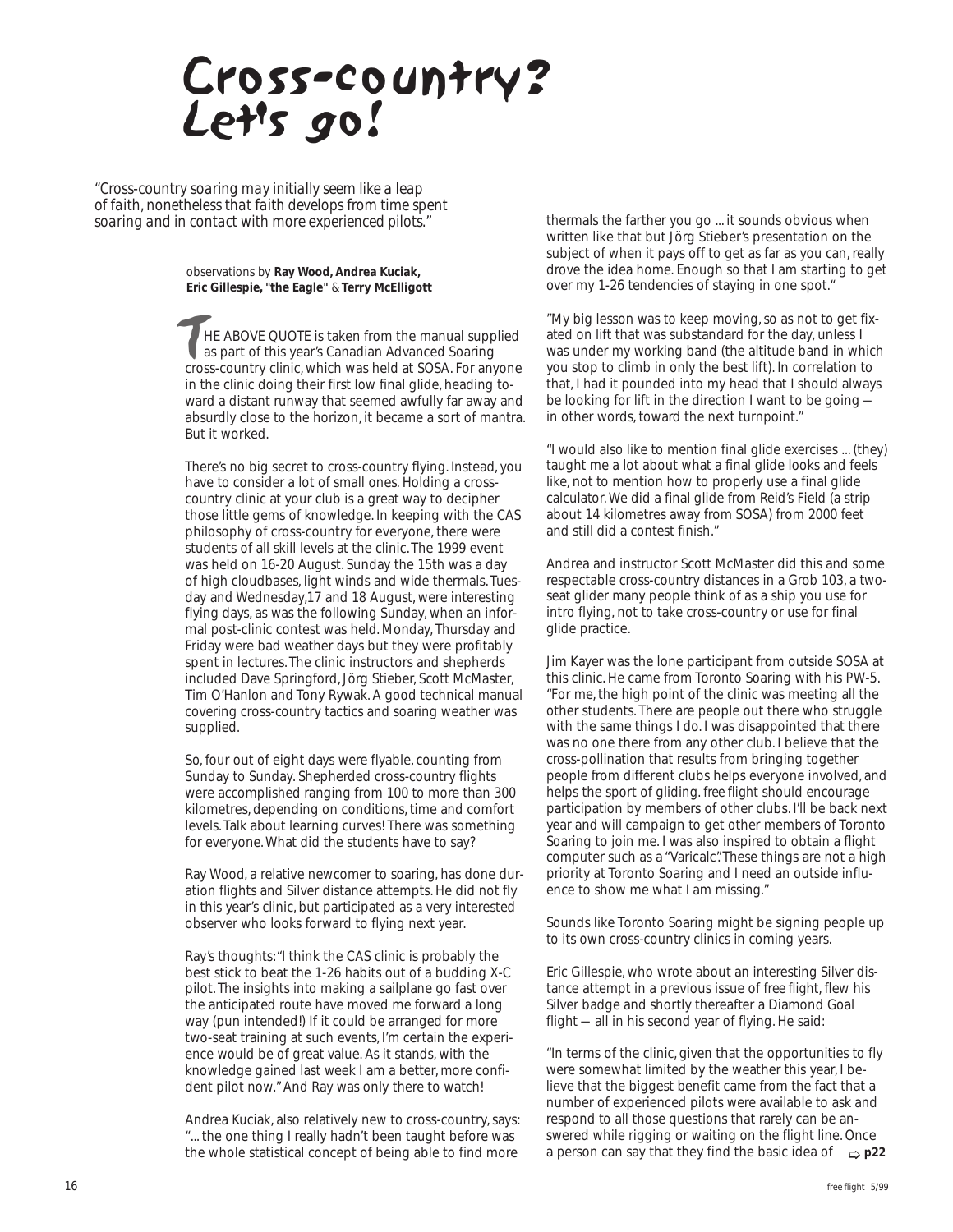# Cross-country? Let's go!

*"Cross-country soaring may initially seem like a leap of faith, nonetheless that faith develops from time spent soaring and in contact with more experienced pilots."*

observations by **Ray Wood, Andrea Kuciak, Eric Gillespie, "the Eagle"** & **Terry McElligott**

THE ABOVE QUOTE is taken from the manual supplied as part of this year's Canadian Advanced Soaring cross-country clinic, which was held at SOSA. For anyone in the clinic doing their first low final glide, heading toward a distant runway that seemed awfully far away and absurdly close to the horizon, it became a sort of mantra. But it worked.

There's no big secret to cross-country flying. Instead, you have to consider a lot of small ones. Holding a cross-country clinic at your club is a great way to decipher those little gems of knowledge. In keeping with the CAS philosophy of cross-country for everyone, there were students of all skill levels at the clinic. The 1999 event was held on 16-20 August. Sunday the 15th was a day of high cloudbases, light winds and wide thermals. Tuesday and Wednesday, 17 and 18 August, were interesting flying days, as was the following Sunday, when an informal post-clinic contest was held. Monday, Thursday and Friday were bad weather days but they were profitably spent in lectures. The clinic instructors and shepherds included Dave Springford, Jörg Stieber, Scott McMaster, Tim O'Hanlon and Tony Rywak. A good technical manual covering cross-country tactics and soaring weather was supplied.

So, four out of eight days were flyable, counting from Sunday to Sunday. Shepherded cross-country flights were accomplished ranging from 100 to more than 300 kilometres, depending on conditions, time and comfort levels. Talk about learning curves! There was something for everyone. What did the students have to say?

Ray Wood, a relative newcomer to soaring, has done duration flights and Silver distance attempts. He did not fly in this year's clinic, but participated as a very interested observer who looks forward to flying next year.

Ray's thoughts: "I think the CAS clinic is probably the best stick to beat the 1-26 habits out of a budding X-C pilot. The insights into making a sailplane go fast over the anticipated route have moved me forward a long way (pun intended!) If it could be arranged for more two-seat training at such events, I'm certain the experience would be of great value. As it stands, with the knowledge gained last week I am a better, more confident pilot now." And Ray was only there to watch!

Andrea Kuciak, also relatively new to cross-country, says: "... the one thing I really hadn't been taught before was the whole statistical concept of being able to find more thermals the farther you go ... it sounds obvious when written like that but Jörg Stieber's presentation on the subject of when it pays off to get as far as you can, really drove the idea home. Enough so that I am starting to get over my 1-26 tendencies of staying in one spot."

"My big lesson was to keep moving, so as not to get fixated on lift that was substandard for the day, unless I was under my working band (the altitude band in which you stop to climb in only the best lift). In correlation to that, I had it pounded into my head that I should always be looking for lift in the direction I want to be going — in other words, toward the next turnpoint."

"I would also like to mention final glide exercises ... (they) taught me a lot about what a final glide looks and feels like, not to mention how to properly use a final glide calculator. We did a final glide from Reid's Field (a strip about 14 kilometres away from SOSA) from 2000 feet and still did a contest finish."

Andrea and instructor Scott McMaster did this and some respectable cross-country distances in a Grob 103, a two-seat glider many people think of as a ship you use for intro flying, not to take cross-country or use for final glide practice.

Jim Kayer was the lone participant from outside SOSA at this clinic. He came from Toronto Soaring with his PW-5. "For me, the high point of the clinic was meeting all the other students. There are people out there who struggle with the same things I do. I was disappointed that there was no one there from any other club. I believe that the cross-pollination that results from bringing together people from different clubs helps everyone involved, and helps the sport of gliding. *free flight* should encourage participation by members of other clubs. I'll be back next year and will campaign to get other members of Toronto Soaring to join me. I was also inspired to obtain a flight computer such as a "Varicalc". These things are not a high priority at Toronto Soaring and I need an outside influence to show me what I am missing."

Sounds like Toronto Soaring might be signing people up to its own cross-country clinics in coming years.

Eric Gillespie, who wrote about an interesting Silver distance attempt in a previous issue of *free flight*, flew his Silver badge and shortly thereafter a Diamond Goal flight — all in his second year of flying. He said:

"In terms of the clinic, given that the opportunities to fly were somewhat limited by the weather this year, I believe that the biggest benefit came from the fact that a number of experienced pilots were available to ask and respond to all those questions that rarely can be answered while rigging or waiting on the flight line. Once a person can say that they find the basic idea of ⇨ **p22**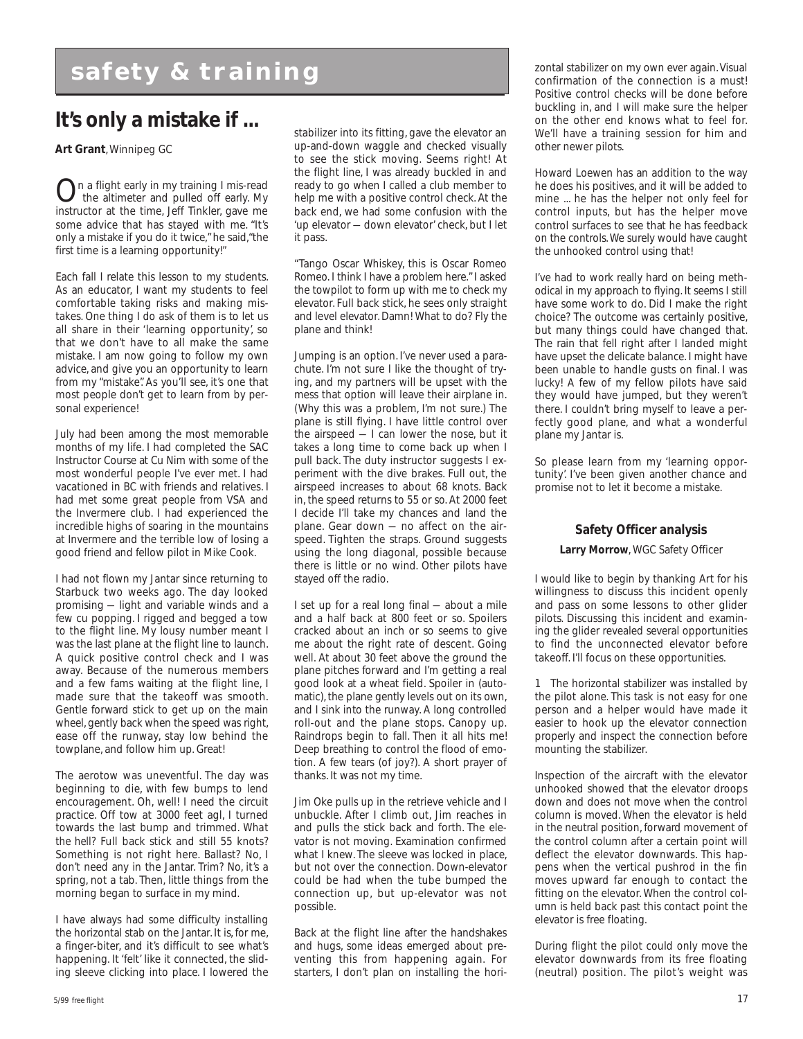# safety & training

## It's only a mistake if ...

**Art Grant**, Winnipeg GC

On a flight early in my training I mis-read the altimeter and pulled off early. My instructor at the time, Jeff Tinkler, gave me some advice that has stayed with me. "It's only a mistake if you do it twice," he said, "the first time is a learning opportunity!"

Each fall I relate this lesson to my students. As an educator, I want my students to feel comfortable taking risks and making mistakes. One thing I do ask of them is to let us all share in their 'learning opportunity', so that we don't have to all make the same mistake. I am now going to follow my own advice, and give you an opportunity to learn from my "mistake". As you'll see, it's one that most people don't get to learn from by personal experience!

July had been among the most memorable months of my life. I had completed the SAC Instructor Course at Cu Nim with some of the most wonderful people I've ever met. I had vacationed in BC with friends and relatives. I had met some great people from VSA and the Invermere club. I had experienced the incredible highs of soaring in the mountains at Invermere and the terrible low of losing a good friend and fellow pilot in Mike Cook.

I had not flown my Jantar since returning to Starbuck two weeks ago. The day looked promising — light and variable winds and a few cu popping. I rigged and begged a tow to the flight line. My lousy number meant I was the last plane at the flight line to launch. A quick positive control check and I was away. Because of the numerous members and a few fams waiting at the flight line, I made sure that the takeoff was smooth. Gentle forward stick to get up on the main wheel, gently back when the speed was right, ease off the runway, stay low behind the towplane, and follow him up. Great!

The aerotow was uneventful. The day was beginning to die, with few bumps to lend encouragement. Oh, well! I need the circuit practice. Off tow at 3000 feet agl, I turned towards the last bump and trimmed. What the hell? Full back stick and still 55 knots? Something is not right here. Ballast? No, I don't need any in the Jantar. Trim? No, it's a spring, not a tab. Then, little things from the morning began to surface in my mind.

I have always had some difficulty installing the horizontal stab on the Jantar. It is, for me, a finger-biter, and it's difficult to see what's happening. It 'felt' like it connected, the sliding sleeve clicking into place. I lowered the stabilizer into its fitting, gave the elevator an up-and-down waggle and checked visually to see the stick moving. Seems right! At the flight line, I was already buckled in and ready to go when I called a club member to help me with a positive control check. At the back end, we had some confusion with the 'up elevator — down elevator' check, but I let it pass.

"Tango Oscar Whiskey, this is Oscar Romeo Romeo. I think I have a problem here." I asked the towpilot to form up with me to check my elevator. Full back stick, he sees only straight and level elevator. Damn! What to do? Fly the plane and think!

Jumping is an option. I've never used a parachute. I'm not sure I like the thought of trying, and my partners will be upset with the mess that option will leave their airplane in. (Why this was a problem, I'm not sure.) The plane is still flying. I have little control over the airspeed — I can lower the nose, but it takes a long time to come back up when I pull back. The duty instructor suggests I experiment with the dive brakes. Full out, the airspeed increases to about 68 knots. Back in, the speed returns to 55 or so. At 2000 feet I decide I'll take my chances and land the plane. Gear down — no affect on the airspeed. Tighten the straps. Ground suggests using the long diagonal, possible because there is little or no wind. Other pilots have stayed off the radio.

I set up for a real long final — about a mile and a half back at 800 feet or so. Spoilers cracked about an inch or so seems to give me about the right rate of descent. Going well. At about 30 feet above the ground the plane pitches forward and I'm getting a real good look at a wheat field. Spoiler in (automatic), the plane gently levels out on its own, and I sink into the runway. A long controlled roll-out and the plane stops. Canopy up. Raindrops begin to fall. Then it all hits me! Deep breathing to control the flood of emotion. A few tears (of joy?). A short prayer of thanks. It was not my time.

Jim Oke pulls up in the retrieve vehicle and I unbuckle. After I climb out, Jim reaches in and pulls the stick back and forth. The elevator is not moving. Examination confirmed what I knew. The sleeve was locked in place, but not over the connection. Down-elevator could be had when the tube bumped the connection up, but up-elevator was not possible.

Back at the flight line after the handshakes and hugs, some ideas emerged about preventing this from happening again. For starters, I don't plan on installing the horizontal stabilizer on my own ever again. Visual confirmation of the connection is a must! Positive control checks will be done before buckling in, and I will make sure the helper on the other end knows what to feel for. We'll have a training session for him and other newer pilots.

Howard Loewen has an addition to the way he does his positives, and it will be added to mine ... he has the helper not only feel for control inputs, but has the helper move control surfaces to see that he has feedback on the controls. We surely would have caught the unhooked control using that!

I've had to work really hard on being methodical in my approach to flying. It seems I still have some work to do. Did I make the right choice? The outcome was certainly positive, but many things could have changed that. The rain that fell right after I landed might have upset the delicate balance. I might have been unable to handle gusts on final. I was lucky! A few of my fellow pilots have said they would have jumped, but they weren't there. I couldn't bring myself to leave a perfectly good plane, and what a wonderful plane my Jantar is.

So please learn from my 'learning opportunity'. I've been given another chance and promise not to let it become a mistake.

### Safety Officer analysis

**Larry Morrow**, WGC Safety Officer

I would like to begin by thanking Art for his willingness to discuss this incident openly and pass on some lessons to other glider pilots. Discussing this incident and examining the glider revealed several opportunities to find the unconnected elevator before takeoff. I'll focus on these opportunities.

1 The horizontal stabilizer was installed by the pilot alone. This task is not easy for one person and a helper would have made it easier to hook up the elevator connection properly and inspect the connection before mounting the stabilizer.

Inspection of the aircraft with the elevator unhooked showed that the elevator droops down and does not move when the control column is moved. When the elevator is held in the neutral position, forward movement of the control column after a certain point will deflect the elevator downwards. This happens when the vertical pushrod in the fin moves upward far enough to contact the fitting on the elevator. When the control column is held back past this contact point the elevator is free floating.

During flight the pilot could only move the elevator downwards from its free floating (neutral) position. The pilot's weight was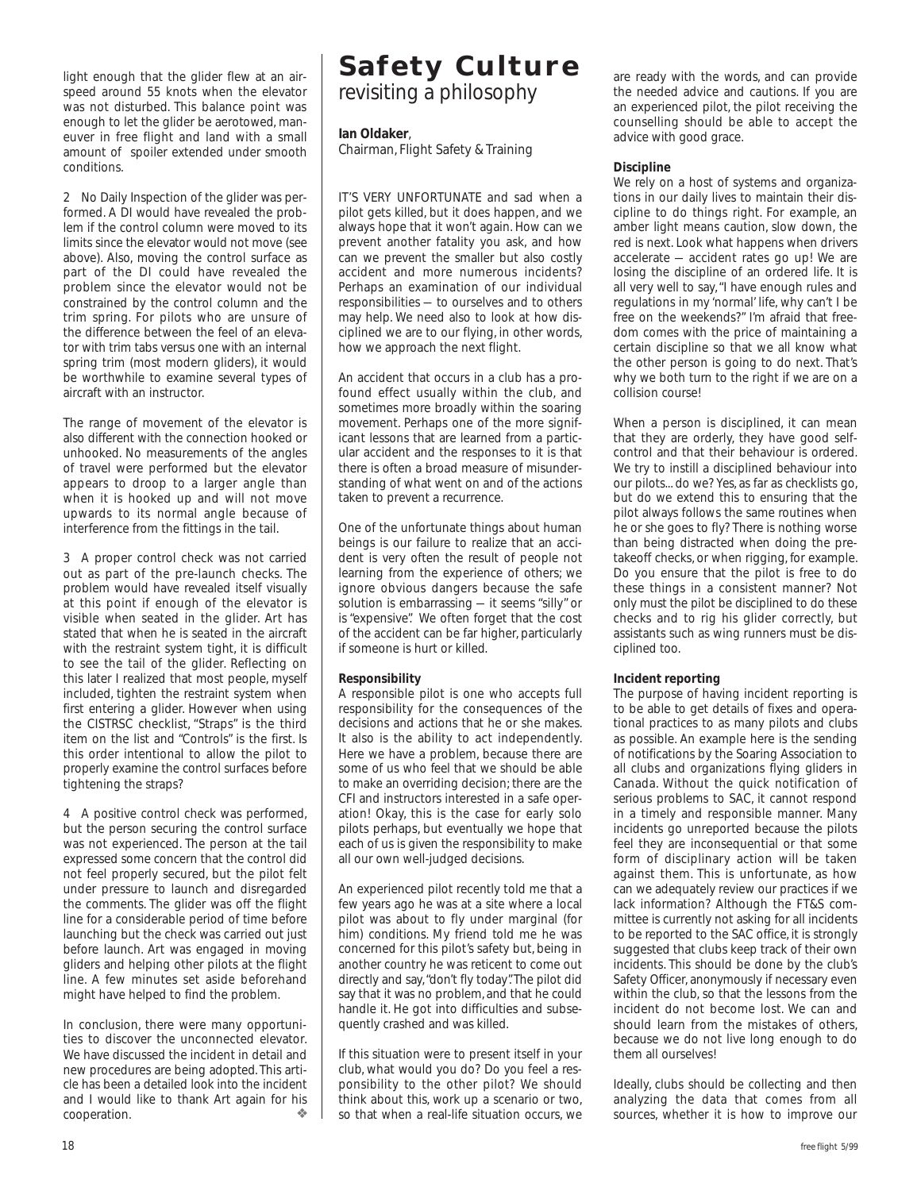light enough that the glider flew at an airspeed around 55 knots when the elevator was not disturbed. This balance point was enough to let the glider be aerotowed, maneuver in free flight and land with a small amount of spoiler extended under smooth conditions.

2 No Daily Inspection of the glider was performed. A DI would have revealed the problem if the control column were moved to its limits since the elevator would not move (see above). Also, moving the control surface as part of the DI could have revealed the problem since the elevator would not be constrained by the control column and the trim spring. For pilots who are unsure of the difference between the feel of an elevator with trim tabs versus one with an internal spring trim (most modern gliders), it would be worthwhile to examine several types of aircraft with an instructor.

The range of movement of the elevator is also different with the connection hooked or unhooked. No measurements of the angles of travel were performed but the elevator appears to droop to a larger angle than when it is hooked up and will not move upwards to its normal angle because of interference from the fittings in the tail.

3 A proper control check was not carried out as part of the pre-launch checks. The problem would have revealed itself visually at this point if enough of the elevator is visible when seated in the glider. Art has stated that when he is seated in the aircraft with the restraint system tight, it is difficult to see the tail of the glider. Reflecting on this later I realized that most people, myself included, tighten the restraint system when first entering a glider. However when using the CISTRSC checklist, "Straps" is the third item on the list and "Controls" is the first. Is this order intentional to allow the pilot to properly examine the control surfaces before tightening the straps?

4 A positive control check was performed, but the person securing the control surface was not experienced. The person at the tail expressed some concern that the control did not feel properly secured, but the pilot felt under pressure to launch and disregarded the comments. The glider was off the flight line for a considerable period of time before launching but the check was carried out just before launch. Art was engaged in moving gliders and helping other pilots at the flight line. A few minutes set aside beforehand might have helped to find the problem.

In conclusion, there were many opportunities to discover the unconnected elevator. We have discussed the incident in detail and new procedures are being adopted. This article has been a detailed look into the incident and I would like to thank Art again for his cooperation. ❖

# Safety Culture
## revisiting a philosophy

**Ian Oldaker**,
Chairman, Flight Safety & Training

IT'S VERY UNFORTUNATE and sad when a pilot gets killed, but it does happen, and we always hope that it won't again. How can we prevent another fatality you ask, and how can we prevent the smaller but also costly accident and more numerous incidents? Perhaps an examination of our individual responsibilities — to ourselves and to others may help. We need also to look at how disciplined we are to our flying, in other words, how we approach the next flight.

An accident that occurs in a club has a profound effect usually within the club, and sometimes more broadly within the soaring movement. Perhaps one of the more significant lessons that are learned from a particular accident and the responses to it is that there is often a broad measure of misunderstanding of what went on and of the actions taken to prevent a recurrence.

One of the unfortunate things about human beings is our failure to realize that an accident is very often the result of people not learning from the experience of others; we ignore obvious dangers because the safe solution is embarrassing — it seems "silly" or is "expensive". We often forget that the cost of the accident can be far higher, particularly if someone is hurt or killed.

**Responsibility**
A responsible pilot is one who accepts full responsibility for the consequences of the decisions and actions that he or she makes. It also is the ability to act independently. Here we have a problem, because there are some of us who feel that we should be able to make an overriding decision; there are the CFI and instructors interested in a safe operation! Okay, this is the case for early solo pilots perhaps, but eventually we hope that each of us is given the responsibility to make all our own well-judged decisions.

An experienced pilot recently told me that a few years ago he was at a site where a local pilot was about to fly under marginal (for him) conditions. My friend told me he was concerned for this pilot's safety but, being in another country he was reticent to come out directly and say, "don't fly today". The pilot did say that it was no problem, and that he could handle it. He got into difficulties and subsequently crashed and was killed.

If this situation were to present itself in your club, what would you do? Do you feel a responsibility to the other pilot? We should think about this, work up a scenario or two, so that when a real-life situation occurs, we are ready with the words, and can provide the needed advice and cautions. If you are an experienced pilot, the pilot receiving the counselling should be able to accept the advice with good grace.

**Discipline**
We rely on a host of systems and organizations in our daily lives to maintain their discipline to do things right. For example, an amber light means caution, slow down, the red is next. Look what happens when drivers accelerate — accident rates go up! We are losing the discipline of an ordered life. It is all very well to say, "I have enough rules and regulations in my 'normal' life, why can't I be free on the weekends?" I'm afraid that freedom comes with the price of maintaining a certain discipline so that we all know what the other person is going to do next. That's why we both turn to the right if we are on a collision course!

When a person is disciplined, it can mean that they are orderly, they have good self-control and that their behaviour is ordered. We try to instill a disciplined behaviour into our pilots... do we? Yes, as far as checklists go, but do we extend this to ensuring that the pilot always follows the same routines when he or she goes to fly? There is nothing worse than being distracted when doing the pre-takeoff checks, or when rigging, for example. Do you ensure that the pilot is free to do these things in a consistent manner? Not only must the pilot be disciplined to do these checks and to rig his glider correctly, but assistants such as wing runners must be disciplined too.

**Incident reporting**
The purpose of having incident reporting is to be able to get details of fixes and operational practices to as many pilots and clubs as possible. An example here is the sending of notifications by the Soaring Association to all clubs and organizations flying gliders in Canada. Without the quick notification of serious problems to SAC, it cannot respond in a timely and responsible manner. Many incidents go unreported because the pilots feel they are inconsequential or that some form of disciplinary action will be taken against them. This is unfortunate, as how can we adequately review our practices if we lack information? Although the FT&S committee is currently not asking for all incidents to be reported to the SAC office, it is strongly suggested that clubs keep track of their own incidents. This should be done by the club's Safety Officer, anonymously if necessary even within the club, so that the lessons from the incident do not become lost. We can and should learn from the mistakes of others, because we do not live long enough to do them all ourselves!

Ideally, clubs should be collecting and then analyzing the data that comes from all sources, whether it is how to improve our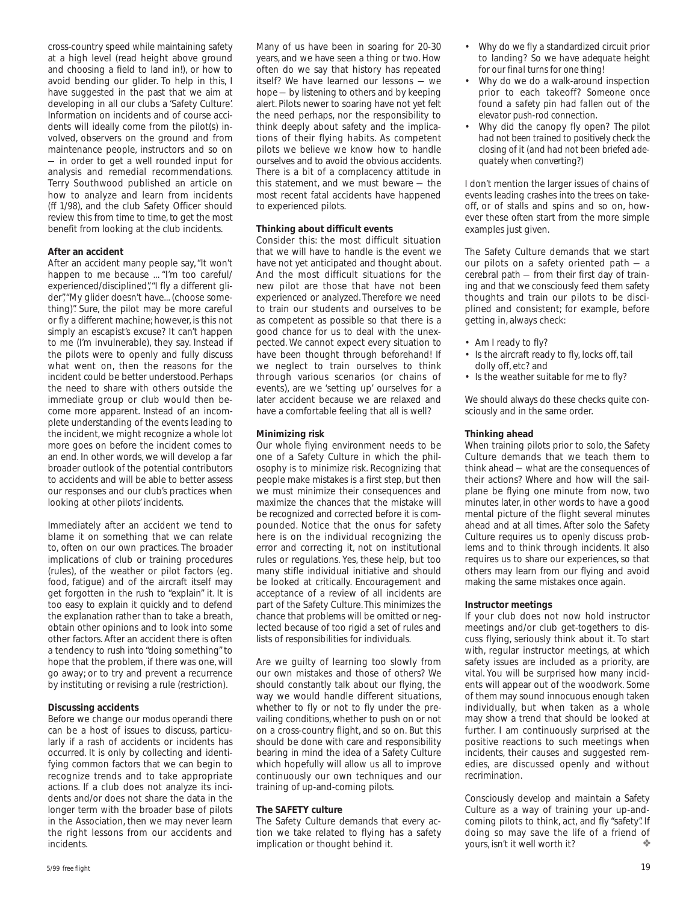cross-country speed while maintaining safety at a high level (read height above ground and choosing a field to land in!), or how to avoid bending our glider. To help in this, I have suggested in the past that we aim at developing in all our clubs a 'Safety Culture'. Information on incidents and of course accidents will ideally come from the pilot(s) involved, observers on the ground and from maintenance people, instructors and so on — in order to get a well rounded input for analysis and remedial recommendations. Terry Southwood published an article on how to analyze and learn from incidents (ff 1/98), and the club Safety Officer should review this from time to time, to get the most benefit from looking at the club incidents.

**After an accident**

After an accident many people say, "It won't happen to me because ... "I'm too careful/experienced/disciplined", "I fly a different glider", "My glider doesn't have... (choose something)". Sure, the pilot may be more careful or fly a different machine; however, is this not simply an escapist's excuse? It can't happen to me (I'm invulnerable), they say. Instead if the pilots were to openly and fully discuss what went on, then the reasons for the incident could be better understood. Perhaps the need to share with others outside the immediate group or club would then become more apparent. Instead of an incomplete understanding of the events leading to the incident, we might recognize a whole lot more goes on before the incident comes to an end. In other words, we will develop a far broader outlook of the potential contributors to accidents and will be able to better assess our responses and our club's practices when looking at other pilots' incidents.

Immediately after an accident we tend to blame it on something that we can relate to, often on our own practices. The broader implications of club or training procedures (rules), of the weather or pilot factors (eg. food, fatigue) and of the aircraft itself may get forgotten in the rush to "explain" it. It is too easy to explain it quickly and to defend the explanation rather than to take a breath, obtain other opinions and to look into some other factors. After an accident there is often a tendency to rush into "doing something" to hope that the problem, if there was one, will go away; or to try and prevent a recurrence by instituting or revising a rule (restriction).

**Discussing accidents**

Before we change our *modus operandi* there can be a host of issues to discuss, particularly if a rash of accidents or incidents has occurred. It is only by collecting and identifying common factors that we can begin to recognize trends and to take appropriate actions. If a club does not analyze its incidents and/or does not share the data in the longer term with the broader base of pilots in the Association, then we may never learn the right lessons from our accidents and incidents.

Many of us have been in soaring for 20-30 years, and we have seen a thing or two. How often do we say that history has repeated itself? We have learned our lessons — we hope — by listening to others and by keeping alert. Pilots newer to soaring have not yet felt the need perhaps, nor the responsibility to think deeply about safety and the implications of their flying habits. As competent pilots we believe we know how to handle ourselves and to avoid the obvious accidents. There is a bit of a complacency attitude in this statement, and we must beware — the most recent fatal accidents have happened to experienced pilots.

**Thinking about difficult events**

Consider this: the most difficult situation that we will have to handle is the event we have not yet anticipated and thought about. And the most difficult situations for the new pilot are those that have not been experienced or analyzed. Therefore we need to train our students and ourselves to be as competent as possible so that there is a good chance for us to deal with the unexpected. We cannot expect every situation to have been thought through beforehand! If we neglect to train ourselves to think through various scenarios (or chains of events), are we 'setting up' ourselves for a later accident because we are relaxed and have a comfortable feeling that all is well?

**Minimizing risk**

Our whole flying environment needs to be one of a Safety Culture in which the philosophy is to minimize risk. Recognizing that people make mistakes is a first step, but then we must minimize their consequences and maximize the chances that the mistake will be recognized and corrected before it is compounded. Notice that the onus for safety here is on the individual recognizing the error and correcting it, not on institutional rules or regulations. Yes, these help, but too many stifle individual initiative and should be looked at critically. Encouragement and acceptance of a review of all incidents are part of the Safety Culture. This minimizes the chance that problems will be omitted or neglected because of too rigid a set of rules and lists of responsibilities for individuals.

Are we guilty of learning too slowly from our own mistakes and those of others? We should constantly talk about our flying, the way we would handle different situations, whether to fly or not to fly under the prevailing conditions, whether to push on or not on a cross-country flight, and so on. But this should be done with care and responsibility bearing in mind the idea of a Safety Culture which hopefully will allow us all to improve continuously our own techniques and our training of up-and-coming pilots.

**The SAFETY culture**

The Safety Culture demands that every action we take related to flying has a safety implication or thought behind it.

- Why do we fly a standardized circuit prior to landing? *So we have adequate height for our final turns for one thing!*
- Why do we do a walk-around inspection prior to each takeoff? *Someone once found a safety pin had fallen out of the elevator push-rod connection.*
- Why did the canopy fly open? *The pilot had not been trained to positively check the closing of it (and had not been briefed adequately when converting?)*

I don't mention the larger issues of chains of events leading crashes into the trees on takeoff, or of stalls and spins and so on, however these often start from the more simple examples just given.

The Safety Culture demands that we start our pilots on a safety oriented path — a cerebral path — from their first day of training and that we consciously feed them safety thoughts and train our pilots to be disciplined and consistent; for example, before getting in, always check:

- Am I ready to fly?
- Is the aircraft ready to fly, locks off, tail dolly off, etc? and
- Is the weather suitable for me to fly?

We should always do these checks quite consciously and in the same order.

**Thinking ahead**

When training pilots prior to solo, the Safety Culture demands that we teach them to think ahead — what are the consequences of their actions? Where and how will the sailplane be flying one minute from now, two minutes later, in other words to have a good mental picture of the flight several minutes ahead and at all times. After solo the Safety Culture requires us to openly discuss problems and to think through incidents. It also requires us to share our experiences, so that others may learn from our flying and avoid making the same mistakes once again.

**Instructor meetings**

If your club does not now hold instructor meetings and/or club get-togethers to discuss flying, seriously think about it. To start with, regular instructor meetings, at which safety issues are included as a priority, are vital. You will be surprised how many incidents will appear out of the woodwork. Some of them may sound innocuous enough taken individually, but when taken as a whole may show a trend that should be looked at further. I am continuously surprised at the positive reactions to such meetings when incidents, their causes and suggested remedies, are discussed openly and without recrimination.

Consciously develop and maintain a Safety Culture as a way of training your up-and-coming pilots to think, act, and fly "safety". If doing so may save the life of a friend of yours, isn't it well worth it? ❖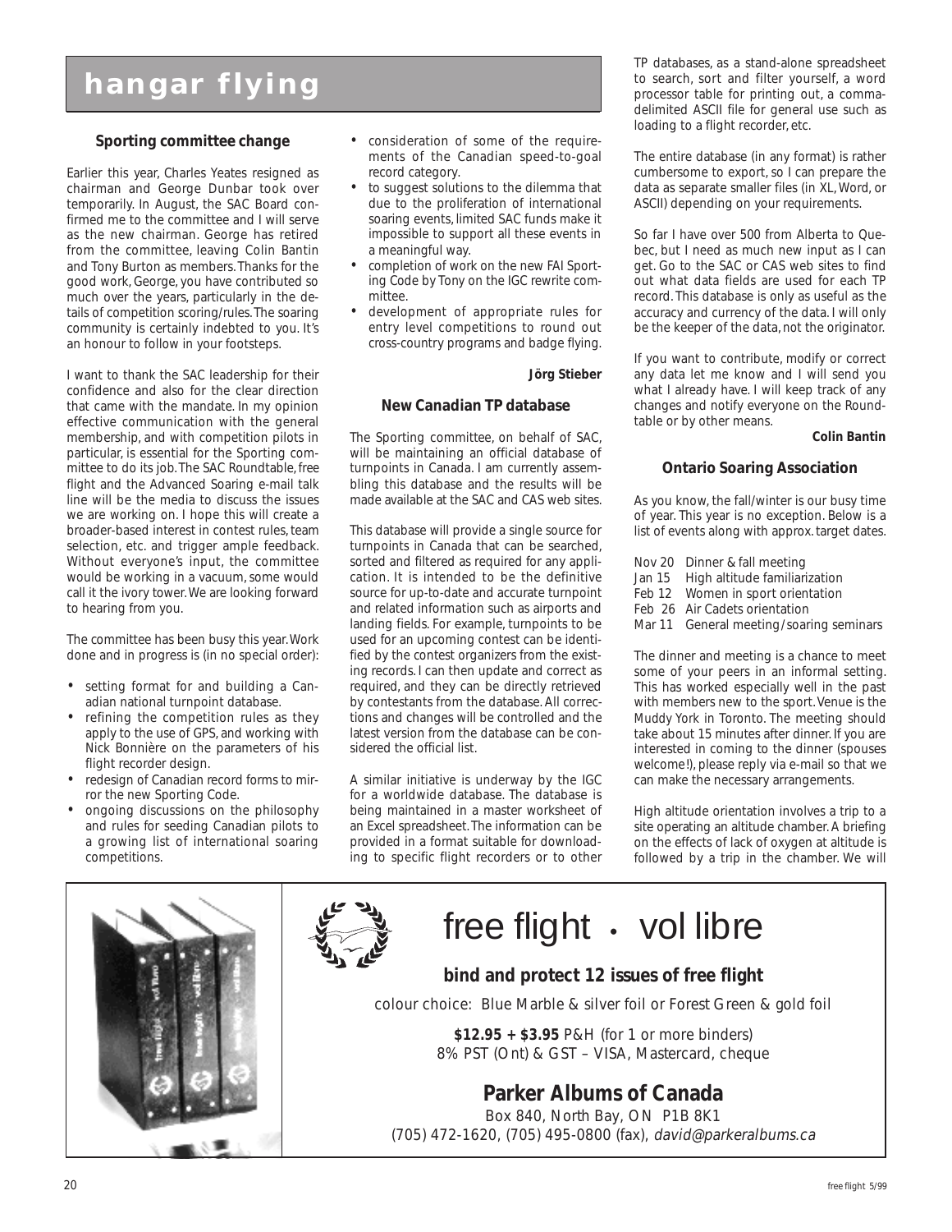# hangar flying

## Sporting committee change

Earlier this year, Charles Yeates resigned as chairman and George Dunbar took over temporarily. In August, the SAC Board confirmed me to the committee and I will serve as the new chairman. George has retired from the committee, leaving Colin Bantin and Tony Burton as members. Thanks for the good work, George, you have contributed so much over the years, particularly in the details of competition scoring/rules. The soaring community is certainly indebted to you. It's an honour to follow in your footsteps.

I want to thank the SAC leadership for their confidence and also for the clear direction that came with the mandate. In my opinion effective communication with the general membership, and with competition pilots in particular, is essential for the Sporting committee to do its job. The SAC Roundtable, free flight and the Advanced Soaring e-mail talk line will be the media to discuss the issues we are working on. I hope this will create a broader-based interest in contest rules, team selection, etc. and trigger ample feedback. Without everyone's input, the committee would be working in a vacuum, some would call it the ivory tower. We are looking forward to hearing from you.

The committee has been busy this year. Work done and in progress is (in no special order):

- setting format for and building a Canadian national turnpoint database.
- refining the competition rules as they apply to the use of GPS, and working with Nick Bonnière on the parameters of his flight recorder design.
- redesign of Canadian record forms to mirror the new Sporting Code.
- ongoing discussions on the philosophy and rules for seeding Canadian pilots to a growing list of international soaring competitions.
- consideration of some of the requirements of the Canadian speed-to-goal record category.
- to suggest solutions to the dilemma that due to the proliferation of international soaring events, limited SAC funds make it impossible to support all these events in a meaningful way.
- completion of work on the new FAI Sporting Code by Tony on the IGC rewrite committee.
- development of appropriate rules for entry level competitions to round out cross-country programs and badge flying.

**Jörg Stieber**

## New Canadian TP database

The Sporting committee, on behalf of SAC, will be maintaining an official database of turnpoints in Canada. I am currently assembling this database and the results will be made available at the SAC and CAS web sites.

This database will provide a single source for turnpoints in Canada that can be searched, sorted and filtered as required for any application. It is intended to be the definitive source for up-to-date and accurate turnpoint and related information such as airports and landing fields. For example, turnpoints to be used for an upcoming contest can be identified by the contest organizers from the existing records. I can then update and correct as required, and they can be directly retrieved by contestants from the database. All corrections and changes will be controlled and the latest version from the database can be considered the official list.

A similar initiative is underway by the IGC for a worldwide database. The database is being maintained in a master worksheet of an Excel spreadsheet. The information can be provided in a format suitable for downloading to specific flight recorders or to other TP databases, as a stand-alone spreadsheet to search, sort and filter yourself, a word processor table for printing out, a comma-delimited ASCII file for general use such as loading to a flight recorder, etc.

The entire database (in any format) is rather cumbersome to export, so I can prepare the data as separate smaller files (in XL, Word, or ASCII) depending on your requirements.

So far I have over 500 from Alberta to Quebec, but I need as much new input as I can get. Go to the SAC or CAS web sites to find out what data fields are used for each TP record. This database is only as useful as the accuracy and currency of the data. I will only be the keeper of the data, not the originator.

If you want to contribute, modify or correct any data let me know and I will send you what I already have. I will keep track of any changes and notify everyone on the Roundtable or by other means.

**Colin Bantin**

## Ontario Soaring Association

As you know, the fall/winter is our busy time of year. This year is no exception. Below is a list of events along with approx. target dates.

- Nov 20 Dinner & fall meeting
- Jan 15 High altitude familiarization
- Feb 12 Women in sport orientation
- Feb 26 Air Cadets orientation
- Mar 11 General meeting/soaring seminars

The dinner and meeting is a chance to meet some of your peers in an informal setting. This has worked especially well in the past with members new to the sport. Venue is the Muddy York in Toronto. The meeting should take about 15 minutes after dinner. If you are interested in coming to the dinner (spouses welcome!), please reply via e-mail so that we can make the necessary arrangements.

High altitude orientation involves a trip to a site operating an altitude chamber. A briefing on the effects of lack of oxygen at altitude is followed by a trip in the chamber. We will

---

# free flight • vol libre

**bind and protect 12 issues of free flight**

colour choice: Blue Marble & silver foil or Forest Green & gold foil

**$12.95 + $3.95** P&H (for 1 or more binders)
8% PST (Ont) & GST – VISA, Mastercard, cheque

## Parker Albums of Canada

Box 840, North Bay, ON P1B 8K1
(705) 472-1620, (705) 495-0800 (fax), *david@parkeralbums.ca*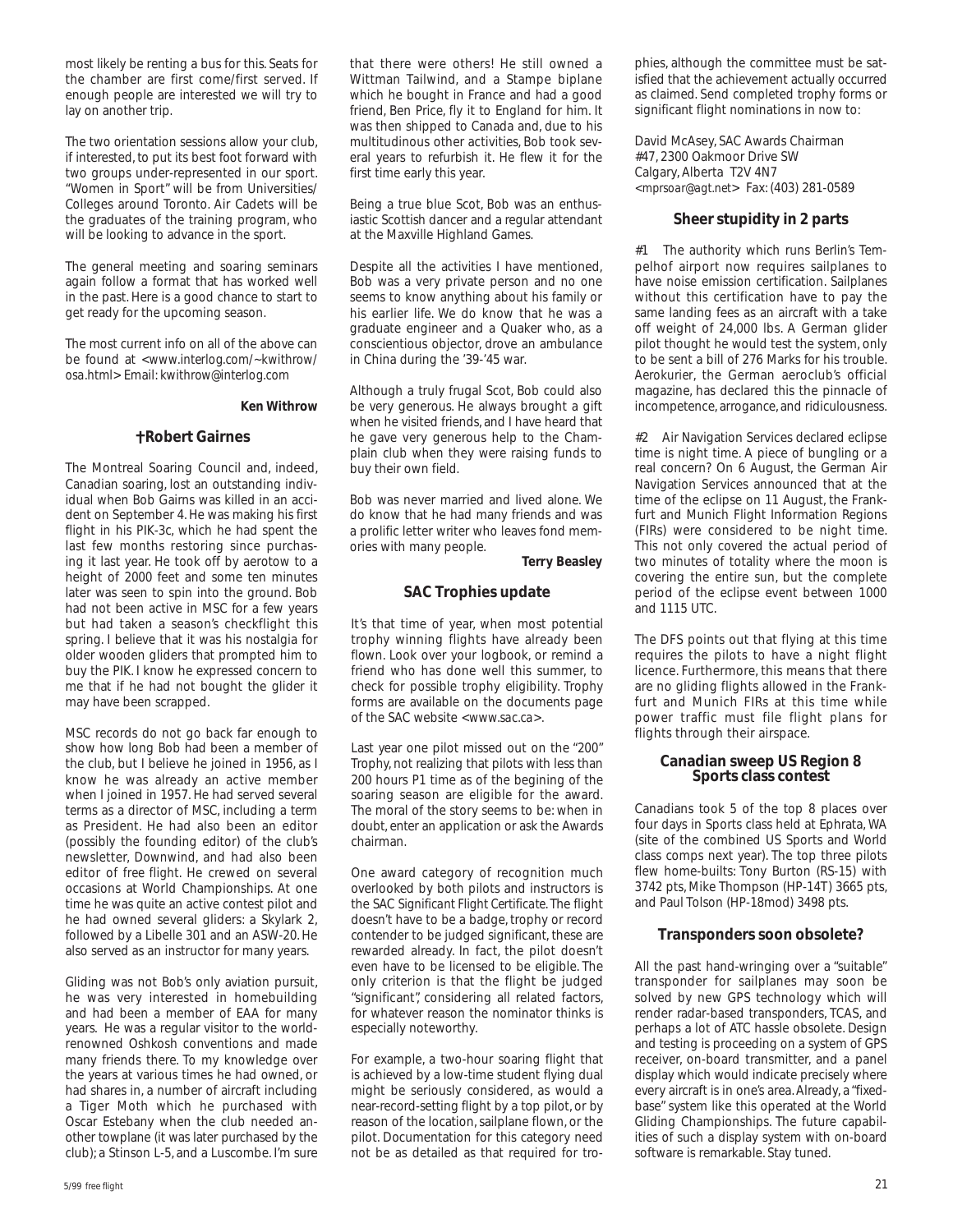most likely be renting a bus for this. Seats for the chamber are first come/first served. If enough people are interested we will try to lay on another trip.

The two orientation sessions allow your club, if interested, to put its best foot forward with two groups under-represented in our sport. "Women in Sport" will be from Universities/ Colleges around Toronto. Air Cadets will be the graduates of the training program, who will be looking to advance in the sport.

The general meeting and soaring seminars again follow a format that has worked well in the past. Here is a good chance to start to get ready for the upcoming season.

The most current info on all of the above can be found at <www.interlog.com/~kwithrow/osa.html> Email: kwithrow@interlog.com

**Ken Withrow**

### †Robert Gairnes

The Montreal Soaring Council and, indeed, Canadian soaring, lost an outstanding individual when Bob Gairns was killed in an accident on September 4. He was making his first flight in his PIK-3c, which he had spent the last few months restoring since purchasing it last year. He took off by aerotow to a height of 2000 feet and some ten minutes later was seen to spin into the ground. Bob had not been active in MSC for a few years but had taken a season's checkflight this spring. I believe that it was his nostalgia for older wooden gliders that prompted him to buy the PIK. I know he expressed concern to me that if he had not bought the glider it may have been scrapped.

MSC records do not go back far enough to show how long Bob had been a member of the club, but I believe he joined in 1956, as I know he was already an active member when I joined in 1957. He had served several terms as a director of MSC, including a term as President. He had also been an editor (possibly the founding editor) of the club's newsletter, Downwind, and had also been editor of free flight. He crewed on several occasions at World Championships. At one time he was quite an active contest pilot and he had owned several gliders: a Skylark 2, followed by a Libelle 301 and an ASW-20. He also served as an instructor for many years.

Gliding was not Bob's only aviation pursuit, he was very interested in homebuilding and had been a member of EAA for many years. He was a regular visitor to the world-renowned Oshkosh conventions and made many friends there. To my knowledge over the years at various times he had owned, or had shares in, a number of aircraft including a Tiger Moth which he purchased with Oscar Estebany when the club needed another towplane (it was later purchased by the club); a Stinson L-5, and a Luscombe. I'm sure that there were others! He still owned a Wittman Tailwind, and a Stampe biplane which he bought in France and had a good friend, Ben Price, fly it to England for him. It was then shipped to Canada and, due to his multitudinous other activities, Bob took several years to refurbish it. He flew it for the first time early this year.

Being a true blue Scot, Bob was an enthusiastic Scottish dancer and a regular attendant at the Maxville Highland Games.

Despite all the activities I have mentioned, Bob was a very private person and no one seems to know anything about his family or his earlier life. We do know that he was a graduate engineer and a Quaker who, as a conscientious objector, drove an ambulance in China during the '39-'45 war.

Although a truly frugal Scot, Bob could also be very generous. He always brought a gift when he visited friends, and I have heard that he gave very generous help to the Champlain club when they were raising funds to buy their own field.

Bob was never married and lived alone. We do know that he had many friends and was a prolific letter writer who leaves fond memories with many people.

**Terry Beasley**

### SAC Trophies update

It's that time of year, when most potential trophy winning flights have already been flown. Look over your logbook, or remind a friend who has done well this summer, to check for possible trophy eligibility. Trophy forms are available on the documents page of the SAC website <www.sac.ca>.

Last year one pilot missed out on the "200" Trophy, not realizing that pilots with less than 200 hours P1 time as of the begining of the soaring season are eligible for the award. The moral of the story seems to be: when in doubt, enter an application or ask the Awards chairman.

One award category of recognition much overlooked by both pilots and instructors is the SAC *Significant Flight Certificate*. The flight doesn't have to be a badge, trophy or record contender to be judged significant, these are rewarded already. In fact, the pilot doesn't even have to be licensed to be eligible. The only criterion is that the flight be judged "significant", considering all related factors, for whatever reason the nominator thinks is especially noteworthy.

For example, a two-hour soaring flight that is achieved by a low-time student flying dual might be seriously considered, as would a near-record-setting flight by a top pilot, or by reason of the location, sailplane flown, or the pilot. Documentation for this category need not be as detailed as that required for trophies, although the committee must be satisfied that the achievement actually occurred as claimed. Send completed trophy forms or significant flight nominations in now to:

David McAsey, SAC Awards Chairman
#47, 2300 Oakmoor Drive SW
Calgary, Alberta T2V 4N7
<mprsoar@agt.net> Fax: (403) 281-0589

### Sheer stupidity in 2 parts

#1 The authority which runs Berlin's Tempelhof airport now requires sailplanes to have noise emission certification. Sailplanes without this certification have to pay the same landing fees as an aircraft with a take off weight of 24,000 lbs. A German glider pilot thought he would test the system, only to be sent a bill of 276 Marks for his trouble. Aerokurier, the German aeroclub's official magazine, has declared this the pinnacle of incompetence, arrogance, and ridiculousness.

#2 Air Navigation Services declared eclipse time is night time. A piece of bungling or a real concern? On 6 August, the German Air Navigation Services announced that at the time of the eclipse on 11 August, the Frankfurt and Munich Flight Information Regions (FIRs) were considered to be night time. This not only covered the actual period of two minutes of totality where the moon is covering the entire sun, but the complete period of the eclipse event between 1000 and 1115 UTC.

The DFS points out that flying at this time requires the pilots to have a night flight licence. Furthermore, this means that there are no gliding flights allowed in the Frankfurt and Munich FIRs at this time while power traffic must file flight plans for flights through their airspace.

### Canadian sweep US Region 8 Sports class contest

Canadians took 5 of the top 8 places over four days in Sports class held at Ephrata, WA (site of the combined US Sports and World class comps next year). The top three pilots flew home-builts: Tony Burton (RS-15) with 3742 pts, Mike Thompson (HP-14T) 3665 pts, and Paul Tolson (HP-18mod) 3498 pts.

### Transponders soon obsolete?

All the past hand-wringing over a "suitable" transponder for sailplanes may soon be solved by new GPS technology which will render radar-based transponders, TCAS, and perhaps a lot of ATC hassle obsolete. Design and testing is proceeding on a system of GPS receiver, on-board transmitter, and a panel display which would indicate precisely where every aircraft is in one's area. Already, a "fixed-base" system like this operated at the World Gliding Championships. The future capabilities of such a display system with on-board software is remarkable. Stay tuned.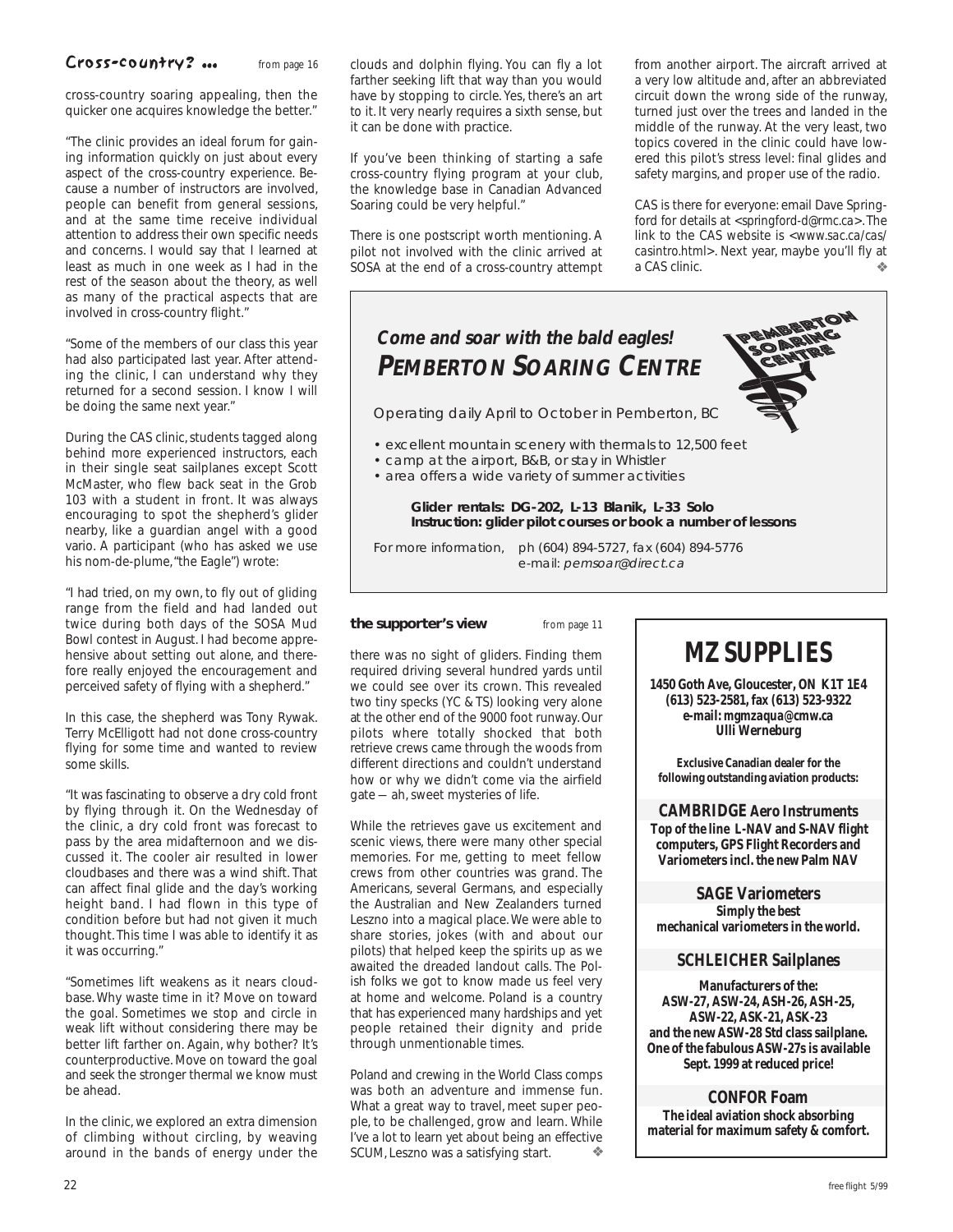## Cross-country? ...

*from page 16*

cross-country soaring appealing, then the quicker one acquires knowledge the better."

"The clinic provides an ideal forum for gaining information quickly on just about every aspect of the cross-country experience. Because a number of instructors are involved, people can benefit from general sessions, and at the same time receive individual attention to address their own specific needs and concerns. I would say that I learned at least as much in one week as I had in the rest of the season about the theory, as well as many of the practical aspects that are involved in cross-country flight."

"Some of the members of our class this year had also participated last year. After attending the clinic, I can understand why they returned for a second session. I know I will be doing the same next year."

During the CAS clinic, students tagged along behind more experienced instructors, each in their single seat sailplanes except Scott McMaster, who flew back seat in the Grob 103 with a student in front. It was always encouraging to spot the shepherd's glider nearby, like a guardian angel with a good vario. A participant (who has asked we use his nom-de-plume, "the Eagle") wrote:

"I had tried, on my own, to fly out of gliding range from the field and had landed out twice during both days of the SOSA Mud Bowl contest in August. I had become apprehensive about setting out alone, and therefore really enjoyed the encouragement and perceived safety of flying with a shepherd."

In this case, the shepherd was Tony Rywak. Terry McElligott had not done cross-country flying for some time and wanted to review some skills.

"It was fascinating to observe a dry cold front by flying through it. On the Wednesday of the clinic, a dry cold front was forecast to pass by the area midafternoon and we discussed it. The cooler air resulted in lower cloudbases and there was a wind shift. That can affect final glide and the day's working height band. I had flown in this type of condition before but had not given it much thought. This time I was able to identify it as it was occurring."

"Sometimes lift weakens as it nears cloudbase. Why waste time in it? Move on toward the goal. Sometimes we stop and circle in weak lift without considering there may be better lift farther on. Again, why bother? It's counterproductive. Move on toward the goal and seek the stronger thermal we know must be ahead.

In the clinic, we explored an extra dimension of climbing without circling, by weaving around in the bands of energy under the clouds and dolphin flying. You can fly a lot farther seeking lift that way than you would have by stopping to circle. Yes, there's an art to it. It very nearly requires a sixth sense, but it can be done with practice.

If you've been thinking of starting a safe cross-country flying program at your club, the knowledge base in Canadian Advanced Soaring could be very helpful."

There is one postscript worth mentioning. A pilot not involved with the clinic arrived at SOSA at the end of a cross-country attempt from another airport. The aircraft arrived at a very low altitude and, after an abbreviated circuit down the wrong side of the runway, turned just over the trees and landed in the middle of the runway. At the very least, two topics covered in the clinic could have lowered this pilot's stress level: final glides and safety margins, and proper use of the radio.

CAS is there for everyone: email Dave Springford for details at <springford-d@rmc.ca>. The link to the CAS website is <www.sac.ca/cas/casintro.html>. Next year, maybe you'll fly at a CAS clinic. ❖

---

### *Come and soar with the bald eagles!*
## PEMBERTON SOARING CENTRE

PEMBERTON SOARING CENTRE

Operating daily April to October in Pemberton, BC

- excellent mountain scenery with thermals to 12,500 feet
- camp at the airport, B&B, or stay in Whistler
- area offers a wide variety of summer activities

**Glider rentals: DG-202, L-13 Blanik, L-33 Solo**
**Instruction: glider pilot courses or book a number of lessons**

For more information, ph (604) 894-5727, fax (604) 894-5776
e-mail: *pemsoar@direct.ca*

---

## the supporter's view

*from page 11*

there was no sight of gliders. Finding them required driving several hundred yards until we could see over its crown. This revealed two tiny specks (YC & TS) looking very alone at the other end of the 9000 foot runway. Our pilots where totally shocked that both retrieve crews came through the woods from different directions and couldn't understand how or why we didn't come via the airfield gate — ah, sweet mysteries of life.

While the retrieves gave us excitement and scenic views, there were many other special memories. For me, getting to meet fellow crews from other countries was grand. The Americans, several Germans, and especially the Australian and New Zealanders turned Leszno into a magical place. We were able to share stories, jokes (with and about our pilots) that helped keep the spirits up as we awaited the dreaded landout calls. The Polish folks we got to know made us feel very at home and welcome. Poland is a country that has experienced many hardships and yet people retained their dignity and pride through unmentionable times.

Poland and crewing in the World Class comps was both an adventure and immense fun. What a great way to travel, meet super people, to be challenged, grow and learn. While I've a lot to learn yet about being an effective SCUM, Leszno was a satisfying start. ❖

---

# MZ SUPPLIES

**1450 Goth Ave, Gloucester, ON K1T 1E4**
**(613) 523-2581, fax (613) 523-9322**
**e-mail: mgmzaqua@cmw.ca**
**Ulli Werneburg**

**Exclusive Canadian dealer for the following outstanding aviation products:**

### CAMBRIDGE Aero Instruments
**Top of the line L-NAV and S-NAV flight computers, GPS Flight Recorders and Variometers incl. the new Palm NAV**

### SAGE Variometers
**Simply the best mechanical variometers in the world.**

### SCHLEICHER Sailplanes
**Manufacturers of the: ASW-27, ASW-24, ASH-26, ASH-25, ASW-22, ASK-21, ASK-23 and the new ASW-28 Std class sailplane. One of the fabulous ASW-27s is available Sept. 1999 at reduced price!**

### CONFOR Foam
**The ideal aviation shock absorbing material for maximum safety & comfort.**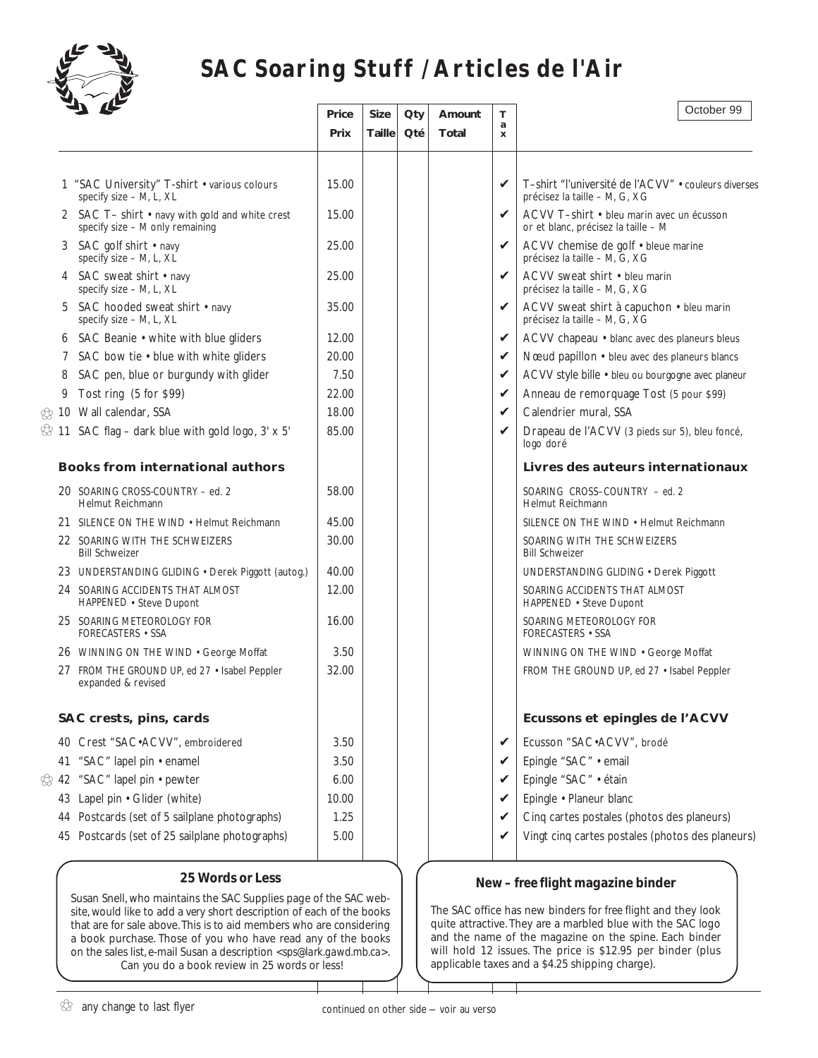# SAC Soaring Stuff / Articles de l'Air

October 99

| | Price / Prix | Size / Taille | Qty / Qté | Amount / Total | Tax | |
|---|---|---|---|---|---|---|
| 1 "SAC University" T-shirt • various colours specify size – M, L, XL | 15.00 | | | | ✔ | T–shirt "l'université de l'ACVV" • couleurs diverses précisez la taille – M, G, XG |
| 2 SAC T– shirt • navy with gold and white crest specify size – M only remaining | 15.00 | | | | ✔ | ACVV T–shirt • bleu marin avec un écusson or et blanc, précisez la taille – M |
| 3 SAC golf shirt • navy specify size – M, L, XL | 25.00 | | | | ✔ | ACVV chemise de golf • bleue marine précisez la taille – M, G, XG |
| 4 SAC sweat shirt • navy specify size – M, L, XL | 25.00 | | | | ✔ | ACVV sweat shirt • bleu marin précisez la taille – M, G, XG |
| 5 SAC hooded sweat shirt • navy specify size – M, L, XL | 35.00 | | | | ✔ | ACVV sweat shirt à capuchon • bleu marin précisez la taille – M, G, XG |
| 6 SAC Beanie • white with blue gliders | 12.00 | | | | ✔ | ACVV chapeau • blanc avec des planeurs bleus |
| 7 SAC bow tie • blue with white gliders | 20.00 | | | | ✔ | Nœud papillon • bleu avec des planeurs blancs |
| 8 SAC pen, blue or burgundy with glider | 7.50 | | | | ✔ | ACVV style bille • bleu ou bourgogne avec planeur |
| 9 Tost ring (5 for $99) | 22.00 | | | | ✔ | Anneau de remorquage Tost (5 pour $99) |
| ✿ 10 Wall calendar, SSA | 18.00 | | | | ✔ | Calendrier mural, SSA |
| ✿ 11 SAC flag – dark blue with gold logo, 3' x 5' | 85.00 | | | | ✔ | Drapeau de l'ACVV (3 pieds sur 5), bleu foncé, logo doré |
| **Books from international authors** | | | | | | **Livres des auteurs internationaux** |
| 20 SOARING CROSS-COUNTRY – ed. 2 Helmut Reichmann | 58.00 | | | | | SOARING CROSS–COUNTRY – ed. 2 Helmut Reichmann |
| 21 SILENCE ON THE WIND • Helmut Reichmann | 45.00 | | | | | SILENCE ON THE WIND • Helmut Reichmann |
| 22 SOARING WITH THE SCHWEIZERS Bill Schweizer | 30.00 | | | | | SOARING WITH THE SCHWEIZERS Bill Schweizer |
| 23 UNDERSTANDING GLIDING • Derek Piggott (autog.) | 40.00 | | | | | UNDERSTANDING GLIDING • Derek Piggott |
| 24 SOARING ACCIDENTS THAT ALMOST HAPPENED • Steve Dupont | 12.00 | | | | | SOARING ACCIDENTS THAT ALMOST HAPPENED • Steve Dupont |
| 25 SOARING METEOROLOGY FOR FORECASTERS • SSA | 16.00 | | | | | SOARING METEOROLOGY FOR FORECASTERS • SSA |
| 26 WINNING ON THE WIND • George Moffat | 3.50 | | | | | WINNING ON THE WIND • George Moffat |
| 27 FROM THE GROUND UP, ed 27 • Isabel Peppler expanded & revised | 32.00 | | | | | FROM THE GROUND UP, ed 27 • Isabel Peppler |
| **SAC crests, pins, cards** | | | | | | **Ecussons et epingles de l'ACVV** |
| 40 Crest "SAC•ACVV", embroidered | 3.50 | | | | ✔ | Ecusson "SAC•ACVV", brodé |
| 41 "SAC" lapel pin • enamel | 3.50 | | | | ✔ | Epingle "SAC" • email |
| ✿ 42 "SAC" lapel pin • pewter | 6.00 | | | | ✔ | Epingle "SAC" • étain |
| 43 Lapel pin • Glider (white) | 10.00 | | | | ✔ | Epingle • Planeur blanc |
| 44 Postcards (set of 5 sailplane photographs) | 1.25 | | | | ✔ | Cinq cartes postales (photos des planeurs) |
| 45 Postcards (set of 25 sailplane photographs) | 5.00 | | | | ✔ | Vingt cinq cartes postales (photos des planeurs) |

### 25 Words or Less

Susan Snell, who maintains the SAC Supplies page of the SAC website, would like to add a very short description of each of the books that are for sale above. This is to aid members who are considering a book purchase. Those of you who have read any of the books on the sales list, e-mail Susan a description <sps@lark.gawd.mb.ca>. Can you do a book review in 25 words or less!

### New – free flight magazine binder

The SAC office has new binders for free flight and they look quite attractive. They are a marbled blue with the SAC logo and the name of the magazine on the spine. Each binder will hold 12 issues. The price is $12.95 per binder (plus applicable taxes and a $4.25 shipping charge).

✿ any change to last flyer

continued on other side — voir au verso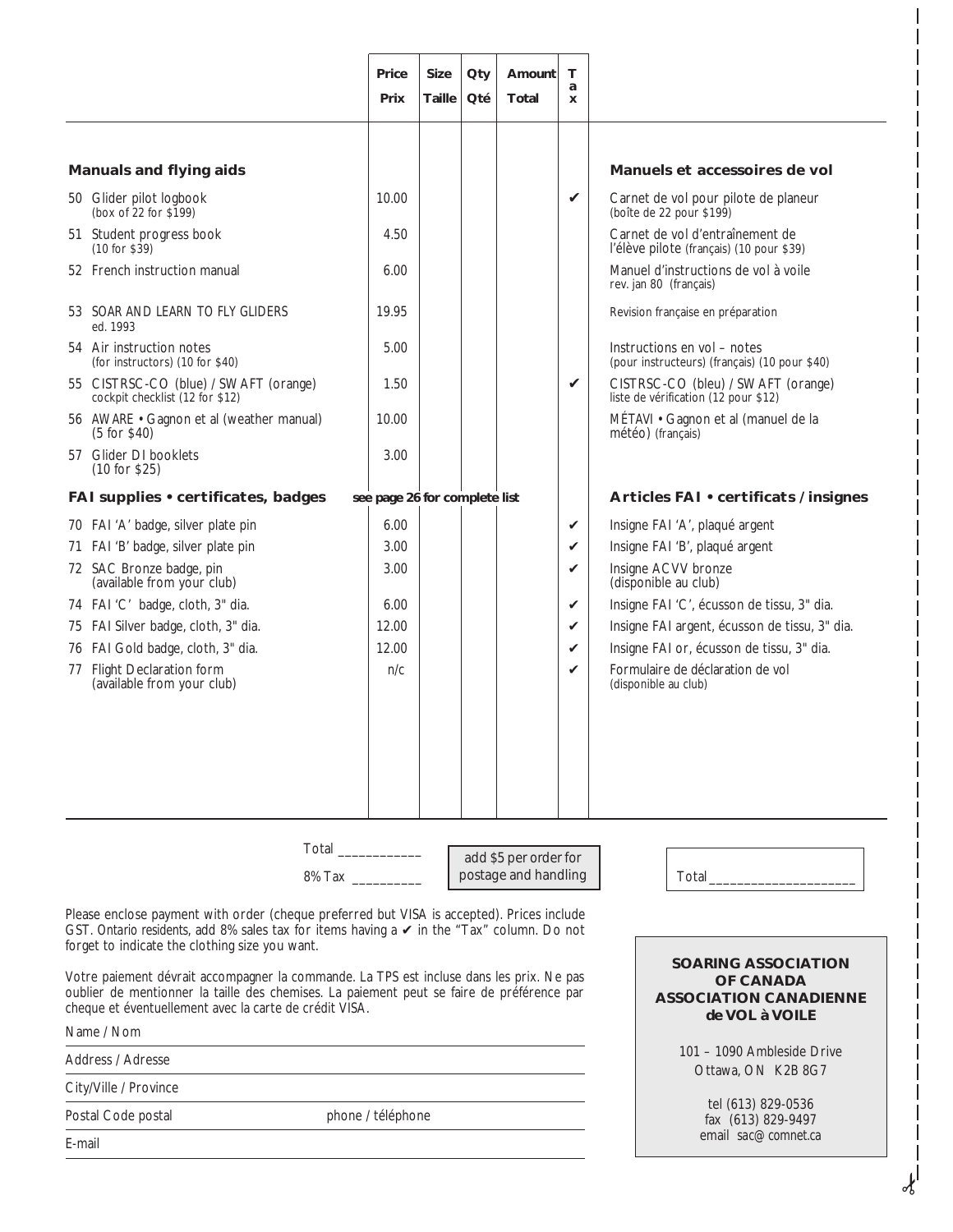| | Price / Prix | Size / Taille | Qty / Qté | Amount / Total | Tax | |
|---|---|---|---|---|---|---|
| **Manuals and flying aids** | | | | | | **Manuels et accessoires de vol** |
| 50 Glider pilot logbook (box of 22 for $199) | 10.00 | | | | ✔ | Carnet de vol pour pilote de planeur (boîte de 22 pour $199) |
| 51 Student progress book (10 for $39) | 4.50 | | | | | Carnet de vol d'entraînement de l'élève pilote (français) (10 pour $39) |
| 52 French instruction manual | 6.00 | | | | | Manuel d'instructions de vol à voile rev. jan 80 (français) |
| 53 SOAR AND LEARN TO FLY GLIDERS ed. 1993 | 19.95 | | | | | Revision française en préparation |
| 54 Air instruction notes (for instructors) (10 for $40) | 5.00 | | | | | Instructions en vol – notes (pour instructeurs) (français) (10 pour $40) |
| 55 CISTRSC-CO (blue) / SWAFT (orange) cockpit checklist (12 for $12) | 1.50 | | | | ✔ | CISTRSC-CO (bleu) / SWAFT (orange) liste de vérification (12 pour $12) |
| 56 AWARE • Gagnon et al (weather manual) (5 for $40) | 10.00 | | | | | MÉTAVI • Gagnon et al (manuel de la météo) (français) |
| 57 Glider DI booklets (10 for $25) | 3.00 | | | | | |
| **FAI supplies • certificates, badges** | see page 26 for complete list | | | | | **Articles FAI • certificats / insignes** |
| 70 FAI 'A' badge, silver plate pin | 6.00 | | | | ✔ | Insigne FAI 'A', plaqué argent |
| 71 FAI 'B' badge, silver plate pin | 3.00 | | | | ✔ | Insigne FAI 'B', plaqué argent |
| 72 SAC Bronze badge, pin (available from your club) | 3.00 | | | | ✔ | Insigne ACVV bronze (disponible au club) |
| 74 FAI 'C' badge, cloth, 3" dia. | 6.00 | | | | ✔ | Insigne FAI 'C', écusson de tissu, 3" dia. |
| 75 FAI Silver badge, cloth, 3" dia. | 12.00 | | | | ✔ | Insigne FAI argent, écusson de tissu, 3" dia. |
| 76 FAI Gold badge, cloth, 3" dia. | 12.00 | | | | ✔ | Insigne FAI or, écusson de tissu, 3" dia. |
| 77 Flight Declaration form (available from your club) | n/c | | | | ✔ | Formulaire de déclaration de vol (disponible au club) |

Total ____________

8% Tax __________

add $5 per order for postage and handling

Total ____________________

Please enclose payment with order (cheque preferred but VISA is accepted). Prices include GST. Ontario residents, add 8% sales tax for items having a ✔ in the "Tax" column. Do not forget to indicate the clothing size you want.

Votre paiement dévrait accompagner la commande. La TPS est incluse dans les prix. Ne pas oublier de mentionner la taille des chemises. La paiement peut se faire de préférence par cheque et éventuellement avec la carte de crédit VISA.

Name / Nom ____________________

Address / Adresse ____________________

City/Ville / Province ____________________

Postal Code postal ____________ phone / téléphone ____________

E-mail ____________________

**SOARING ASSOCIATION OF CANADA**
**ASSOCIATION CANADIENNE de VOL à VOILE**

101 – 1090 Ambleside Drive
Ottawa, ON K2B 8G7

tel (613) 829-0536
fax (613) 829-9497
email sac@comnet.ca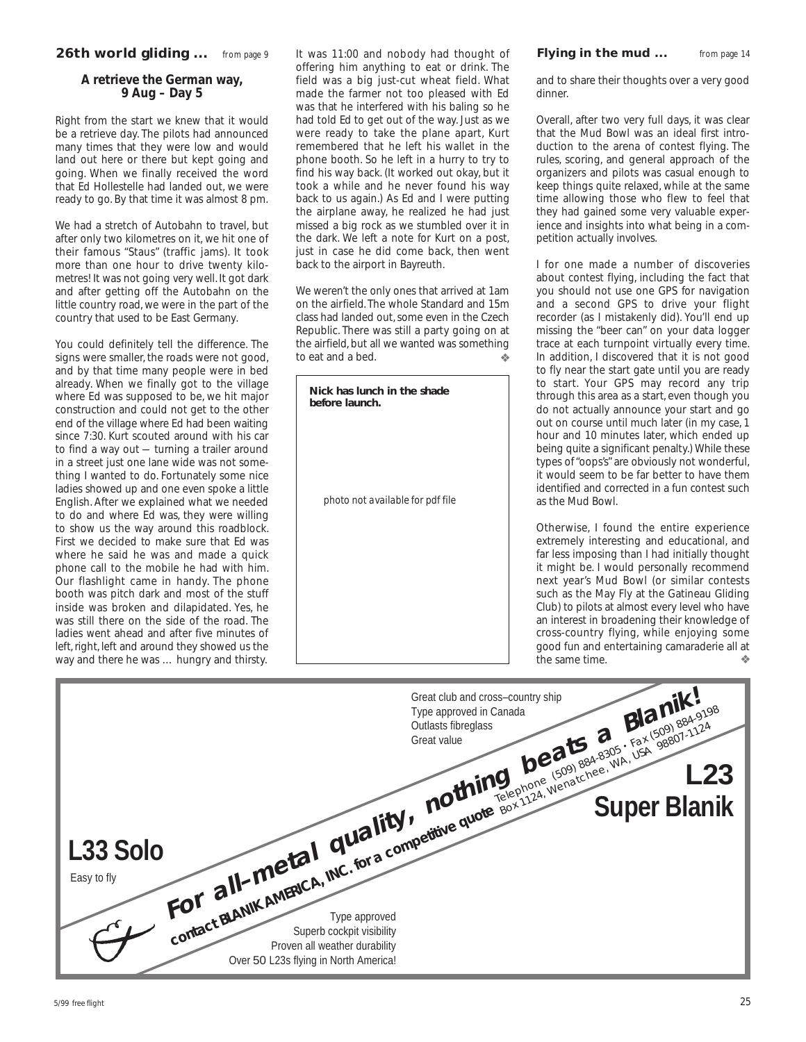## 26th world gliding ... *from page 9*

### A retrieve the German way, 9 Aug – Day 5

Right from the start we knew that it would be a retrieve day. The pilots had announced many times that they were low and would land out here or there but kept going and going. When we finally received the word that Ed Hollestelle had landed out, we were ready to go. By that time it was almost 8 pm.

We had a stretch of Autobahn to travel, but after only two kilometres on it, we hit one of their famous "Staus" (traffic jams). It took more than one hour to drive twenty kilometres! It was not going very well. It got dark and after getting off the Autobahn on the little country road, we were in the part of the country that used to be East Germany.

You could definitely tell the difference. The signs were smaller, the roads were not good, and by that time many people were in bed already. When we finally got to the village where Ed was supposed to be, we hit major construction and could not get to the other end of the village where Ed had been waiting since 7:30. Kurt scouted around with his car to find a way out — turning a trailer around in a street just one lane wide was not something I wanted to do. Fortunately some nice ladies showed up and one even spoke a little English. After we explained what we needed to do and where Ed was, they were willing to show us the way around this roadblock. First we decided to make sure that Ed was where he said he was and made a quick phone call to the mobile he had with him. Our flashlight came in handy. The phone booth was pitch dark and most of the stuff inside was broken and dilapidated. Yes, he was still there on the side of the road. The ladies went ahead and after five minutes of left, right, left and around they showed us the way and there he was … hungry and thirsty.

It was 11:00 and nobody had thought of offering him anything to eat or drink. The field was a big just-cut wheat field. What made the farmer not too pleased with Ed was that he interfered with his baling so he had told Ed to get out of the way. Just as we were ready to take the plane apart, Kurt remembered that he left his wallet in the phone booth. So he left in a hurry to try to find his way back. (It worked out okay, but it took a while and he never found his way back to us again.) As Ed and I were putting the airplane away, he realized he had just missed a big rock as we stumbled over it in the dark. We left a note for Kurt on a post, just in case he did come back, then went back to the airport in Bayreuth.

We weren't the only ones that arrived at 1am on the airfield. The whole Standard and 15m class had landed out, some even in the Czech Republic. There was still a party going on at the airfield, but all we wanted was something to eat and a bed. ❖

**Nick has lunch in the shade before launch.**

*photo not available for pdf file*

## Flying in the mud ... *from page 14*

and to share their thoughts over a very good dinner.

Overall, after two very full days, it was clear that the Mud Bowl was an ideal first introduction to the arena of contest flying. The rules, scoring, and general approach of the organizers and pilots was casual enough to keep things quite relaxed, while at the same time allowing those who flew to feel that they had gained some very valuable experience and insights into what being in a competition actually involves.

I for one made a number of discoveries about contest flying, including the fact that you should not use one GPS for navigation and a second GPS to drive your flight recorder (as I mistakenly did). You'll end up missing the "beer can" on your data logger trace at each turnpoint virtually every time. In addition, I discovered that it is not good to fly near the start gate until you are ready to start. Your GPS may record any trip through this area as a start, even though you do not actually announce your start and go out on course until much later (in my case, 1 hour and 10 minutes later, which ended up being quite a significant penalty.) While these types of "oops's" are obviously not wonderful, it would seem to be far better to have them identified and corrected in a fun contest such as the Mud Bowl.

Otherwise, I found the entire experience extremely interesting and educational, and far less imposing than I had initially thought it might be. I would personally recommend next year's Mud Bowl (or similar contests such as the May Fly at the Gatineau Gliding Club) to pilots at almost every level who have an interest in broadening their knowledge of cross-country flying, while enjoying some good fun and entertaining camaraderie all at the same time. ❖

---

**For all-metal quality, nothing beats a Blanik!**

**contact BLANIK AMERICA, INC. for a competitive quote**

Telephone (509) 884-8305 • Fax (509) 884-9198
Box 1124, Wenatchee, WA, USA 98807-1124

**L23 Super Blanik**

Great club and cross–country ship
Type approved in Canada
Outlasts fibreglass
Great value

**L33 Solo**

Easy to fly

Type approved
Superb cockpit visibility
Proven all weather durability
Over 50 L23s flying in North America!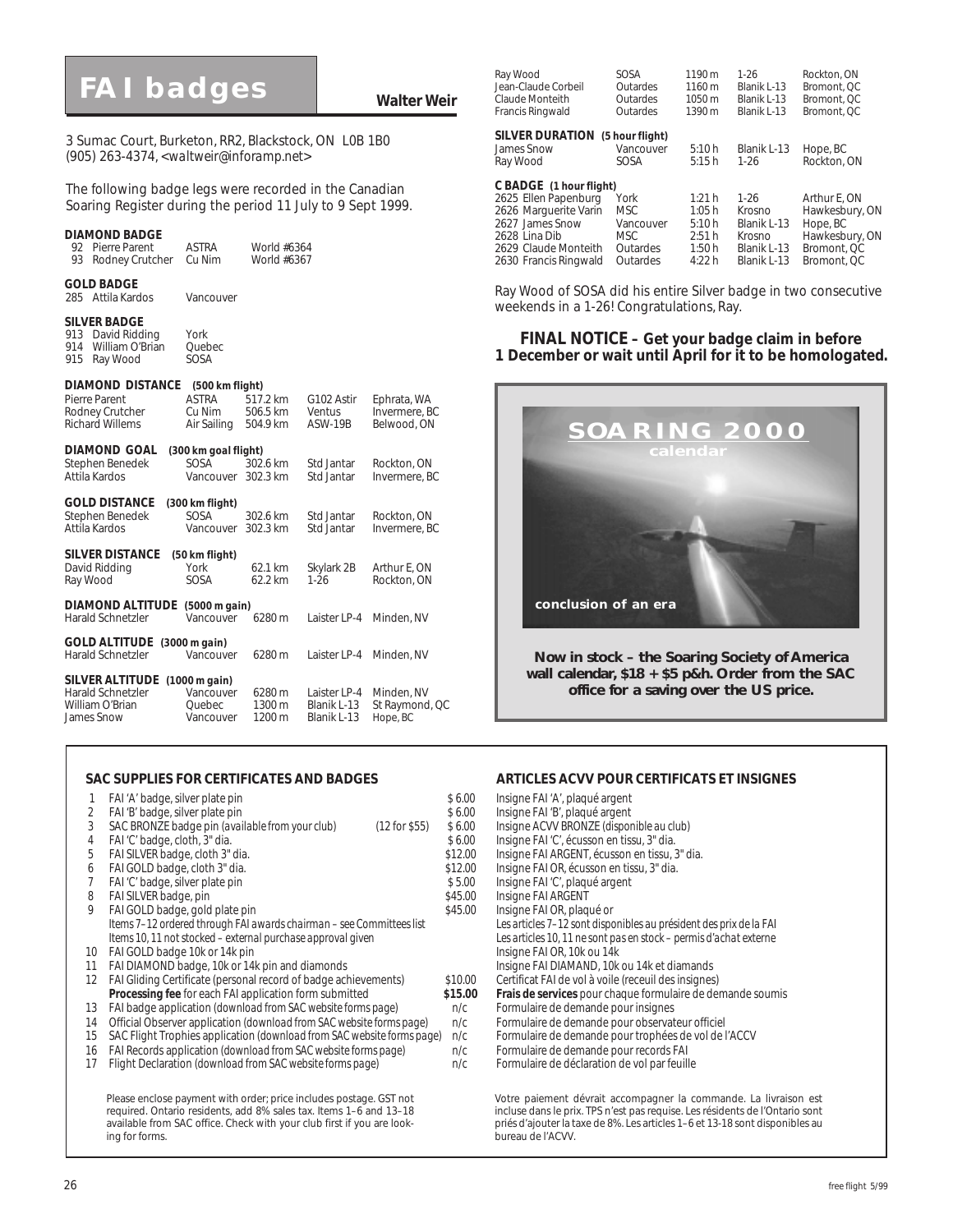# FAI badges

**Walter Weir**

3 Sumac Court, Burketon, RR2, Blackstock, ON L0B 1B0
(905) 263-4374, <waltweir@inforamp.net>

The following badge legs were recorded in the Canadian Soaring Register during the period 11 July to 9 Sept 1999.

**DIAMOND BADGE**

| | | | |
|---|---|---|---|
| 92 | Pierre Parent | ASTRA | World #6364 |
| 93 | Rodney Crutcher | Cu Nim | World #6367 |

**GOLD BADGE**

| | | |
|---|---|---|
| 285 | Attila Kardos | Vancouver |

**SILVER BADGE**

| | | |
|---|---|---|
| 913 | David Ridding | York |
| 914 | William O'Brian | Quebec |
| 915 | Ray Wood | SOSA |

**DIAMOND DISTANCE (500 km flight)**

| | | | | |
|---|---|---|---|---|
| Pierre Parent | ASTRA | 517.2 km | G102 Astir | Ephrata, WA |
| Rodney Crutcher | Cu Nim | 506.5 km | Ventus | Invermere, BC |
| Richard Willems | Air Sailing | 504.9 km | ASW-19B | Belwood, ON |

**DIAMOND GOAL (300 km goal flight)**

| | | | | |
|---|---|---|---|---|
| Stephen Benedek | SOSA | 302.6 km | Std Jantar | Rockton, ON |
| Attila Kardos | Vancouver | 302.3 km | Std Jantar | Invermere, BC |

**GOLD DISTANCE (300 km flight)**

| | | | | |
|---|---|---|---|---|
| Stephen Benedek | SOSA | 302.6 km | Std Jantar | Rockton, ON |
| Attila Kardos | Vancouver | 302.3 km | Std Jantar | Invermere, BC |

**SILVER DISTANCE (50 km flight)**

| | | | | |
|---|---|---|---|---|
| David Ridding | York | 62.1 km | Skylark 2B | Arthur E, ON |
| Ray Wood | SOSA | 62.2 km | 1-26 | Rockton, ON |

**DIAMOND ALTITUDE (5000 m gain)**

| | | | | |
|---|---|---|---|---|
| Harald Schnetzler | Vancouver | 6280 m | Laister LP-4 | Minden, NV |

**GOLD ALTITUDE (3000 m gain)**

| | | | | |
|---|---|---|---|---|
| Harald Schnetzler | Vancouver | 6280 m | Laister LP-4 | Minden, NV |

**SILVER ALTITUDE (1000 m gain)**

| | | | | |
|---|---|---|---|---|
| Harald Schnetzler | Vancouver | 6280 m | Laister LP-4 | Minden, NV |
| William O'Brian | Quebec | 1300 m | Blanik L-13 | St Raymond, QC |
| James Snow | Vancouver | 1200 m | Blanik L-13 | Hope, BC |
| Ray Wood | SOSA | 1190 m | 1-26 | Rockton, ON |
| Jean-Claude Corbeil | Outardes | 1160 m | Blanik L-13 | Bromont, QC |
| Claude Monteith | Outardes | 1050 m | Blanik L-13 | Bromont, QC |
| Francis Ringwald | Outardes | 1390 m | Blanik L-13 | Bromont, QC |

**SILVER DURATION (5 hour flight)**

| | | | | |
|---|---|---|---|---|
| James Snow | Vancouver | 5:10 h | Blanik L-13 | Hope, BC |
| Ray Wood | SOSA | 5:15 h | 1-26 | Rockton, ON |

**C BADGE (1 hour flight)**

| | | | | | |
|---|---|---|---|---|---|
| 2625 | Ellen Papenburg | York | 1:21 h | 1-26 | Arthur E, ON |
| 2626 | Marguerite Varin | MSC | 1:05 h | Krosno | Hawkesbury, ON |
| 2627 | James Snow | Vancouver | 5:10 h | Blanik L-13 | Hope, BC |
| 2628 | Lina Dib | MSC | 2:51 h | Krosno | Hawkesbury, ON |
| 2629 | Claude Monteith | Outardes | 1:50 h | Blanik L-13 | Bromont, QC |
| 2630 | Francis Ringwald | Outardes | 4:22 h | Blanik L-13 | Bromont, QC |

Ray Wood of SOSA did his entire Silver badge in two consecutive weekends in a 1-26! Congratulations, Ray.

**FINAL NOTICE – Get your badge claim in before 1 December or wait until April for it to be homologated.**

**SOARING 2000**
**calendar**

**conclusion of an era**

**Now in stock – the Soaring Society of America wall calendar, $18 + $5 p&h. Order from the SAC office for a saving over the US price.**

## SAC SUPPLIES FOR CERTIFICATES AND BADGES / ARTICLES ACVV POUR CERTIFICATS ET INSIGNES

| | | | | |
|---|---|---|---|---|
| 1 | FAI 'A' badge, silver plate pin | | $ 6.00 | Insigne FAI 'A', plaqué argent |
| 2 | FAI 'B' badge, silver plate pin | | $ 6.00 | Insigne FAI 'B', plaqué argent |
| 3 | SAC BRONZE badge pin *(available from your club)* | (12 for $55) | $ 6.00 | Insigne ACVV BRONZE *(disponible au club)* |
| 4 | FAI 'C' badge, cloth, 3" dia. | | $ 6.00 | Insigne FAI 'C', écusson en tissu, 3" dia. |
| 5 | FAI SILVER badge, cloth 3" dia. | | $12.00 | Insigne FAI ARGENT, écusson en tissu, 3" dia. |
| 6 | FAI GOLD badge, cloth 3" dia. | | $12.00 | Insigne FAI OR, écusson en tissu, 3" dia. |
| 7 | FAI 'C' badge, silver plate pin | | $ 5.00 | Insigne FAI 'C', plaqué argent |
| 8 | FAI SILVER badge, pin | | $45.00 | Insigne FAI ARGENT |
| 9 | FAI GOLD badge, gold plate pin | | $45.00 | Insigne FAI OR, plaqué or |
| | *Items 7–12 ordered through FAI awards chairman – see Committees list* | | | *Les articles 7–12 sont disponibles au président des prix de la FAI* |
| | *Items 10, 11 not stocked – external purchase approval given* | | | *Les articles 10, 11 ne sont pas en stock – permis d'achat externe* |
| 10 | FAI GOLD badge 10k or 14k pin | | | Insigne FAI OR, 10k ou 14k |
| 11 | FAI DIAMOND badge, 10k or 14k pin and diamonds | | | Insigne FAI DIAMAND, 10k ou 14k et diamands |
| 12 | FAI Gliding Certificate (personal record of badge achievements) | | $10.00 | Certificat FAI de vol à voile (receuil des insignes) |
| | **Processing fee** for each FAI application form submitted | | **$15.00** | **Frais de services** pour chaque formulaire de demande soumis |
| 13 | FAI badge application *(download from SAC website forms page)* | | n/c | Formulaire de demande pour insignes |
| 14 | Official Observer application *(download from SAC website forms page)* | | n/c | Formulaire de demande pour observateur officiel |
| 15 | SAC Flight Trophies application *(download from SAC website forms page)* | | n/c | Formulaire de demande pour trophées de vol de l'ACVV |
| 16 | FAI Records application *(download from SAC website forms page)* | | n/c | Formulaire de demande pour records FAI |
| 17 | Flight Declaration *(download from SAC website forms page)* | | n/c | Formulaire de déclaration de vol par feuille |

Please enclose payment with order; price includes postage. GST not required. Ontario residents, add 8% sales tax. Items 1–6 and 13–18 available from SAC office. Check with your club first if you are looking for forms.

Votre paiement dévrait accompagner la commande. La livraison est incluse dans le prix. TPS n'est pas requise. Les résidents de l'Ontario sont priés d'ajouter la taxe de 8%. Les articles 1–6 et 13-18 sont disponibles au bureau de l'ACVV.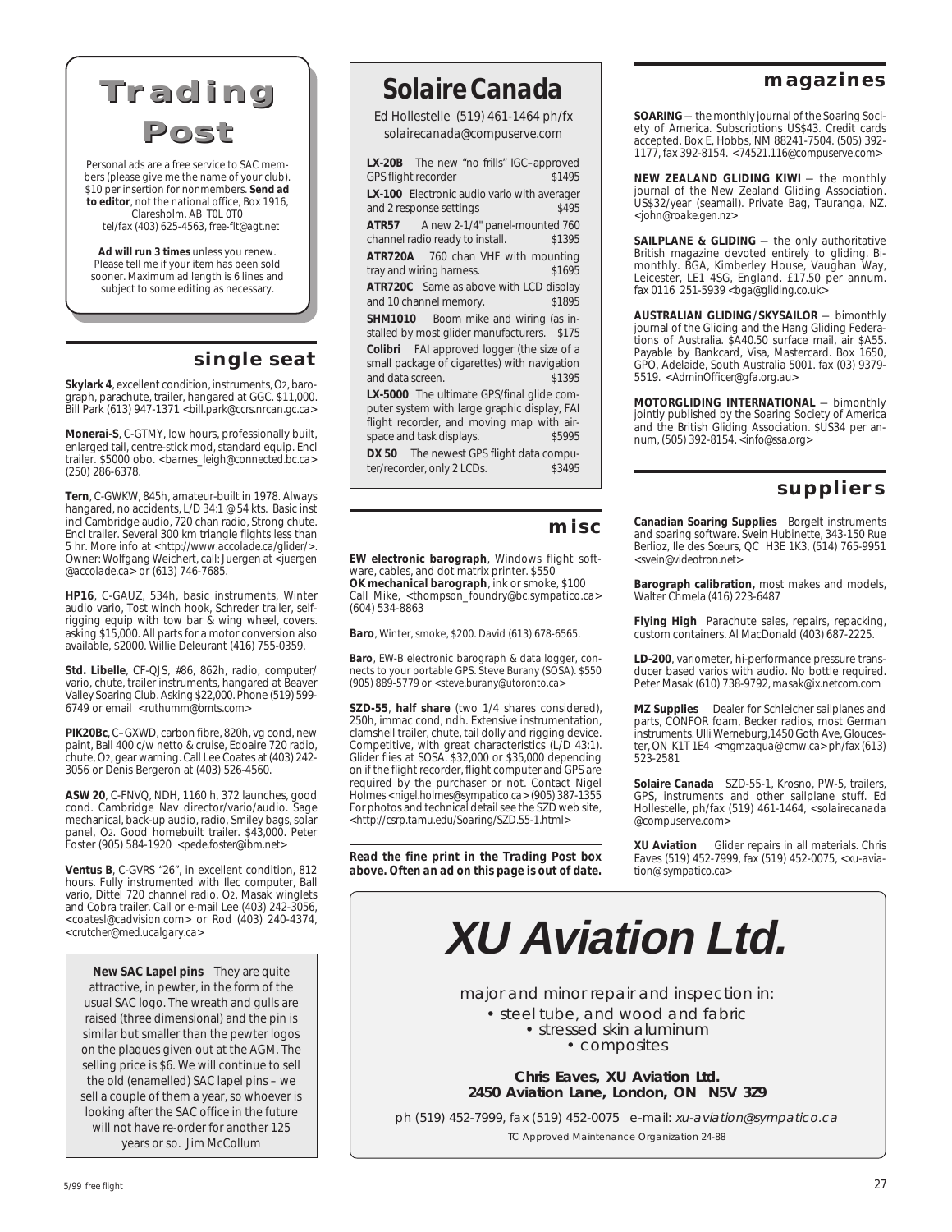# Trading Post

Personal ads are a free service to SAC members (please give me the name of your club). $10 per insertion for nonmembers. **Send ad to editor**, not the national office, Box 1916, Claresholm, AB T0L 0T0 tel/fax (403) 625-4563, free-flt@agt.net

**Ad will run 3 times** unless you renew. Please tell me if your item has been sold sooner. Maximum ad length is 6 lines and subject to some editing as necessary.

## single seat

**Skylark 4**, excellent condition, instruments, O2, barograph, parachute, trailer, hangared at GGC. $11,000. Bill Park (613) 947-1371 <bill.park@ccrs.nrcan.gc.ca>

**Monerai-S**, C-GTMY, low hours, professionally built, enlarged tail, centre-stick mod, standard equip. Encl trailer. $5000 obo. <barnes_leigh@connected.bc.ca> (250) 286-6378.

**Tern**, C-GWKW, 845h, amateur-built in 1978. Always hangared, no accidents, L/D 34:1 @ 54 kts. Basic inst incl Cambridge audio, 720 chan radio, Strong chute. Encl trailer. Several 300 km triangle flights less than 5 hr. More info at <http://www.accolade.ca/glider/>. Owner: Wolfgang Weichert, call: Juergen at <juergen @accolade.ca> or (613) 746-7685.

**HP16**, C-GAUZ, 534h, basic instruments, Winter audio vario, Tost winch hook, Schreder trailer, self-rigging equip with tow bar & wing wheel, covers. asking $15,000. All parts for a motor conversion also available, $2000. Willie Deleurant (416) 755-0359.

**Std. Libelle**, CF-QJS, #86, 862h, radio, computer/ vario, chute, trailer instruments, hangared at Beaver Valley Soaring Club. Asking $22,000. Phone (519) 599-6749 or email <ruthumm@bmts.com>

**PIK20Bc**, C–GXWD, carbon fibre, 820h, vg cond, new paint, Ball 400 c/w netto & cruise, Edoaire 720 radio, chute, O2, gear warning. Call Lee Coates at (403) 242-3056 or Denis Bergeron at (403) 526-4560.

**ASW 20**, C-FNVQ, NDH, 1160 h, 372 launches, good cond. Cambridge Nav director/vario/audio. Sage mechanical, back-up audio, radio, Smiley bags, solar panel, O2. Good homebuilt trailer. $43,000. Peter Foster (905) 584-1920 <pede.foster@ibm.net>

**Ventus B**, C-GVRS "26", in excellent condition, 812 hours. Fully instrumented with Ilec computer, Ball vario, Dittel 720 channel radio, O2, Masak winglets and Cobra trailer. Call or e-mail Lee (403) 242-3056, <coatesl@cadvision.com> or Rod (403) 240-4374, <crutcher@med.ucalgary.ca>

**New SAC Lapel pins** They are quite attractive, in pewter, in the form of the usual SAC logo. The wreath and gulls are raised (three dimensional) and the pin is similar but smaller than the pewter logos on the plaques given out at the AGM. The selling price is $6. We will continue to sell the old (enamelled) SAC lapel pins – we sell a couple of them a year, so whoever is looking after the SAC office in the future will not have re-order for another 125 years or so. Jim McCollum

# Solaire Canada

Ed Hollestelle (519) 461-1464 ph/fx
solairecanada@compuserve.com

**LX-20B** The new "no frills" IGC–approved GPS flight recorder $1495

**LX-100** Electronic audio vario with averager and 2 response settings $495

**ATR57** A new 2-1/4" panel-mounted 760 channel radio ready to install. $1395

**ATR720A** 760 chan VHF with mounting tray and wiring harness. $1695

**ATR720C** Same as above with LCD display and 10 channel memory. $1895

**SHM1010** Boom mike and wiring (as installed by most glider manufacturers. $175

**Colibri** FAI approved logger (the size of a small package of cigarettes) with navigation and data screen. $1395

**LX-5000** The ultimate GPS/final glide computer system with large graphic display, FAI flight recorder, and moving map with airspace and task displays. $5995

**DX 50** The newest GPS flight data computer/recorder, only 2 LCDs. $3495

## misc

**EW electronic barograph**, Windows flight software, cables, and dot matrix printer. $550
**OK mechanical barograph**, ink or smoke, $100
Call Mike, <thompson_foundry@bc.sympatico.ca> (604) 534-8863

**Baro**, Winter, smoke, $200. David (613) 678-6565.

**Baro**, EW-B electronic barograph & data logger, connects to your portable GPS. Steve Burany (SOSA). $550 (905) 889-5779 or <steve.burany@utoronto.ca>

**SZD-55**, **half share** (two 1/4 shares considered), 250h, immac cond, ndh. Extensive instrumentation, clamshell trailer, chute, tail dolly and rigging device. Competitive, with great characteristics (L/D 43:1). Glider flies at SOSA. $32,000 or $35,000 depending on if the flight recorder, flight computer and GPS are required by the purchaser or not. Contact Nigel Holmes <nigel.holmes@sympatico.ca> (905) 387-1355 For photos and technical detail see the SZD web site, <http://csrp.tamu.edu/Soaring/SZD.55-1.html>

***Read the fine print in the Trading Post box above. Often an ad on this page is out of date.***

## magazines

**SOARING** — the monthly journal of the Soaring Society of America. Subscriptions US$43. Credit cards accepted. Box E, Hobbs, NM 88241-7504. (505) 392-1177, fax 392-8154. <74521.116@compuserve.com>

**NEW ZEALAND GLIDING KIWI** — the monthly journal of the New Zealand Gliding Association. US$32/year (seamail). Private Bag, Tauranga, NZ. <john@roake.gen.nz>

**SAILPLANE & GLIDING** — the only authoritative British magazine devoted entirely to gliding. Bimonthly. BGA, Kimberley House, Vaughan Way, Leicester, LE1 4SG, England. £17.50 per annum. fax 0116 251-5939 <bga@gliding.co.uk>

**AUSTRALIAN GLIDING/SKYSAILOR** — bimonthly journal of the Gliding and the Hang Gliding Federations of Australia. $A40.50 surface mail, air $A55. Payable by Bankcard, Visa, Mastercard. Box 1650, GPO, Adelaide, South Australia 5001. fax (03) 9379-5519. <AdminOfficer@gfa.org.au>

**MOTORGLIDING INTERNATIONAL** — bimonthly jointly published by the Soaring Society of America and the British Gliding Association. $US34 per annum, (505) 392-8154. <info@ssa.org>

## suppliers

**Canadian Soaring Supplies** Borgelt instruments and soaring software. Svein Hubinette, 343-150 Rue Berlioz, Ile des Sœurs, QC H3E 1K3, (514) 765-9951 <svein@videotron.net>

**Barograph calibration,** most makes and models, Walter Chmela (416) 223-6487

**Flying High** Parachute sales, repairs, repacking, custom containers. Al MacDonald (403) 687-2225.

**LD-200**, variometer, hi-performance pressure transducer based varios with audio. No bottle required. Peter Masak (610) 738-9792, masak@ix.netcom.com

**MZ Supplies** Dealer for Schleicher sailplanes and parts, CONFOR foam, Becker radios, most German instruments. Ulli Werneburg,1450 Goth Ave, Gloucester, ON K1T 1E4 <mgmzaqua@cmw.ca> ph/fax (613) 523-2581

**Solaire Canada** SZD-55-1, Krosno, PW-5, trailers, GPS, instruments and other sailplane stuff. Ed Hollestelle, ph/fax (519) 461-1464, <solairecanada @compuserve.com>

**XU Aviation** Glider repairs in all materials. Chris Eaves (519) 452-7999, fax (519) 452-0075, <xu-aviation@sympatico.ca>

# XU Aviation Ltd.

major and minor repair and inspection in:

- steel tube, and wood and fabric
- stressed skin aluminum
- composites

**Chris Eaves, XU Aviation Ltd.**
**2450 Aviation Lane, London, ON N5V 3Z9**

ph (519) 452-7999, fax (519) 452-0075 e-mail: *xu-aviation@sympatico.ca*

TC Approved Maintenance Organization 24-88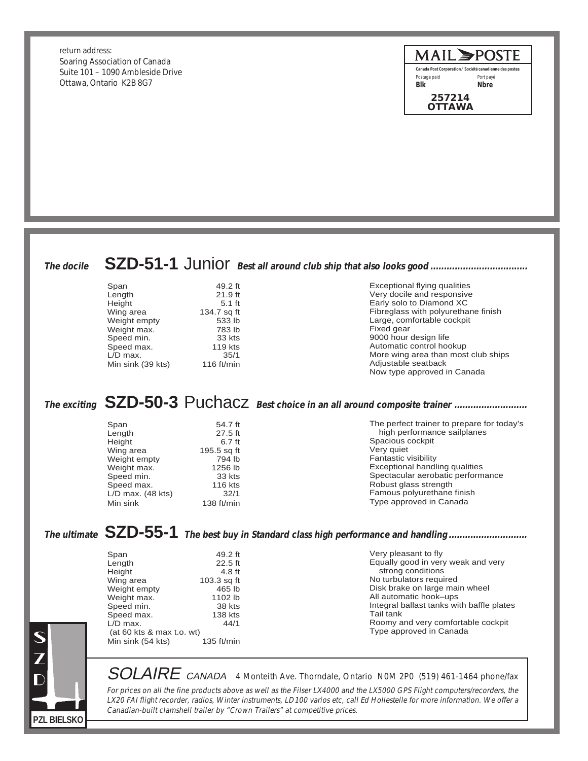return address:
Soaring Association of Canada
Suite 101 – 1090 Ambleside Drive
Ottawa, Ontario K2B 8G7

MAIL POSTE
Canada Post Corporation / Société canadienne des postes
Postage paid / Port payé
Blk / Nbre
257214
OTTAWA

## *The docile* SZD-51-1 Junior *Best all around club ship that also looks good*

| | |
|---|---|
| Span | 49.2 ft |
| Length | 21.9 ft |
| Height | 5.1 ft |
| Wing area | 134.7 sq ft |
| Weight empty | 533 lb |
| Weight max. | 783 lb |
| Speed min. | 33 kts |
| Speed max. | 119 kts |
| L/D max. | 35/1 |
| Min sink (39 kts) | 116 ft/min |

- Exceptional flying qualities
- Very docile and responsive
- Early solo to Diamond XC
- Fibreglass with polyurethane finish
- Large, comfortable cockpit
- Fixed gear
- 9000 hour design life
- Automatic control hookup
- More wing area than most club ships
- Adjustable seatback
- Now type approved in Canada

## *The exciting* SZD-50-3 Puchacz *Best choice in an all around composite trainer*

| | |
|---|---|
| Span | 54.7 ft |
| Length | 27.5 ft |
| Height | 6.7 ft |
| Wing area | 195.5 sq ft |
| Weight empty | 794 lb |
| Weight max. | 1256 lb |
| Speed min. | 33 kts |
| Speed max. | 116 kts |
| L/D max. (48 kts) | 32/1 |
| Min sink | 138 ft/min |

- The perfect trainer to prepare for today's high performance sailplanes
- Spacious cockpit
- Very quiet
- Fantastic visibility
- Exceptional handling qualities
- Spectacular aerobatic performance
- Robust glass strength
- Famous polyurethane finish
- Type approved in Canada

## *The ultimate* SZD-55-1 *The best buy in Standard class high performance and handling*

| | |
|---|---|
| Span | 49.2 ft |
| Length | 22.5 ft |
| Height | 4.8 ft |
| Wing area | 103.3 sq ft |
| Weight empty | 465 lb |
| Weight max. | 1102 lb |
| Speed min. | 38 kts |
| Speed max. | 138 kts |
| L/D max. (at 60 kts & max t.o. wt) | 44/1 |
| Min sink (54 kts) | 135 ft/min |

- Very pleasant to fly
- Equally good in very weak and very strong conditions
- No turbulators required
- Disk brake on large main wheel
- All automatic hook–ups
- Integral ballast tanks with baffle plates
- Tail tank
- Roomy and very comfortable cockpit
- Type approved in Canada

SZD PZL BIELSKO

**SOLAIRE** *CANADA* 4 Monteith Ave. Thorndale, Ontario N0M 2P0 (519) 461-1464 phone/fax

*For prices on all the fine products above as well as the Filser LX4000 and the LX5000 GPS Flight computers/recorders, the LX20 FAI flight recorder, radios, Winter instruments, LD100 varios etc, call Ed Hollestelle for more information. We offer a Canadian-built clamshell trailer by "Crown Trailers" at competitive prices.*